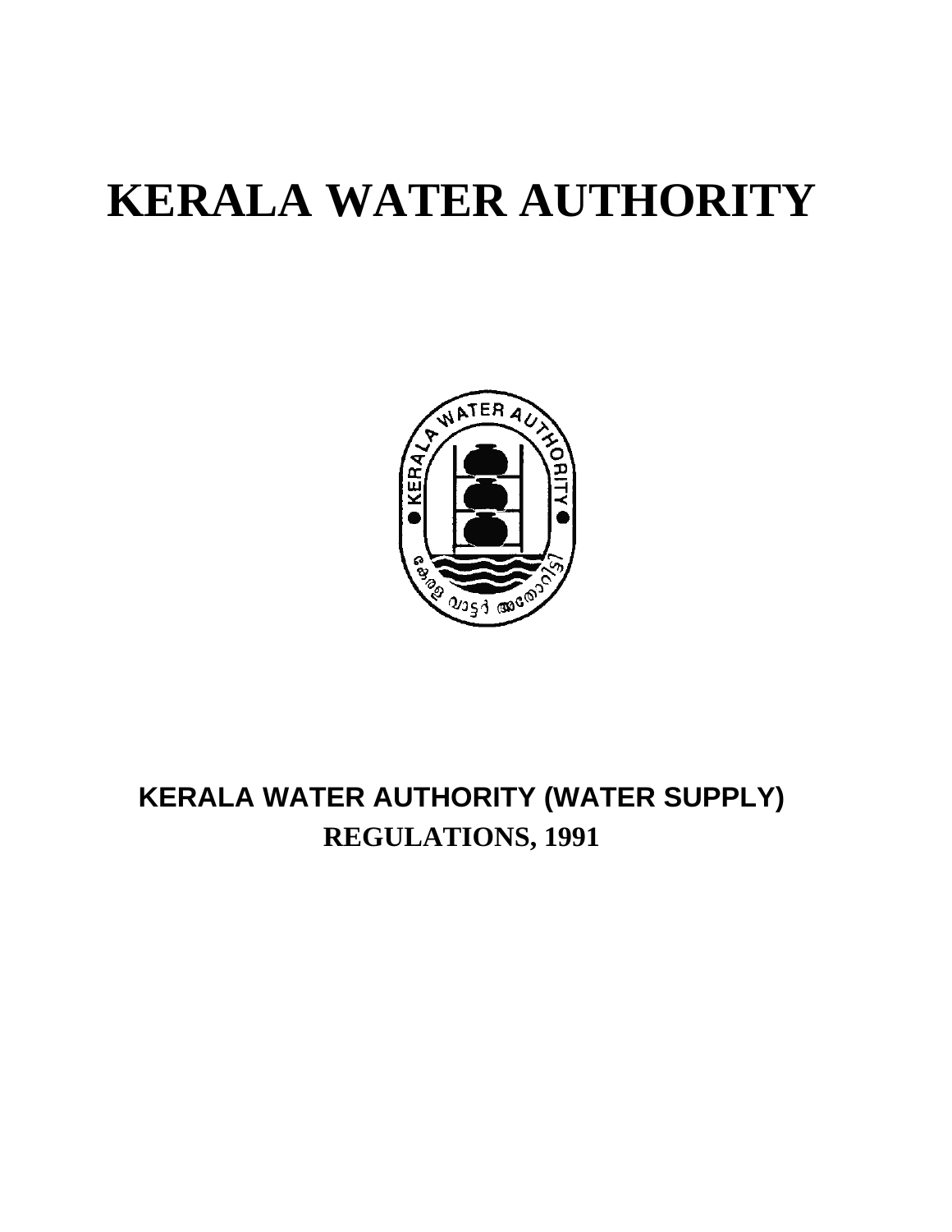# KERALA WATER AUTHORITY

## KERALA WATER AUTHORITY (WATER SUPPLY) REGULATIONS, 1991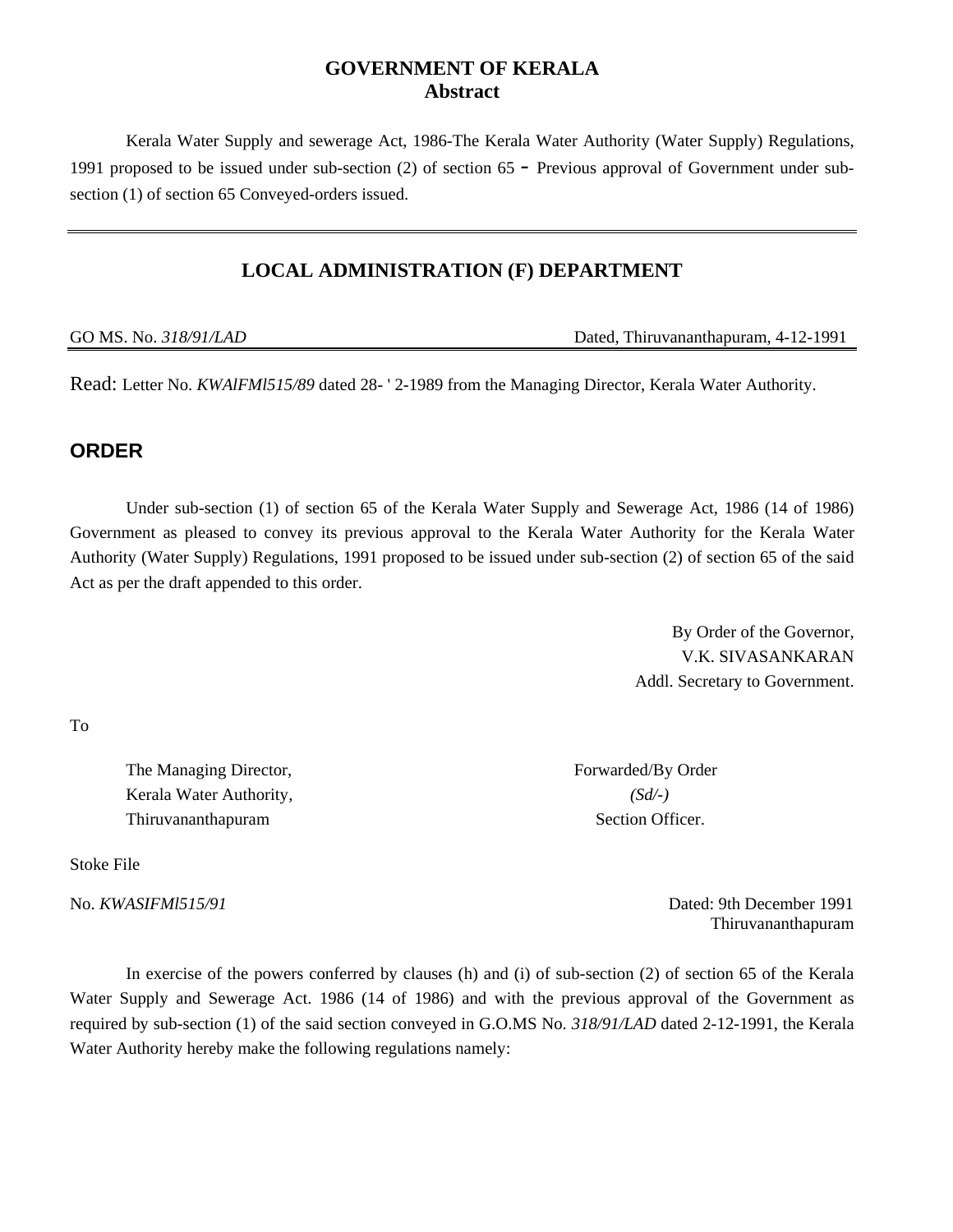# GOVERNMENT OF KERALA
## Abstract

Kerala Water Supply and sewerage Act, 1986-The Kerala Water Authority (Water Supply) Regulations, 1991 proposed to be issued under sub-section (2) of section 65 - Previous approval of Government under sub-section (1) of section 65 Conveyed-orders issued.

---

## LOCAL ADMINISTRATION (F) DEPARTMENT

GO MS. No. *318/91/LAD* Dated, Thiruvananthapuram, 4-12-1991

Read: Letter No. *KWAlFMl515/89* dated 28- ' 2-1989 from the Managing Director, Kerala Water Authority.

## ORDER

Under sub-section (1) of section 65 of the Kerala Water Supply and Sewerage Act, 1986 (14 of 1986) Government as pleased to convey its previous approval to the Kerala Water Authority for the Kerala Water Authority (Water Supply) Regulations, 1991 proposed to be issued under sub-section (2) of section 65 of the said Act as per the draft appended to this order.

By Order of the Governor,
V.K. SIVASANKARAN
Addl. Secretary to Government.

To

The Managing Director,
Kerala Water Authority,
Thiruvananthapuram

Forwarded/By Order
*(Sd/-)*
Section Officer.

Stoke File

No. *KWASIFMl515/91*

Dated: 9th December 1991
Thiruvananthapuram

In exercise of the powers conferred by clauses (h) and (i) of sub-section (2) of section 65 of the Kerala Water Supply and Sewerage Act. 1986 (14 of 1986) and with the previous approval of the Government as required by sub-section (1) of the said section conveyed in G.O.MS No. *318/91/LAD* dated 2-12-1991, the Kerala Water Authority hereby make the following regulations namely: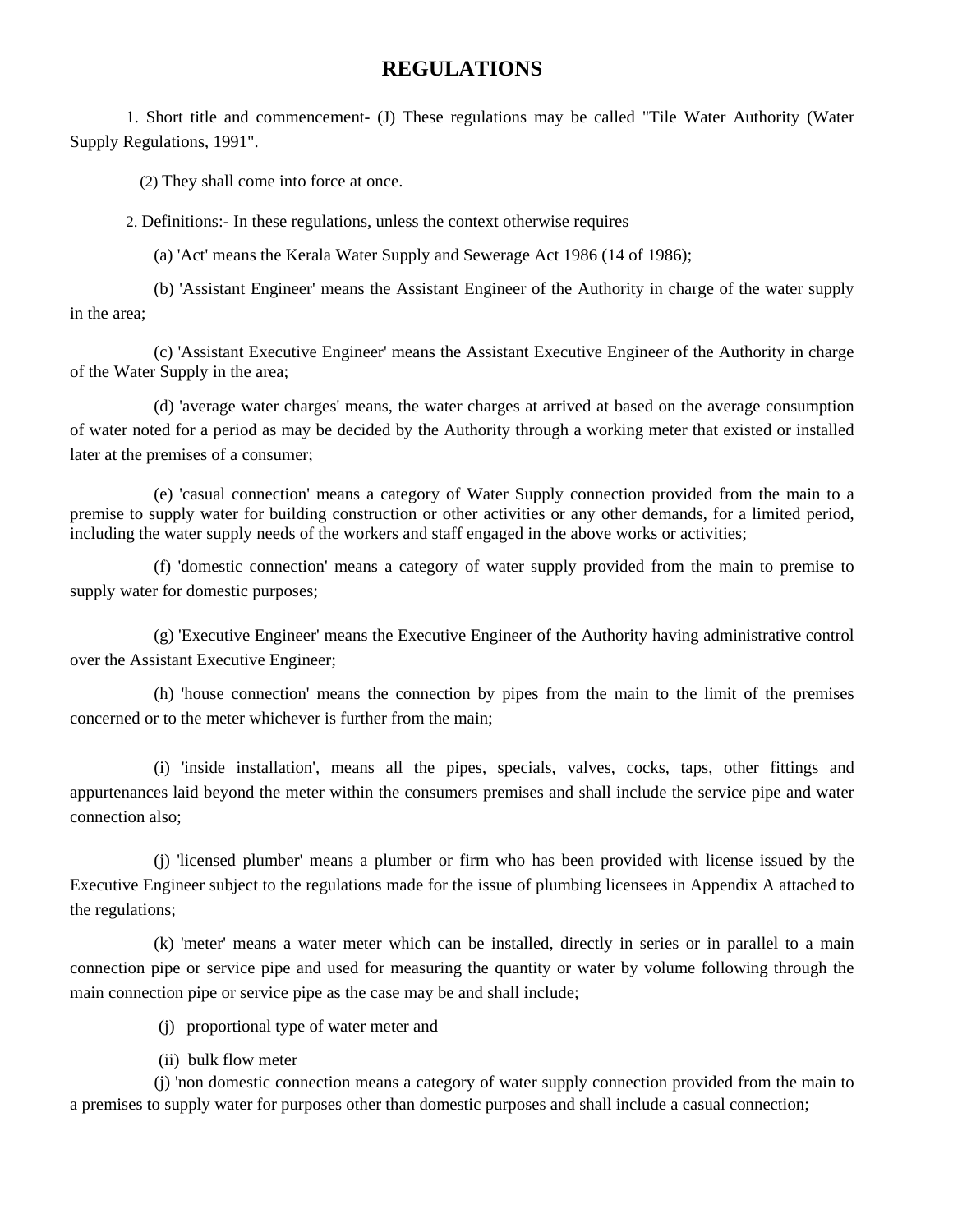# REGULATIONS

1. Short title and commencement- (J) These regulations may be called "Tile Water Authority (Water Supply Regulations, 1991".

(2) They shall come into force at once.

2. Definitions:- In these regulations, unless the context otherwise requires

(a) 'Act' means the Kerala Water Supply and Sewerage Act 1986 (14 of 1986);

(b) 'Assistant Engineer' means the Assistant Engineer of the Authority in charge of the water supply in the area;

(c) 'Assistant Executive Engineer' means the Assistant Executive Engineer of the Authority in charge of the Water Supply in the area;

(d) 'average water charges' means, the water charges at arrived at based on the average consumption of water noted for a period as may be decided by the Authority through a working meter that existed or installed later at the premises of a consumer;

(e) 'casual connection' means a category of Water Supply connection provided from the main to a premise to supply water for building construction or other activities or any other demands, for a limited period, including the water supply needs of the workers and staff engaged in the above works or activities;

(f) 'domestic connection' means a category of water supply provided from the main to premise to supply water for domestic purposes;

(g) 'Executive Engineer' means the Executive Engineer of the Authority having administrative control over the Assistant Executive Engineer;

(h) 'house connection' means the connection by pipes from the main to the limit of the premises concerned or to the meter whichever is further from the main;

(i) 'inside installation', means all the pipes, specials, valves, cocks, taps, other fittings and appurtenances laid beyond the meter within the consumers premises and shall include the service pipe and water connection also;

(j) 'licensed plumber' means a plumber or firm who has been provided with license issued by the Executive Engineer subject to the regulations made for the issue of plumbing licensees in Appendix A attached to the regulations;

(k) 'meter' means a water meter which can be installed, directly in series or in parallel to a main connection pipe or service pipe and used for measuring the quantity or water by volume following through the main connection pipe or service pipe as the case may be and shall include;

(j) proportional type of water meter and

(ii) bulk flow meter

(j) 'non domestic connection means a category of water supply connection provided from the main to a premises to supply water for purposes other than domestic purposes and shall include a casual connection;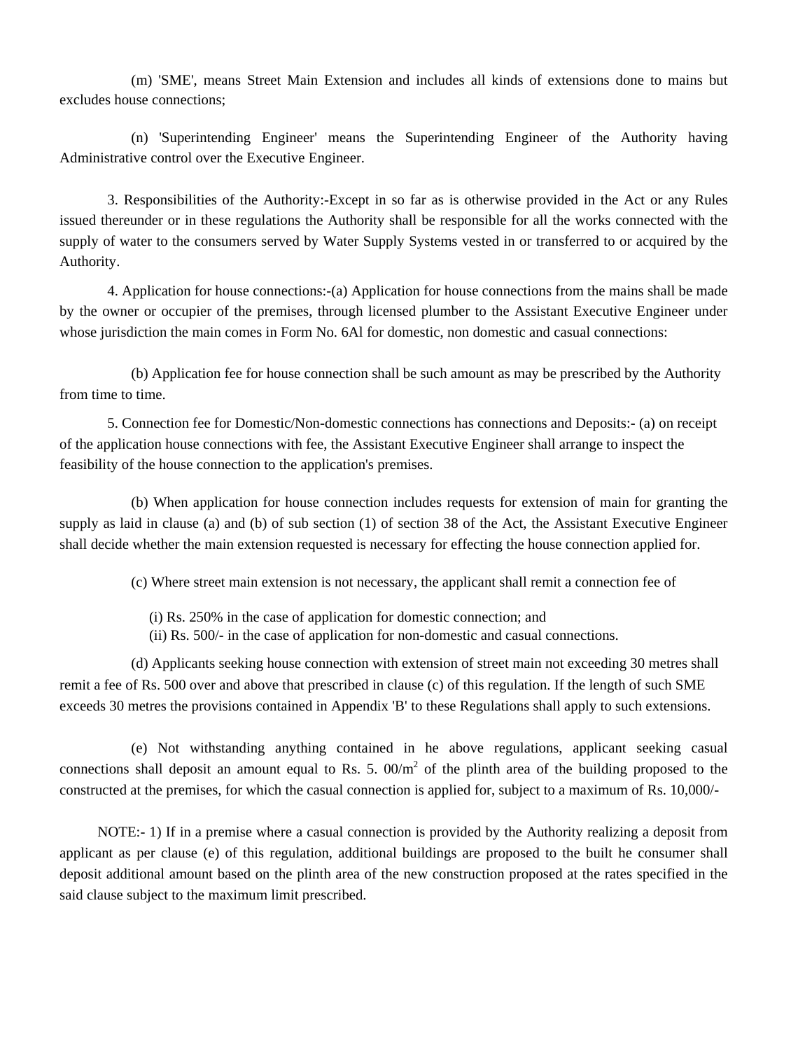(m) 'SME', means Street Main Extension and includes all kinds of extensions done to mains but excludes house connections;

(n) 'Superintending Engineer' means the Superintending Engineer of the Authority having Administrative control over the Executive Engineer.

3. Responsibilities of the Authority:-Except in so far as is otherwise provided in the Act or any Rules issued thereunder or in these regulations the Authority shall be responsible for all the works connected with the supply of water to the consumers served by Water Supply Systems vested in or transferred to or acquired by the Authority.

4. Application for house connections:-(a) Application for house connections from the mains shall be made by the owner or occupier of the premises, through licensed plumber to the Assistant Executive Engineer under whose jurisdiction the main comes in Form No. 6Al for domestic, non domestic and casual connections:

(b) Application fee for house connection shall be such amount as may be prescribed by the Authority from time to time.

5. Connection fee for Domestic/Non-domestic connections has connections and Deposits:- (a) on receipt of the application house connections with fee, the Assistant Executive Engineer shall arrange to inspect the feasibility of the house connection to the application's premises.

(b) When application for house connection includes requests for extension of main for granting the supply as laid in clause (a) and (b) of sub section (1) of section 38 of the Act, the Assistant Executive Engineer shall decide whether the main extension requested is necessary for effecting the house connection applied for.

(c) Where street main extension is not necessary, the applicant shall remit a connection fee of

(i) Rs. 250% in the case of application for domestic connection; and
(ii) Rs. 500/- in the case of application for non-domestic and casual connections.

(d) Applicants seeking house connection with extension of street main not exceeding 30 metres shall remit a fee of Rs. 500 over and above that prescribed in clause (c) of this regulation. If the length of such SME exceeds 30 metres the provisions contained in Appendix 'B' to these Regulations shall apply to such extensions.

(e) Not withstanding anything contained in he above regulations, applicant seeking casual connections shall deposit an amount equal to Rs. 5. 00/$m^2$ of the plinth area of the building proposed to the constructed at the premises, for which the casual connection is applied for, subject to a maximum of Rs. 10,000/-

NOTE:- 1) If in a premise where a casual connection is provided by the Authority realizing a deposit from applicant as per clause (e) of this regulation, additional buildings are proposed to the built he consumer shall deposit additional amount based on the plinth area of the new construction proposed at the rates specified in the said clause subject to the maximum limit prescribed.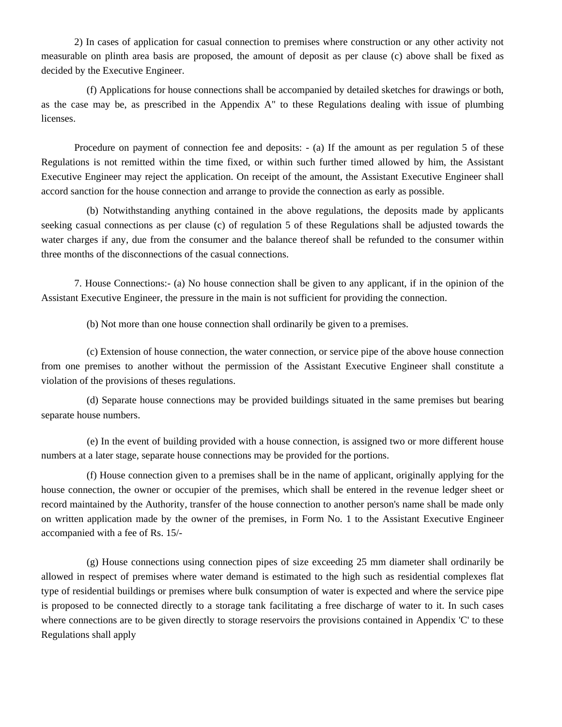2) In cases of application for casual connection to premises where construction or any other activity not measurable on plinth area basis are proposed, the amount of deposit as per clause (c) above shall be fixed as decided by the Executive Engineer.

(f) Applications for house connections shall be accompanied by detailed sketches for drawings or both, as the case may be, as prescribed in the Appendix A" to these Regulations dealing with issue of plumbing licenses.

Procedure on payment of connection fee and deposits: - (a) If the amount as per regulation 5 of these Regulations is not remitted within the time fixed, or within such further timed allowed by him, the Assistant Executive Engineer may reject the application. On receipt of the amount, the Assistant Executive Engineer shall accord sanction for the house connection and arrange to provide the connection as early as possible.

(b) Notwithstanding anything contained in the above regulations, the deposits made by applicants seeking casual connections as per clause (c) of regulation 5 of these Regulations shall be adjusted towards the water charges if any, due from the consumer and the balance thereof shall be refunded to the consumer within three months of the disconnections of the casual connections.

7. House Connections:- (a) No house connection shall be given to any applicant, if in the opinion of the Assistant Executive Engineer, the pressure in the main is not sufficient for providing the connection.

(b) Not more than one house connection shall ordinarily be given to a premises.

(c) Extension of house connection, the water connection, or service pipe of the above house connection from one premises to another without the permission of the Assistant Executive Engineer shall constitute a violation of the provisions of theses regulations.

(d) Separate house connections may be provided buildings situated in the same premises but bearing separate house numbers.

(e) In the event of building provided with a house connection, is assigned two or more different house numbers at a later stage, separate house connections may be provided for the portions.

(f) House connection given to a premises shall be in the name of applicant, originally applying for the house connection, the owner or occupier of the premises, which shall be entered in the revenue ledger sheet or record maintained by the Authority, transfer of the house connection to another person's name shall be made only on written application made by the owner of the premises, in Form No. 1 to the Assistant Executive Engineer accompanied with a fee of Rs. 15/-

(g) House connections using connection pipes of size exceeding 25 mm diameter shall ordinarily be allowed in respect of premises where water demand is estimated to the high such as residential complexes flat type of residential buildings or premises where bulk consumption of water is expected and where the service pipe is proposed to be connected directly to a storage tank facilitating a free discharge of water to it. In such cases where connections are to be given directly to storage reservoirs the provisions contained in Appendix 'C' to these Regulations shall apply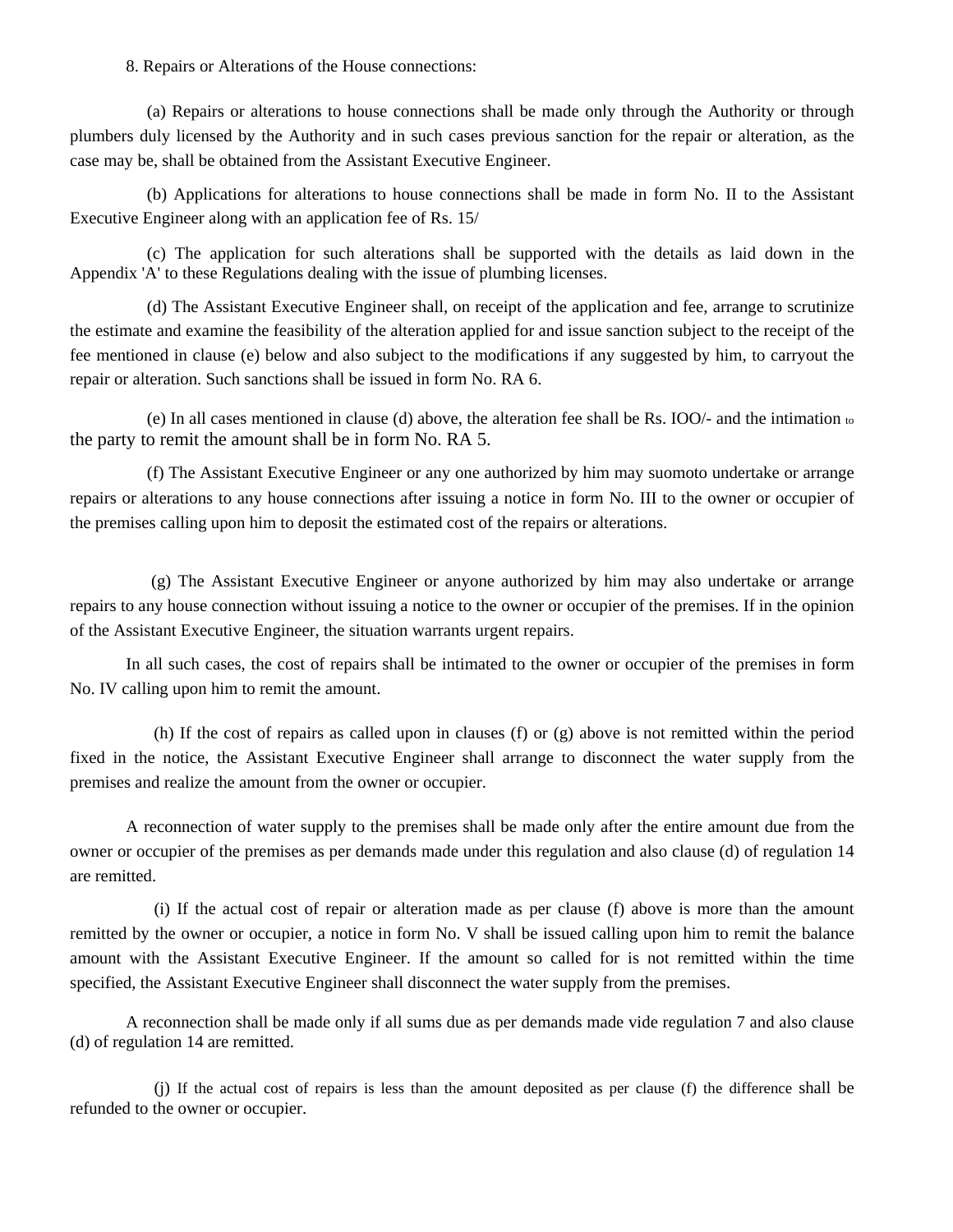8. Repairs or Alterations of the House connections:

(a) Repairs or alterations to house connections shall be made only through the Authority or through plumbers duly licensed by the Authority and in such cases previous sanction for the repair or alteration, as the case may be, shall be obtained from the Assistant Executive Engineer.

(b) Applications for alterations to house connections shall be made in form No. II to the Assistant Executive Engineer along with an application fee of Rs. 15/

(c) The application for such alterations shall be supported with the details as laid down in the Appendix 'A' to these Regulations dealing with the issue of plumbing licenses.

(d) The Assistant Executive Engineer shall, on receipt of the application and fee, arrange to scrutinize the estimate and examine the feasibility of the alteration applied for and issue sanction subject to the receipt of the fee mentioned in clause (e) below and also subject to the modifications if any suggested by him, to carryout the repair or alteration. Such sanctions shall be issued in form No. RA 6.

(e) In all cases mentioned in clause (d) above, the alteration fee shall be Rs. IOO/- and the intimation to the party to remit the amount shall be in form No. RA 5.

(f) The Assistant Executive Engineer or any one authorized by him may suomoto undertake or arrange repairs or alterations to any house connections after issuing a notice in form No. III to the owner or occupier of the premises calling upon him to deposit the estimated cost of the repairs or alterations.

(g) The Assistant Executive Engineer or anyone authorized by him may also undertake or arrange repairs to any house connection without issuing a notice to the owner or occupier of the premises. If in the opinion of the Assistant Executive Engineer, the situation warrants urgent repairs.

In all such cases, the cost of repairs shall be intimated to the owner or occupier of the premises in form No. IV calling upon him to remit the amount.

(h) If the cost of repairs as called upon in clauses (f) or (g) above is not remitted within the period fixed in the notice, the Assistant Executive Engineer shall arrange to disconnect the water supply from the premises and realize the amount from the owner or occupier.

A reconnection of water supply to the premises shall be made only after the entire amount due from the owner or occupier of the premises as per demands made under this regulation and also clause (d) of regulation 14 are remitted.

(i) If the actual cost of repair or alteration made as per clause (f) above is more than the amount remitted by the owner or occupier, a notice in form No. V shall be issued calling upon him to remit the balance amount with the Assistant Executive Engineer. If the amount so called for is not remitted within the time specified, the Assistant Executive Engineer shall disconnect the water supply from the premises.

A reconnection shall be made only if all sums due as per demands made vide regulation 7 and also clause (d) of regulation 14 are remitted.

(j) If the actual cost of repairs is less than the amount deposited as per clause (f) the difference shall be refunded to the owner or occupier.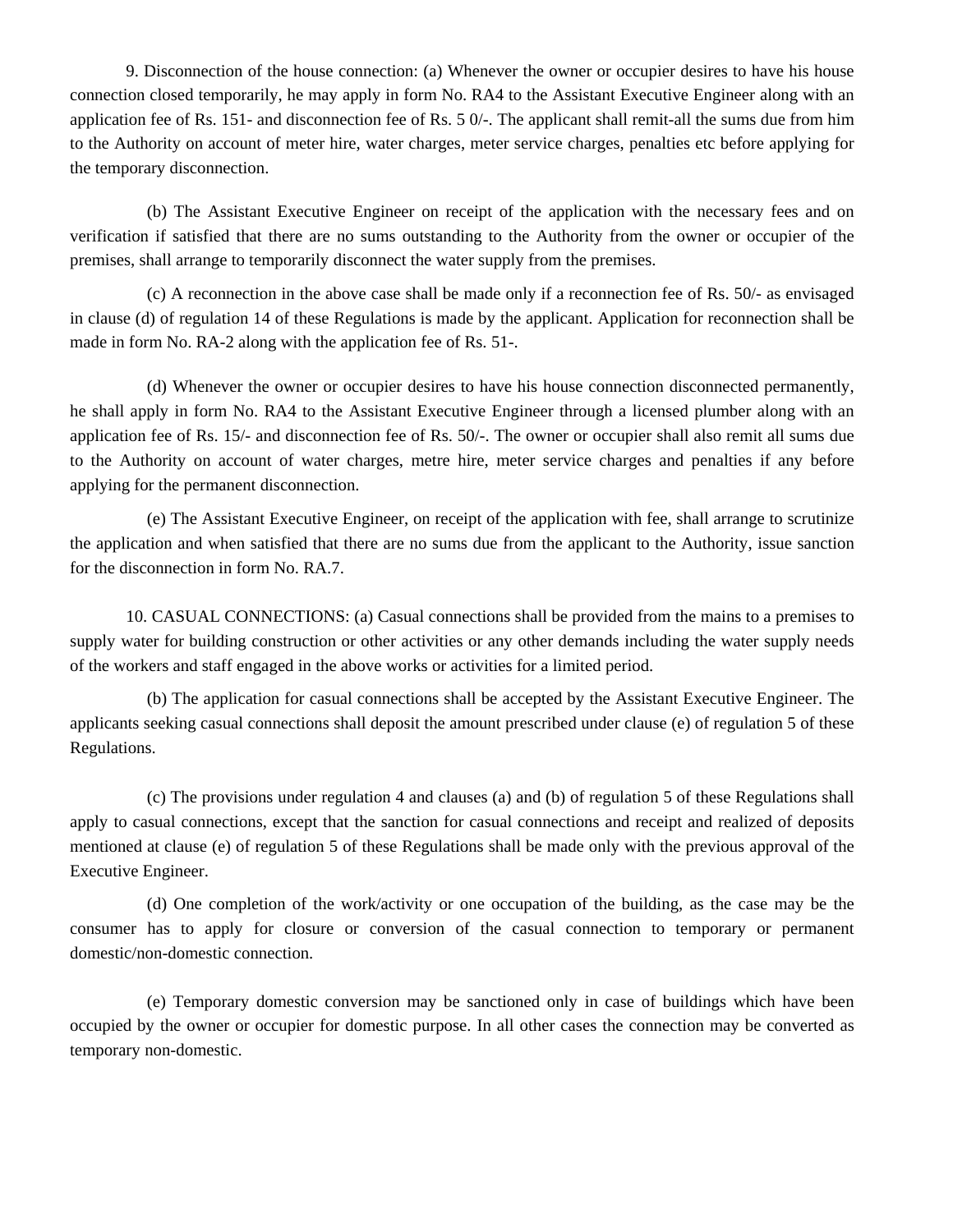9. Disconnection of the house connection: (a) Whenever the owner or occupier desires to have his house connection closed temporarily, he may apply in form No. RA4 to the Assistant Executive Engineer along with an application fee of Rs. 151- and disconnection fee of Rs. 5 0/-. The applicant shall remit-all the sums due from him to the Authority on account of meter hire, water charges, meter service charges, penalties etc before applying for the temporary disconnection.

(b) The Assistant Executive Engineer on receipt of the application with the necessary fees and on verification if satisfied that there are no sums outstanding to the Authority from the owner or occupier of the premises, shall arrange to temporarily disconnect the water supply from the premises.

(c) A reconnection in the above case shall be made only if a reconnection fee of Rs. 50/- as envisaged in clause (d) of regulation 14 of these Regulations is made by the applicant. Application for reconnection shall be made in form No. RA-2 along with the application fee of Rs. 51-.

(d) Whenever the owner or occupier desires to have his house connection disconnected permanently, he shall apply in form No. RA4 to the Assistant Executive Engineer through a licensed plumber along with an application fee of Rs. 15/- and disconnection fee of Rs. 50/-. The owner or occupier shall also remit all sums due to the Authority on account of water charges, metre hire, meter service charges and penalties if any before applying for the permanent disconnection.

(e) The Assistant Executive Engineer, on receipt of the application with fee, shall arrange to scrutinize the application and when satisfied that there are no sums due from the applicant to the Authority, issue sanction for the disconnection in form No. RA.7.

10. CASUAL CONNECTIONS: (a) Casual connections shall be provided from the mains to a premises to supply water for building construction or other activities or any other demands including the water supply needs of the workers and staff engaged in the above works or activities for a limited period.

(b) The application for casual connections shall be accepted by the Assistant Executive Engineer. The applicants seeking casual connections shall deposit the amount prescribed under clause (e) of regulation 5 of these Regulations.

(c) The provisions under regulation 4 and clauses (a) and (b) of regulation 5 of these Regulations shall apply to casual connections, except that the sanction for casual connections and receipt and realized of deposits mentioned at clause (e) of regulation 5 of these Regulations shall be made only with the previous approval of the Executive Engineer.

(d) One completion of the work/activity or one occupation of the building, as the case may be the consumer has to apply for closure or conversion of the casual connection to temporary or permanent domestic/non-domestic connection.

(e) Temporary domestic conversion may be sanctioned only in case of buildings which have been occupied by the owner or occupier for domestic purpose. In all other cases the connection may be converted as temporary non-domestic.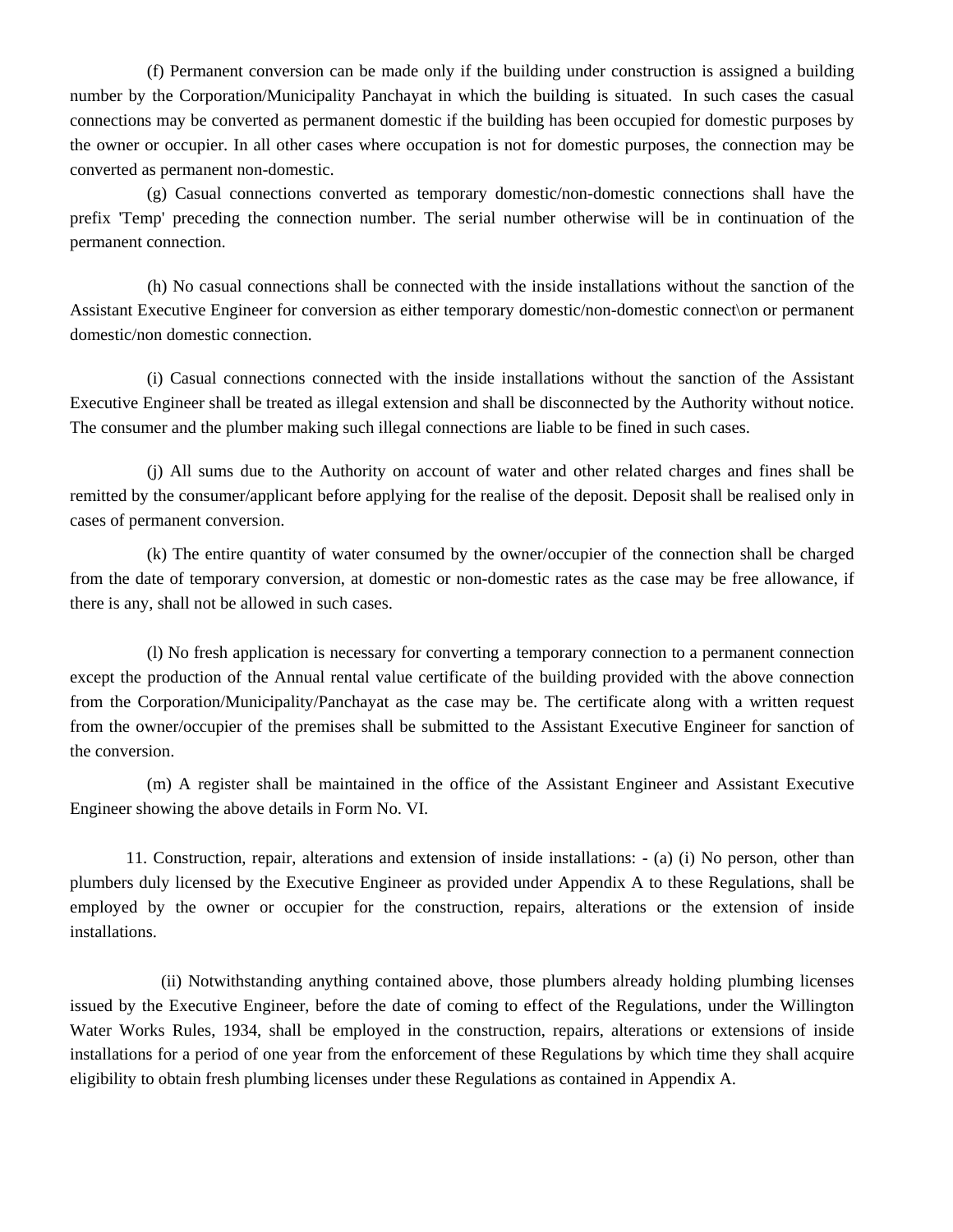(f) Permanent conversion can be made only if the building under construction is assigned a building number by the Corporation/Municipality Panchayat in which the building is situated. In such cases the casual connections may be converted as permanent domestic if the building has been occupied for domestic purposes by the owner or occupier. In all other cases where occupation is not for domestic purposes, the connection may be converted as permanent non-domestic.

(g) Casual connections converted as temporary domestic/non-domestic connections shall have the prefix 'Temp' preceding the connection number. The serial number otherwise will be in continuation of the permanent connection.

(h) No casual connections shall be connected with the inside installations without the sanction of the Assistant Executive Engineer for conversion as either temporary domestic/non-domestic connect\on or permanent domestic/non domestic connection.

(i) Casual connections connected with the inside installations without the sanction of the Assistant Executive Engineer shall be treated as illegal extension and shall be disconnected by the Authority without notice. The consumer and the plumber making such illegal connections are liable to be fined in such cases.

(j) All sums due to the Authority on account of water and other related charges and fines shall be remitted by the consumer/applicant before applying for the realise of the deposit. Deposit shall be realised only in cases of permanent conversion.

(k) The entire quantity of water consumed by the owner/occupier of the connection shall be charged from the date of temporary conversion, at domestic or non-domestic rates as the case may be free allowance, if there is any, shall not be allowed in such cases.

(l) No fresh application is necessary for converting a temporary connection to a permanent connection except the production of the Annual rental value certificate of the building provided with the above connection from the Corporation/Municipality/Panchayat as the case may be. The certificate along with a written request from the owner/occupier of the premises shall be submitted to the Assistant Executive Engineer for sanction of the conversion.

(m) A register shall be maintained in the office of the Assistant Engineer and Assistant Executive Engineer showing the above details in Form No. VI.

11. Construction, repair, alterations and extension of inside installations: - (a) (i) No person, other than plumbers duly licensed by the Executive Engineer as provided under Appendix A to these Regulations, shall be employed by the owner or occupier for the construction, repairs, alterations or the extension of inside installations.

(ii) Notwithstanding anything contained above, those plumbers already holding plumbing licenses issued by the Executive Engineer, before the date of coming to effect of the Regulations, under the Willington Water Works Rules, 1934, shall be employed in the construction, repairs, alterations or extensions of inside installations for a period of one year from the enforcement of these Regulations by which time they shall acquire eligibility to obtain fresh plumbing licenses under these Regulations as contained in Appendix A.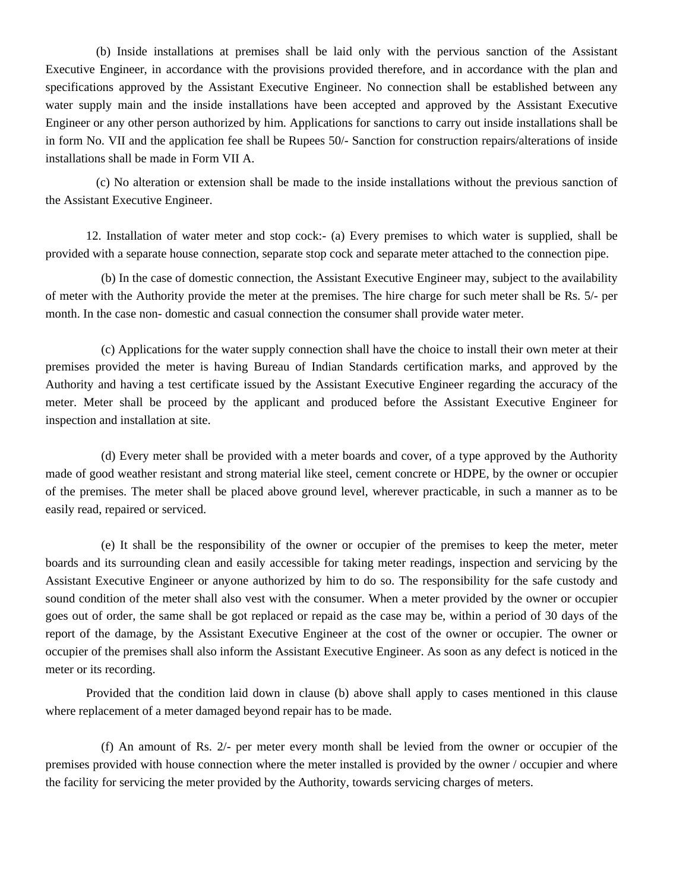(b) Inside installations at premises shall be laid only with the pervious sanction of the Assistant Executive Engineer, in accordance with the provisions provided therefore, and in accordance with the plan and specifications approved by the Assistant Executive Engineer. No connection shall be established between any water supply main and the inside installations have been accepted and approved by the Assistant Executive Engineer or any other person authorized by him. Applications for sanctions to carry out inside installations shall be in form No. VII and the application fee shall be Rupees 50/- Sanction for construction repairs/alterations of inside installations shall be made in Form VII A.

(c) No alteration or extension shall be made to the inside installations without the previous sanction of the Assistant Executive Engineer.

12. Installation of water meter and stop cock:- (a) Every premises to which water is supplied, shall be provided with a separate house connection, separate stop cock and separate meter attached to the connection pipe.

(b) In the case of domestic connection, the Assistant Executive Engineer may, subject to the availability of meter with the Authority provide the meter at the premises. The hire charge for such meter shall be Rs. 5/- per month. In the case non- domestic and casual connection the consumer shall provide water meter.

(c) Applications for the water supply connection shall have the choice to install their own meter at their premises provided the meter is having Bureau of Indian Standards certification marks, and approved by the Authority and having a test certificate issued by the Assistant Executive Engineer regarding the accuracy of the meter. Meter shall be proceed by the applicant and produced before the Assistant Executive Engineer for inspection and installation at site.

(d) Every meter shall be provided with a meter boards and cover, of a type approved by the Authority made of good weather resistant and strong material like steel, cement concrete or HDPE, by the owner or occupier of the premises. The meter shall be placed above ground level, wherever practicable, in such a manner as to be easily read, repaired or serviced.

(e) It shall be the responsibility of the owner or occupier of the premises to keep the meter, meter boards and its surrounding clean and easily accessible for taking meter readings, inspection and servicing by the Assistant Executive Engineer or anyone authorized by him to do so. The responsibility for the safe custody and sound condition of the meter shall also vest with the consumer. When a meter provided by the owner or occupier goes out of order, the same shall be got replaced or repaid as the case may be, within a period of 30 days of the report of the damage, by the Assistant Executive Engineer at the cost of the owner or occupier. The owner or occupier of the premises shall also inform the Assistant Executive Engineer. As soon as any defect is noticed in the meter or its recording.

Provided that the condition laid down in clause (b) above shall apply to cases mentioned in this clause where replacement of a meter damaged beyond repair has to be made.

(f) An amount of Rs. 2/- per meter every month shall be levied from the owner or occupier of the premises provided with house connection where the meter installed is provided by the owner / occupier and where the facility for servicing the meter provided by the Authority, towards servicing charges of meters.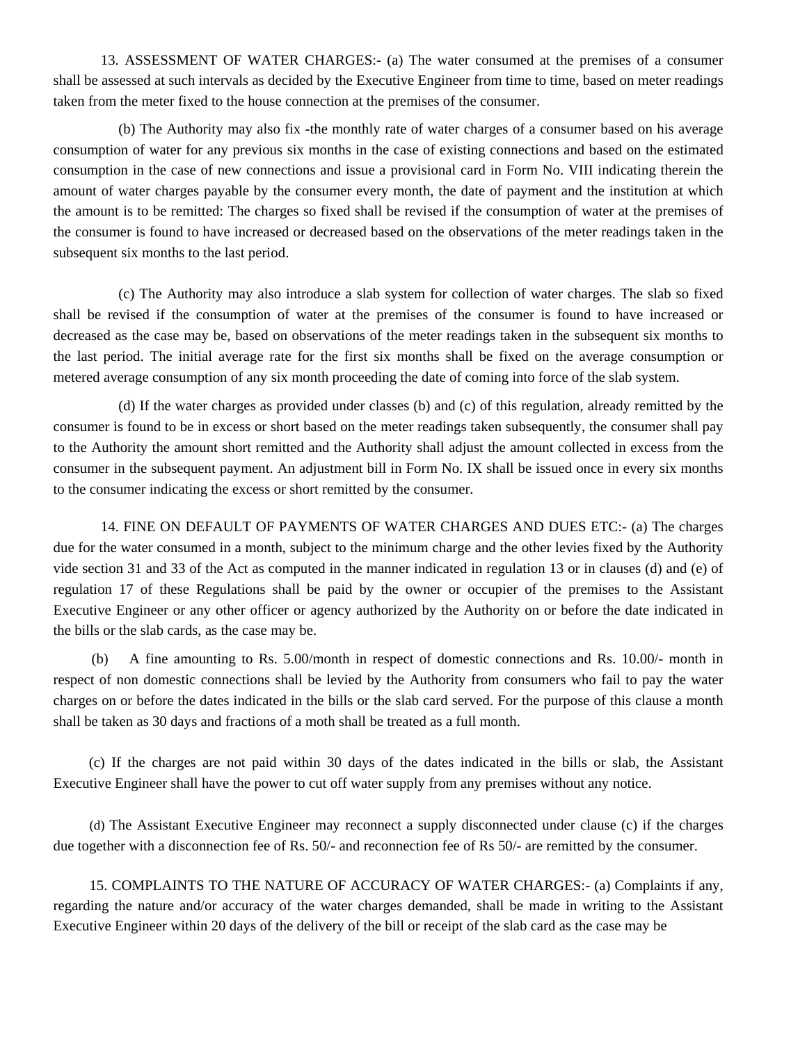13. ASSESSMENT OF WATER CHARGES:- (a) The water consumed at the premises of a consumer shall be assessed at such intervals as decided by the Executive Engineer from time to time, based on meter readings taken from the meter fixed to the house connection at the premises of the consumer.

(b) The Authority may also fix -the monthly rate of water charges of a consumer based on his average consumption of water for any previous six months in the case of existing connections and based on the estimated consumption in the case of new connections and issue a provisional card in Form No. VIII indicating therein the amount of water charges payable by the consumer every month, the date of payment and the institution at which the amount is to be remitted: The charges so fixed shall be revised if the consumption of water at the premises of the consumer is found to have increased or decreased based on the observations of the meter readings taken in the subsequent six months to the last period.

(c) The Authority may also introduce a slab system for collection of water charges. The slab so fixed shall be revised if the consumption of water at the premises of the consumer is found to have increased or decreased as the case may be, based on observations of the meter readings taken in the subsequent six months to the last period. The initial average rate for the first six months shall be fixed on the average consumption or metered average consumption of any six month proceeding the date of coming into force of the slab system.

(d) If the water charges as provided under classes (b) and (c) of this regulation, already remitted by the consumer is found to be in excess or short based on the meter readings taken subsequently, the consumer shall pay to the Authority the amount short remitted and the Authority shall adjust the amount collected in excess from the consumer in the subsequent payment. An adjustment bill in Form No. IX shall be issued once in every six months to the consumer indicating the excess or short remitted by the consumer.

14. FINE ON DEFAULT OF PAYMENTS OF WATER CHARGES AND DUES ETC:- (a) The charges due for the water consumed in a month, subject to the minimum charge and the other levies fixed by the Authority vide section 31 and 33 of the Act as computed in the manner indicated in regulation 13 or in clauses (d) and (e) of regulation 17 of these Regulations shall be paid by the owner or occupier of the premises to the Assistant Executive Engineer or any other officer or agency authorized by the Authority on or before the date indicated in the bills or the slab cards, as the case may be.

(b) A fine amounting to Rs. 5.00/month in respect of domestic connections and Rs. 10.00/- month in respect of non domestic connections shall be levied by the Authority from consumers who fail to pay the water charges on or before the dates indicated in the bills or the slab card served. For the purpose of this clause a month shall be taken as 30 days and fractions of a moth shall be treated as a full month.

(c) If the charges are not paid within 30 days of the dates indicated in the bills or slab, the Assistant Executive Engineer shall have the power to cut off water supply from any premises without any notice.

(d) The Assistant Executive Engineer may reconnect a supply disconnected under clause (c) if the charges due together with a disconnection fee of Rs. 50/- and reconnection fee of Rs 50/- are remitted by the consumer.

15. COMPLAINTS TO THE NATURE OF ACCURACY OF WATER CHARGES:- (a) Complaints if any, regarding the nature and/or accuracy of the water charges demanded, shall be made in writing to the Assistant Executive Engineer within 20 days of the delivery of the bill or receipt of the slab card as the case may be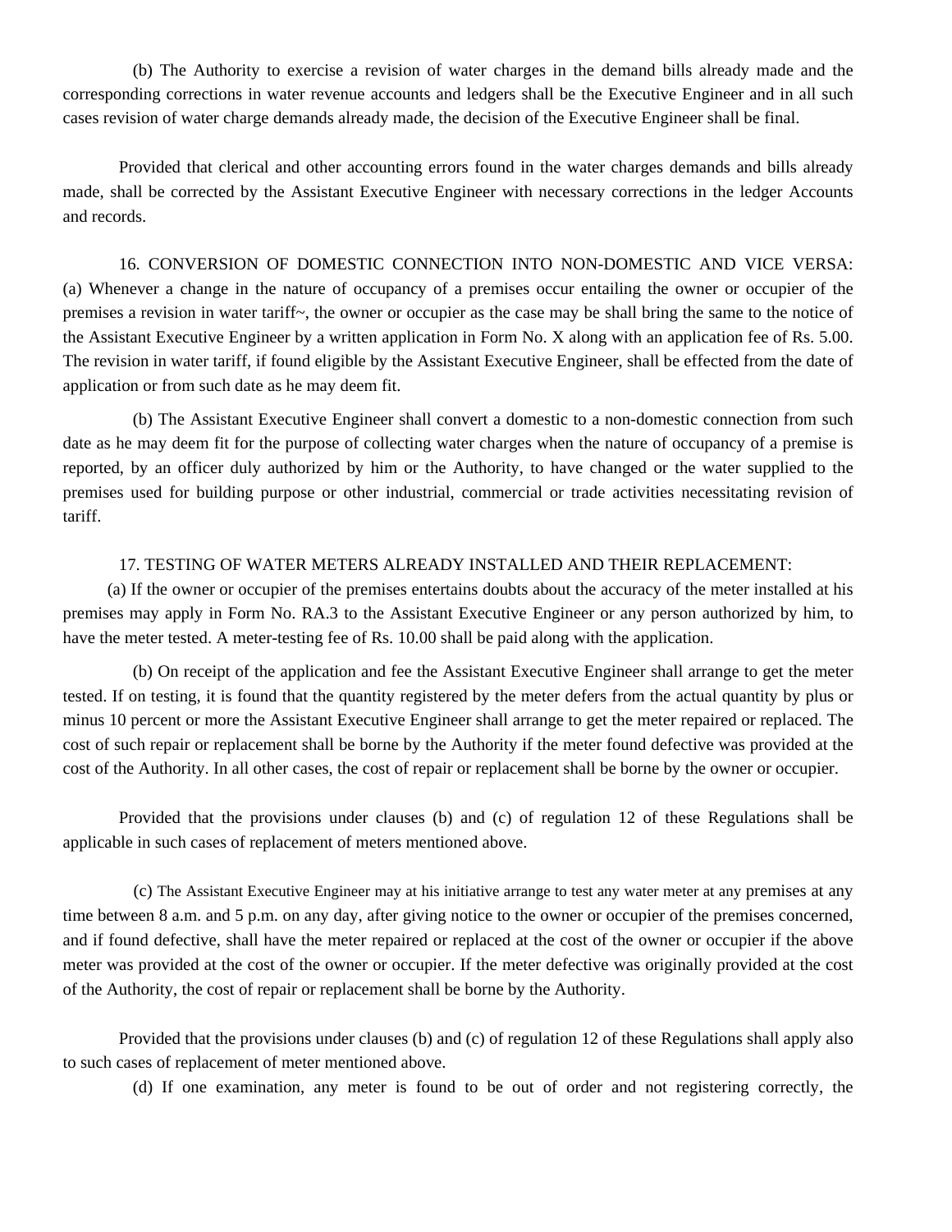(b) The Authority to exercise a revision of water charges in the demand bills already made and the corresponding corrections in water revenue accounts and ledgers shall be the Executive Engineer and in all such cases revision of water charge demands already made, the decision of the Executive Engineer shall be final.

Provided that clerical and other accounting errors found in the water charges demands and bills already made, shall be corrected by the Assistant Executive Engineer with necessary corrections in the ledger Accounts and records.

16. CONVERSION OF DOMESTIC CONNECTION INTO NON-DOMESTIC AND VICE VERSA: (a) Whenever a change in the nature of occupancy of a premises occur entailing the owner or occupier of the premises a revision in water tariff~, the owner or occupier as the case may be shall bring the same to the notice of the Assistant Executive Engineer by a written application in Form No. X along with an application fee of Rs. 5.00. The revision in water tariff, if found eligible by the Assistant Executive Engineer, shall be effected from the date of application or from such date as he may deem fit.

(b) The Assistant Executive Engineer shall convert a domestic to a non-domestic connection from such date as he may deem fit for the purpose of collecting water charges when the nature of occupancy of a premise is reported, by an officer duly authorized by him or the Authority, to have changed or the water supplied to the premises used for building purpose or other industrial, commercial or trade activities necessitating revision of tariff.

17. TESTING OF WATER METERS ALREADY INSTALLED AND THEIR REPLACEMENT:

(a) If the owner or occupier of the premises entertains doubts about the accuracy of the meter installed at his premises may apply in Form No. RA.3 to the Assistant Executive Engineer or any person authorized by him, to have the meter tested. A meter-testing fee of Rs. 10.00 shall be paid along with the application.

(b) On receipt of the application and fee the Assistant Executive Engineer shall arrange to get the meter tested. If on testing, it is found that the quantity registered by the meter defers from the actual quantity by plus or minus 10 percent or more the Assistant Executive Engineer shall arrange to get the meter repaired or replaced. The cost of such repair or replacement shall be borne by the Authority if the meter found defective was provided at the cost of the Authority. In all other cases, the cost of repair or replacement shall be borne by the owner or occupier.

Provided that the provisions under clauses (b) and (c) of regulation 12 of these Regulations shall be applicable in such cases of replacement of meters mentioned above.

(c) The Assistant Executive Engineer may at his initiative arrange to test any water meter at any premises at any time between 8 a.m. and 5 p.m. on any day, after giving notice to the owner or occupier of the premises concerned, and if found defective, shall have the meter repaired or replaced at the cost of the owner or occupier if the above meter was provided at the cost of the owner or occupier. If the meter defective was originally provided at the cost of the Authority, the cost of repair or replacement shall be borne by the Authority.

Provided that the provisions under clauses (b) and (c) of regulation 12 of these Regulations shall apply also to such cases of replacement of meter mentioned above.

(d) If one examination, any meter is found to be out of order and not registering correctly, the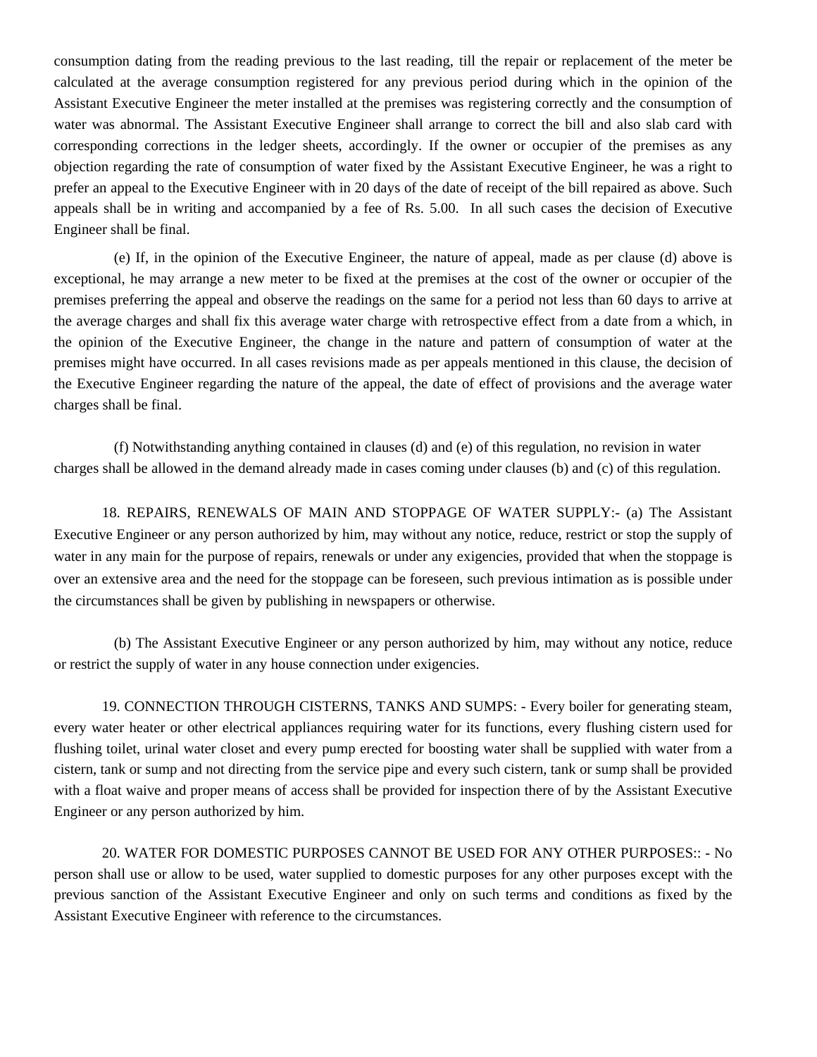consumption dating from the reading previous to the last reading, till the repair or replacement of the meter be calculated at the average consumption registered for any previous period during which in the opinion of the Assistant Executive Engineer the meter installed at the premises was registering correctly and the consumption of water was abnormal. The Assistant Executive Engineer shall arrange to correct the bill and also slab card with corresponding corrections in the ledger sheets, accordingly. If the owner or occupier of the premises as any objection regarding the rate of consumption of water fixed by the Assistant Executive Engineer, he was a right to prefer an appeal to the Executive Engineer with in 20 days of the date of receipt of the bill repaired as above. Such appeals shall be in writing and accompanied by a fee of Rs. 5.00. In all such cases the decision of Executive Engineer shall be final.

(e) If, in the opinion of the Executive Engineer, the nature of appeal, made as per clause (d) above is exceptional, he may arrange a new meter to be fixed at the premises at the cost of the owner or occupier of the premises preferring the appeal and observe the readings on the same for a period not less than 60 days to arrive at the average charges and shall fix this average water charge with retrospective effect from a date from a which, in the opinion of the Executive Engineer, the change in the nature and pattern of consumption of water at the premises might have occurred. In all cases revisions made as per appeals mentioned in this clause, the decision of the Executive Engineer regarding the nature of the appeal, the date of effect of provisions and the average water charges shall be final.

(f) Notwithstanding anything contained in clauses (d) and (e) of this regulation, no revision in water charges shall be allowed in the demand already made in cases coming under clauses (b) and (c) of this regulation.

18. REPAIRS, RENEWALS OF MAIN AND STOPPAGE OF WATER SUPPLY:- (a) The Assistant Executive Engineer or any person authorized by him, may without any notice, reduce, restrict or stop the supply of water in any main for the purpose of repairs, renewals or under any exigencies, provided that when the stoppage is over an extensive area and the need for the stoppage can be foreseen, such previous intimation as is possible under the circumstances shall be given by publishing in newspapers or otherwise.

(b) The Assistant Executive Engineer or any person authorized by him, may without any notice, reduce or restrict the supply of water in any house connection under exigencies.

19. CONNECTION THROUGH CISTERNS, TANKS AND SUMPS: - Every boiler for generating steam, every water heater or other electrical appliances requiring water for its functions, every flushing cistern used for flushing toilet, urinal water closet and every pump erected for boosting water shall be supplied with water from a cistern, tank or sump and not directing from the service pipe and every such cistern, tank or sump shall be provided with a float waive and proper means of access shall be provided for inspection there of by the Assistant Executive Engineer or any person authorized by him.

20. WATER FOR DOMESTIC PURPOSES CANNOT BE USED FOR ANY OTHER PURPOSES:: - No person shall use or allow to be used, water supplied to domestic purposes for any other purposes except with the previous sanction of the Assistant Executive Engineer and only on such terms and conditions as fixed by the Assistant Executive Engineer with reference to the circumstances.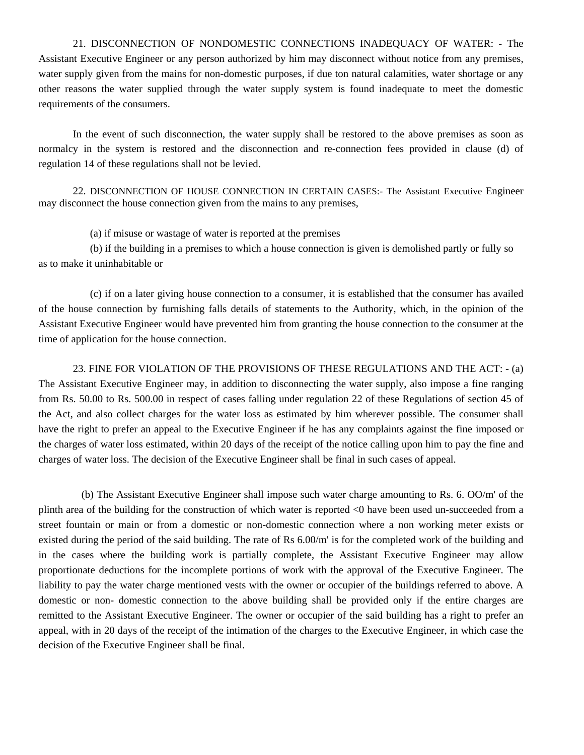21. DISCONNECTION OF NONDOMESTIC CONNECTIONS INADEQUACY OF WATER: - The Assistant Executive Engineer or any person authorized by him may disconnect without notice from any premises, water supply given from the mains for non-domestic purposes, if due ton natural calamities, water shortage or any other reasons the water supplied through the water supply system is found inadequate to meet the domestic requirements of the consumers.

In the event of such disconnection, the water supply shall be restored to the above premises as soon as normalcy in the system is restored and the disconnection and re-connection fees provided in clause (d) of regulation 14 of these regulations shall not be levied.

22. DISCONNECTION OF HOUSE CONNECTION IN CERTAIN CASES:- The Assistant Executive Engineer may disconnect the house connection given from the mains to any premises,

(a) if misuse or wastage of water is reported at the premises

(b) if the building in a premises to which a house connection is given is demolished partly or fully so as to make it uninhabitable or

(c) if on a later giving house connection to a consumer, it is established that the consumer has availed of the house connection by furnishing falls details of statements to the Authority, which, in the opinion of the Assistant Executive Engineer would have prevented him from granting the house connection to the consumer at the time of application for the house connection.

23. FINE FOR VIOLATION OF THE PROVISIONS OF THESE REGULATIONS AND THE ACT: - (a) The Assistant Executive Engineer may, in addition to disconnecting the water supply, also impose a fine ranging from Rs. 50.00 to Rs. 500.00 in respect of cases falling under regulation 22 of these Regulations of section 45 of the Act, and also collect charges for the water loss as estimated by him wherever possible. The consumer shall have the right to prefer an appeal to the Executive Engineer if he has any complaints against the fine imposed or the charges of water loss estimated, within 20 days of the receipt of the notice calling upon him to pay the fine and charges of water loss. The decision of the Executive Engineer shall be final in such cases of appeal.

(b) The Assistant Executive Engineer shall impose such water charge amounting to Rs. 6. OO/m' of the plinth area of the building for the construction of which water is reported <0 have been used un-succeeded from a street fountain or main or from a domestic or non-domestic connection where a non working meter exists or existed during the period of the said building. The rate of Rs 6.00/m' is for the completed work of the building and in the cases where the building work is partially complete, the Assistant Executive Engineer may allow proportionate deductions for the incomplete portions of work with the approval of the Executive Engineer. The liability to pay the water charge mentioned vests with the owner or occupier of the buildings referred to above. A domestic or non- domestic connection to the above building shall be provided only if the entire charges are remitted to the Assistant Executive Engineer. The owner or occupier of the said building has a right to prefer an appeal, with in 20 days of the receipt of the intimation of the charges to the Executive Engineer, in which case the decision of the Executive Engineer shall be final.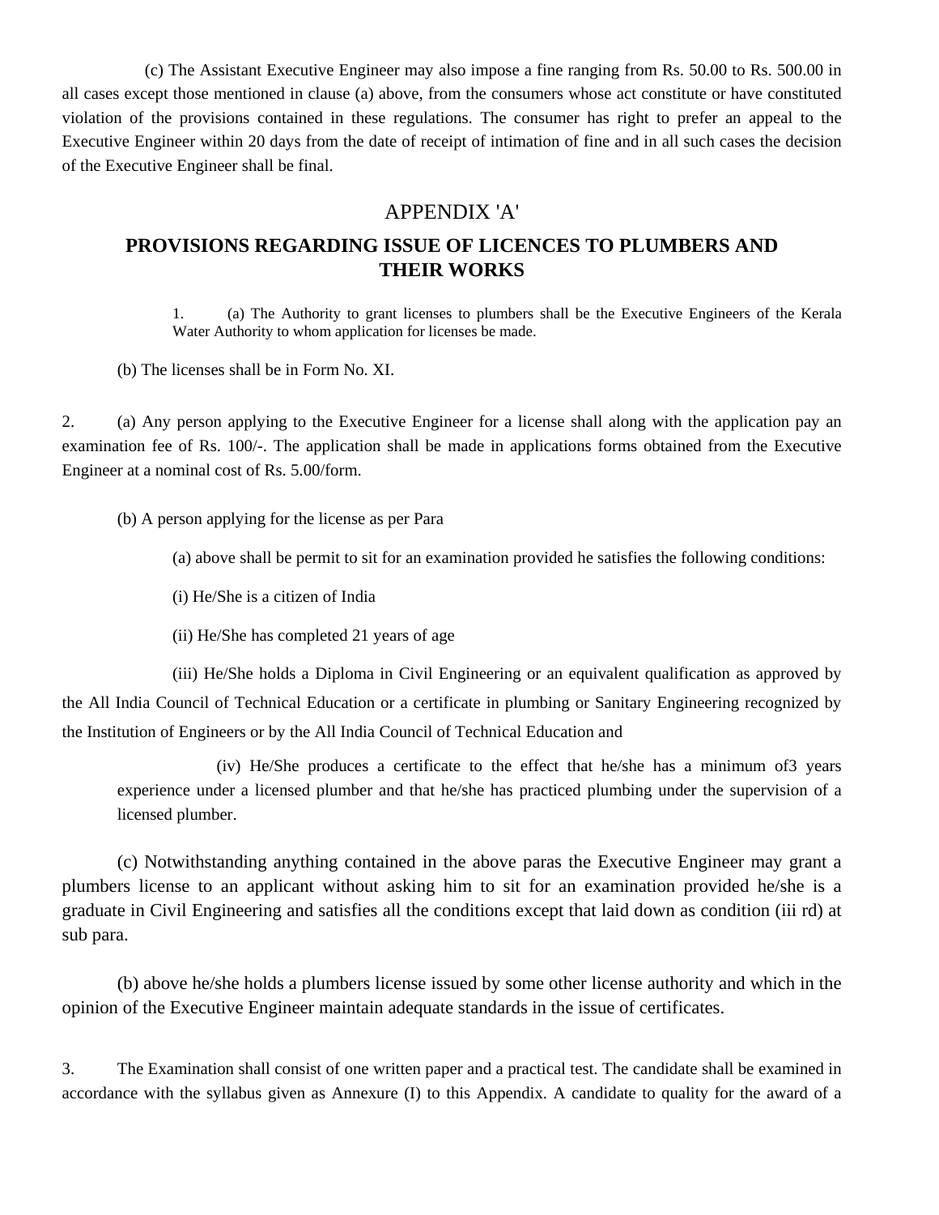(c) The Assistant Executive Engineer may also impose a fine ranging from Rs. 50.00 to Rs. 500.00 in all cases except those mentioned in clause (a) above, from the consumers whose act constitute or have constituted violation of the provisions contained in these regulations. The consumer has right to prefer an appeal to the Executive Engineer within 20 days from the date of receipt of intimation of fine and in all such cases the decision of the Executive Engineer shall be final.

## APPENDIX 'A'

## PROVISIONS REGARDING ISSUE OF LICENCES TO PLUMBERS AND THEIR WORKS

1. (a) The Authority to grant licenses to plumbers shall be the Executive Engineers of the Kerala Water Authority to whom application for licenses be made.

(b) The licenses shall be in Form No. XI.

2. (a) Any person applying to the Executive Engineer for a license shall along with the application pay an examination fee of Rs. 100/-. The application shall be made in applications forms obtained from the Executive Engineer at a nominal cost of Rs. 5.00/form.

(b) A person applying for the license as per Para

(a) above shall be permit to sit for an examination provided he satisfies the following conditions:

(i) He/She is a citizen of India

(ii) He/She has completed 21 years of age

(iii) He/She holds a Diploma in Civil Engineering or an equivalent qualification as approved by the All India Council of Technical Education or a certificate in plumbing or Sanitary Engineering recognized by the Institution of Engineers or by the All India Council of Technical Education and

(iv) He/She produces a certificate to the effect that he/she has a minimum of3 years experience under a licensed plumber and that he/she has practiced plumbing under the supervision of a licensed plumber.

(c) Notwithstanding anything contained in the above paras the Executive Engineer may grant a plumbers license to an applicant without asking him to sit for an examination provided he/she is a graduate in Civil Engineering and satisfies all the conditions except that laid down as condition (iii rd) at sub para.

(b) above he/she holds a plumbers license issued by some other license authority and which in the opinion of the Executive Engineer maintain adequate standards in the issue of certificates.

3. The Examination shall consist of one written paper and a practical test. The candidate shall be examined in accordance with the syllabus given as Annexure (I) to this Appendix. A candidate to quality for the award of a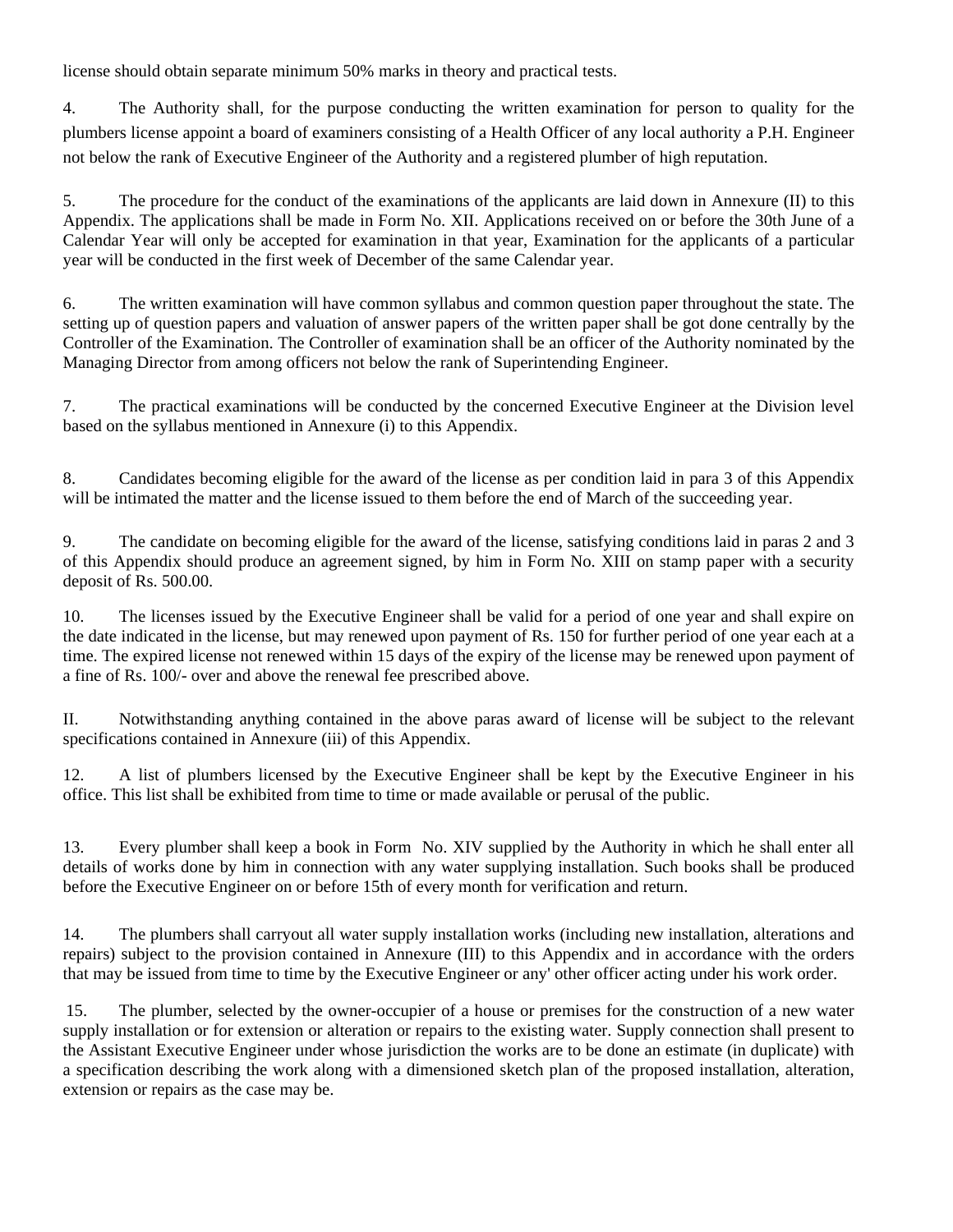license should obtain separate minimum 50% marks in theory and practical tests.

4. The Authority shall, for the purpose conducting the written examination for person to quality for the plumbers license appoint a board of examiners consisting of a Health Officer of any local authority a P.H. Engineer not below the rank of Executive Engineer of the Authority and a registered plumber of high reputation.

5. The procedure for the conduct of the examinations of the applicants are laid down in Annexure (II) to this Appendix. The applications shall be made in Form No. XII. Applications received on or before the 30th June of a Calendar Year will only be accepted for examination in that year, Examination for the applicants of a particular year will be conducted in the first week of December of the same Calendar year.

6. The written examination will have common syllabus and common question paper throughout the state. The setting up of question papers and valuation of answer papers of the written paper shall be got done centrally by the Controller of the Examination. The Controller of examination shall be an officer of the Authority nominated by the Managing Director from among officers not below the rank of Superintending Engineer.

7. The practical examinations will be conducted by the concerned Executive Engineer at the Division level based on the syllabus mentioned in Annexure (i) to this Appendix.

8. Candidates becoming eligible for the award of the license as per condition laid in para 3 of this Appendix will be intimated the matter and the license issued to them before the end of March of the succeeding year.

9. The candidate on becoming eligible for the award of the license, satisfying conditions laid in paras 2 and 3 of this Appendix should produce an agreement signed, by him in Form No. XIII on stamp paper with a security deposit of Rs. 500.00.

10. The licenses issued by the Executive Engineer shall be valid for a period of one year and shall expire on the date indicated in the license, but may renewed upon payment of Rs. 150 for further period of one year each at a time. The expired license not renewed within 15 days of the expiry of the license may be renewed upon payment of a fine of Rs. 100/- over and above the renewal fee prescribed above.

II. Notwithstanding anything contained in the above paras award of license will be subject to the relevant specifications contained in Annexure (iii) of this Appendix.

12. A list of plumbers licensed by the Executive Engineer shall be kept by the Executive Engineer in his office. This list shall be exhibited from time to time or made available or perusal of the public.

13. Every plumber shall keep a book in Form No. XIV supplied by the Authority in which he shall enter all details of works done by him in connection with any water supplying installation. Such books shall be produced before the Executive Engineer on or before 15th of every month for verification and return.

14. The plumbers shall carryout all water supply installation works (including new installation, alterations and repairs) subject to the provision contained in Annexure (III) to this Appendix and in accordance with the orders that may be issued from time to time by the Executive Engineer or any' other officer acting under his work order.

15. The plumber, selected by the owner-occupier of a house or premises for the construction of a new water supply installation or for extension or alteration or repairs to the existing water. Supply connection shall present to the Assistant Executive Engineer under whose jurisdiction the works are to be done an estimate (in duplicate) with a specification describing the work along with a dimensioned sketch plan of the proposed installation, alteration, extension or repairs as the case may be.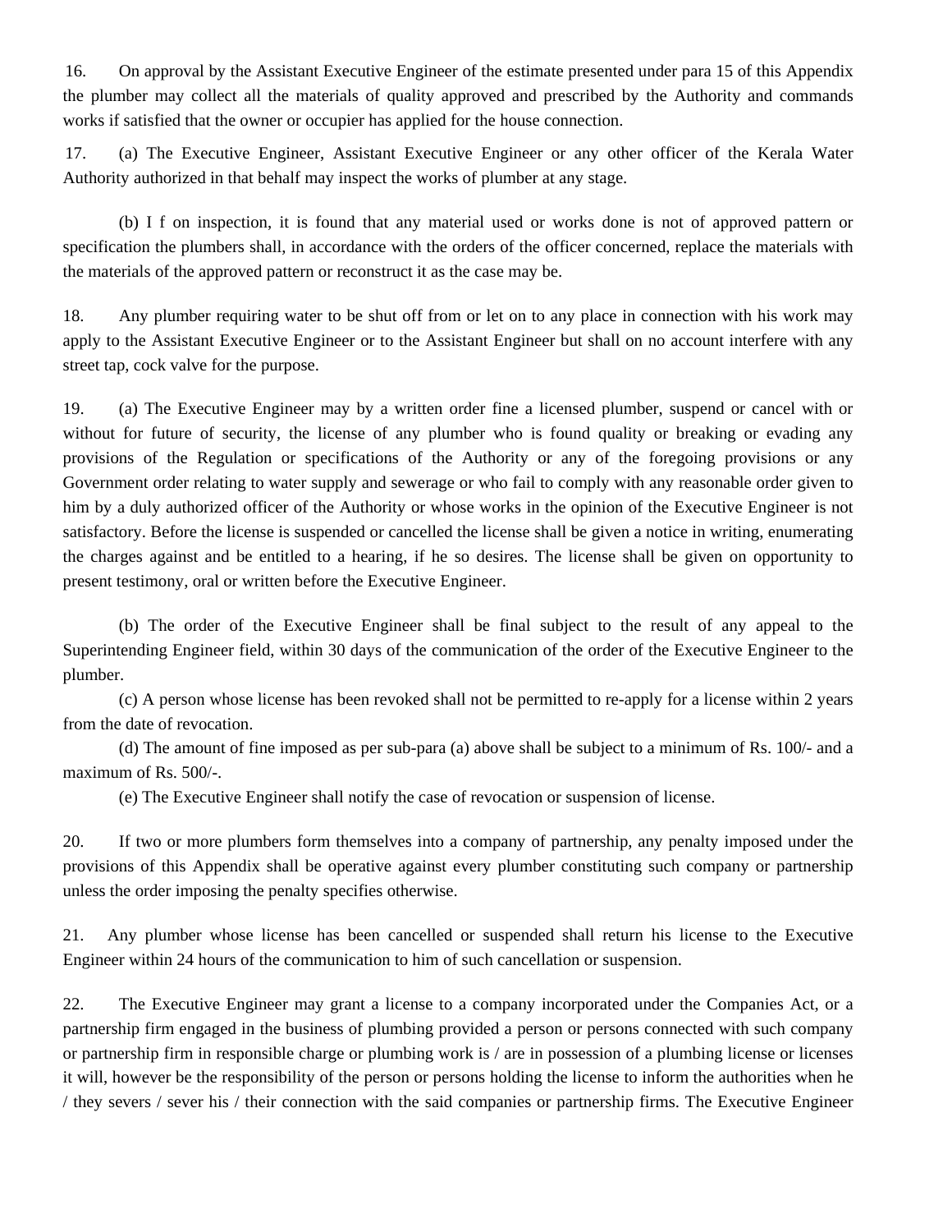16. On approval by the Assistant Executive Engineer of the estimate presented under para 15 of this Appendix the plumber may collect all the materials of quality approved and prescribed by the Authority and commands works if satisfied that the owner or occupier has applied for the house connection.

17. (a) The Executive Engineer, Assistant Executive Engineer or any other officer of the Kerala Water Authority authorized in that behalf may inspect the works of plumber at any stage.

(b) I f on inspection, it is found that any material used or works done is not of approved pattern or specification the plumbers shall, in accordance with the orders of the officer concerned, replace the materials with the materials of the approved pattern or reconstruct it as the case may be.

18. Any plumber requiring water to be shut off from or let on to any place in connection with his work may apply to the Assistant Executive Engineer or to the Assistant Engineer but shall on no account interfere with any street tap, cock valve for the purpose.

19. (a) The Executive Engineer may by a written order fine a licensed plumber, suspend or cancel with or without for future of security, the license of any plumber who is found quality or breaking or evading any provisions of the Regulation or specifications of the Authority or any of the foregoing provisions or any Government order relating to water supply and sewerage or who fail to comply with any reasonable order given to him by a duly authorized officer of the Authority or whose works in the opinion of the Executive Engineer is not satisfactory. Before the license is suspended or cancelled the license shall be given a notice in writing, enumerating the charges against and be entitled to a hearing, if he so desires. The license shall be given on opportunity to present testimony, oral or written before the Executive Engineer.

(b) The order of the Executive Engineer shall be final subject to the result of any appeal to the Superintending Engineer field, within 30 days of the communication of the order of the Executive Engineer to the plumber.

(c) A person whose license has been revoked shall not be permitted to re-apply for a license within 2 years from the date of revocation.

(d) The amount of fine imposed as per sub-para (a) above shall be subject to a minimum of Rs. 100/- and a maximum of Rs. 500/-.

(e) The Executive Engineer shall notify the case of revocation or suspension of license.

20. If two or more plumbers form themselves into a company of partnership, any penalty imposed under the provisions of this Appendix shall be operative against every plumber constituting such company or partnership unless the order imposing the penalty specifies otherwise.

21. Any plumber whose license has been cancelled or suspended shall return his license to the Executive Engineer within 24 hours of the communication to him of such cancellation or suspension.

22. The Executive Engineer may grant a license to a company incorporated under the Companies Act, or a partnership firm engaged in the business of plumbing provided a person or persons connected with such company or partnership firm in responsible charge or plumbing work is / are in possession of a plumbing license or licenses it will, however be the responsibility of the person or persons holding the license to inform the authorities when he / they severs / sever his / their connection with the said companies or partnership firms. The Executive Engineer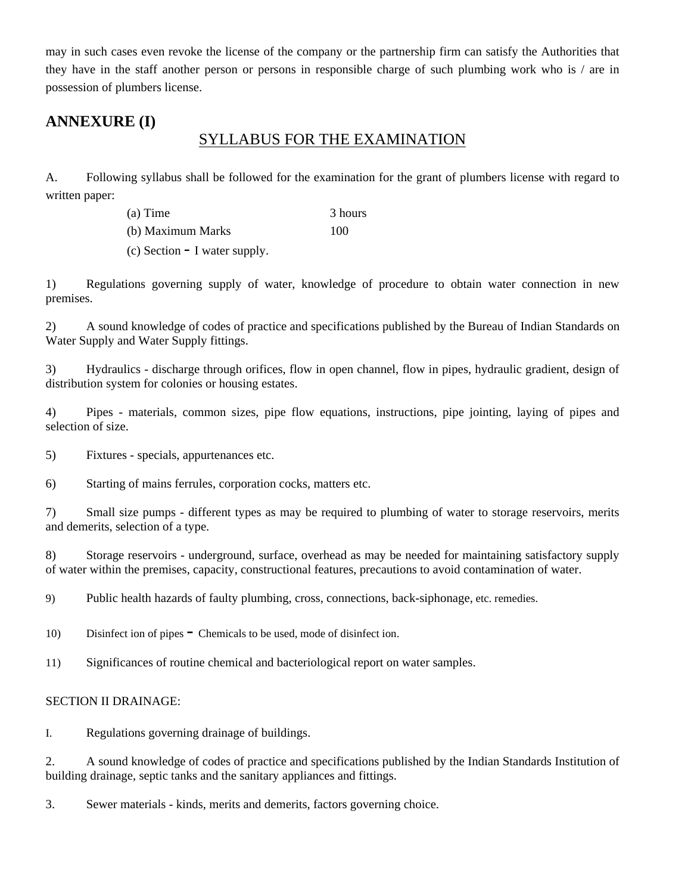may in such cases even revoke the license of the company or the partnership firm can satisfy the Authorities that they have in the staff another person or persons in responsible charge of such plumbing work who is / are in possession of plumbers license.

## ANNEXURE (I)

### SYLLABUS FOR THE EXAMINATION

A. Following syllabus shall be followed for the examination for the grant of plumbers license with regard to written paper:

(a) Time 3 hours

(b) Maximum Marks 100

(c) Section - I water supply.

1) Regulations governing supply of water, knowledge of procedure to obtain water connection in new premises.

2) A sound knowledge of codes of practice and specifications published by the Bureau of Indian Standards on Water Supply and Water Supply fittings.

3) Hydraulics - discharge through orifices, flow in open channel, flow in pipes, hydraulic gradient, design of distribution system for colonies or housing estates.

4) Pipes - materials, common sizes, pipe flow equations, instructions, pipe jointing, laying of pipes and selection of size.

5) Fixtures - specials, appurtenances etc.

6) Starting of mains ferrules, corporation cocks, matters etc.

7) Small size pumps - different types as may be required to plumbing of water to storage reservoirs, merits and demerits, selection of a type.

8) Storage reservoirs - underground, surface, overhead as may be needed for maintaining satisfactory supply of water within the premises, capacity, constructional features, precautions to avoid contamination of water.

9) Public health hazards of faulty plumbing, cross, connections, back-siphonage, etc. remedies.

10) Disinfect ion of pipes - Chemicals to be used, mode of disinfect ion.

11) Significances of routine chemical and bacteriological report on water samples.

SECTION II DRAINAGE:

I. Regulations governing drainage of buildings.

2. A sound knowledge of codes of practice and specifications published by the Indian Standards Institution of building drainage, septic tanks and the sanitary appliances and fittings.

3. Sewer materials - kinds, merits and demerits, factors governing choice.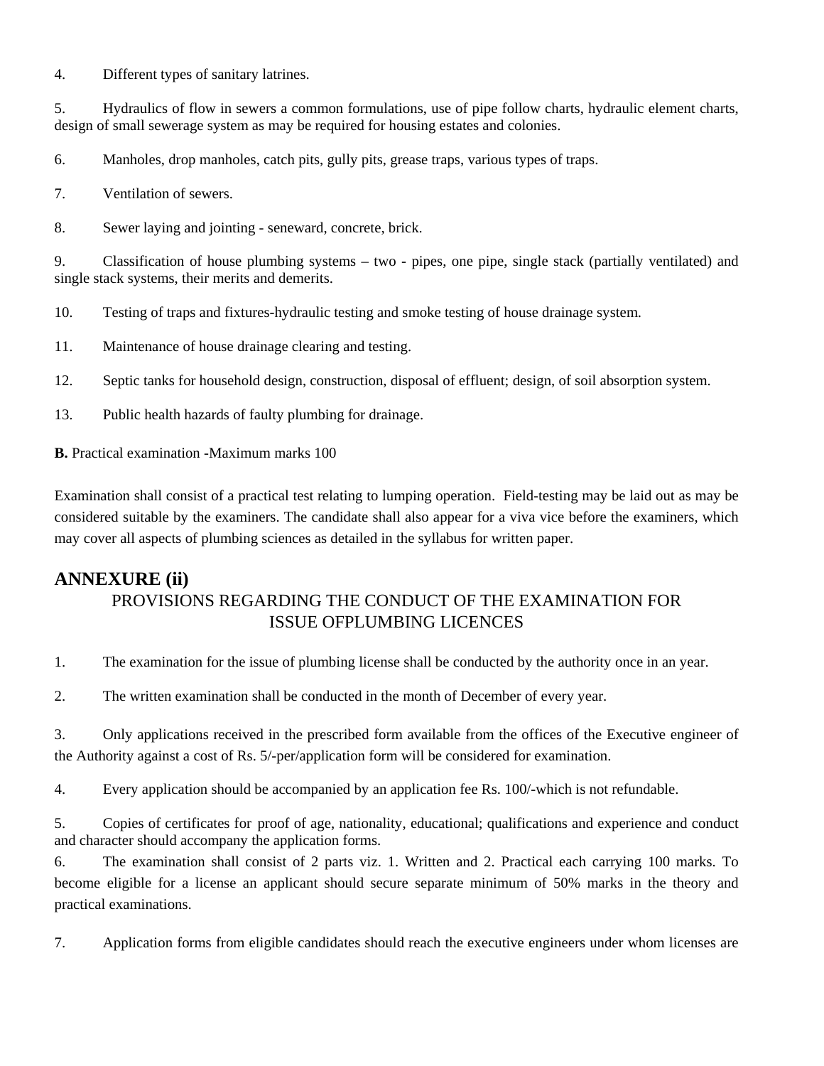4. Different types of sanitary latrines.

5. Hydraulics of flow in sewers a common formulations, use of pipe follow charts, hydraulic element charts, design of small sewerage system as may be required for housing estates and colonies.

6. Manholes, drop manholes, catch pits, gully pits, grease traps, various types of traps.

7. Ventilation of sewers.

8. Sewer laying and jointing - seneward, concrete, brick.

9. Classification of house plumbing systems – two - pipes, one pipe, single stack (partially ventilated) and single stack systems, their merits and demerits.

10. Testing of traps and fixtures-hydraulic testing and smoke testing of house drainage system.

11. Maintenance of house drainage clearing and testing.

12. Septic tanks for household design, construction, disposal of effluent; design, of soil absorption system.

13. Public health hazards of faulty plumbing for drainage.

**B.** Practical examination -Maximum marks 100

Examination shall consist of a practical test relating to lumping operation. Field-testing may be laid out as may be considered suitable by the examiners. The candidate shall also appear for a viva vice before the examiners, which may cover all aspects of plumbing sciences as detailed in the syllabus for written paper.

## ANNEXURE (ii)

### PROVISIONS REGARDING THE CONDUCT OF THE EXAMINATION FOR ISSUE OFPLUMBING LICENCES

1. The examination for the issue of plumbing license shall be conducted by the authority once in an year.

2. The written examination shall be conducted in the month of December of every year.

3. Only applications received in the prescribed form available from the offices of the Executive engineer of the Authority against a cost of Rs. 5/-per/application form will be considered for examination.

4. Every application should be accompanied by an application fee Rs. 100/-which is not refundable.

5. Copies of certificates for proof of age, nationality, educational; qualifications and experience and conduct and character should accompany the application forms.

6. The examination shall consist of 2 parts viz. 1. Written and 2. Practical each carrying 100 marks. To become eligible for a license an applicant should secure separate minimum of 50% marks in the theory and practical examinations.

7. Application forms from eligible candidates should reach the executive engineers under whom licenses are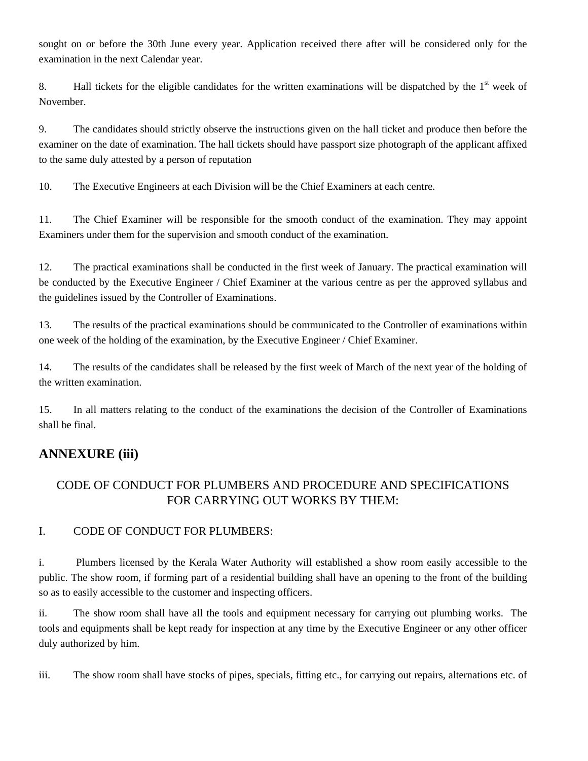sought on or before the 30th June every year. Application received there after will be considered only for the examination in the next Calendar year.

8. Hall tickets for the eligible candidates for the written examinations will be dispatched by the 1st week of November.

9. The candidates should strictly observe the instructions given on the hall ticket and produce then before the examiner on the date of examination. The hall tickets should have passport size photograph of the applicant affixed to the same duly attested by a person of reputation

10. The Executive Engineers at each Division will be the Chief Examiners at each centre.

11. The Chief Examiner will be responsible for the smooth conduct of the examination. They may appoint Examiners under them for the supervision and smooth conduct of the examination.

12. The practical examinations shall be conducted in the first week of January. The practical examination will be conducted by the Executive Engineer / Chief Examiner at the various centre as per the approved syllabus and the guidelines issued by the Controller of Examinations.

13. The results of the practical examinations should be communicated to the Controller of examinations within one week of the holding of the examination, by the Executive Engineer / Chief Examiner.

14. The results of the candidates shall be released by the first week of March of the next year of the holding of the written examination.

15. In all matters relating to the conduct of the examinations the decision of the Controller of Examinations shall be final.

## ANNEXURE (iii)

### CODE OF CONDUCT FOR PLUMBERS AND PROCEDURE AND SPECIFICATIONS FOR CARRYING OUT WORKS BY THEM:

I. CODE OF CONDUCT FOR PLUMBERS:

i. Plumbers licensed by the Kerala Water Authority will established a show room easily accessible to the public. The show room, if forming part of a residential building shall have an opening to the front of the building so as to easily accessible to the customer and inspecting officers.

ii. The show room shall have all the tools and equipment necessary for carrying out plumbing works. The tools and equipments shall be kept ready for inspection at any time by the Executive Engineer or any other officer duly authorized by him.

iii. The show room shall have stocks of pipes, specials, fitting etc., for carrying out repairs, alternations etc. of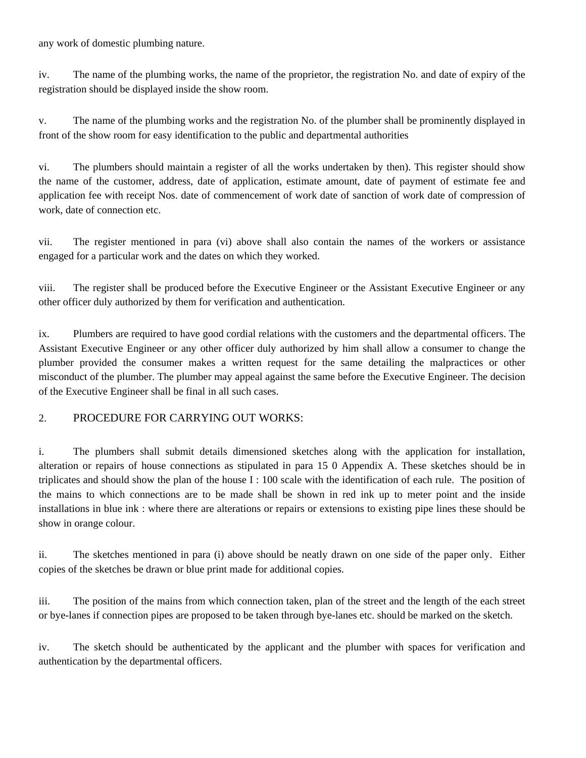any work of domestic plumbing nature.

iv. The name of the plumbing works, the name of the proprietor, the registration No. and date of expiry of the registration should be displayed inside the show room.

v. The name of the plumbing works and the registration No. of the plumber shall be prominently displayed in front of the show room for easy identification to the public and departmental authorities

vi. The plumbers should maintain a register of all the works undertaken by then). This register should show the name of the customer, address, date of application, estimate amount, date of payment of estimate fee and application fee with receipt Nos. date of commencement of work date of sanction of work date of compression of work, date of connection etc.

vii. The register mentioned in para (vi) above shall also contain the names of the workers or assistance engaged for a particular work and the dates on which they worked.

viii. The register shall be produced before the Executive Engineer or the Assistant Executive Engineer or any other officer duly authorized by them for verification and authentication.

ix. Plumbers are required to have good cordial relations with the customers and the departmental officers. The Assistant Executive Engineer or any other officer duly authorized by him shall allow a consumer to change the plumber provided the consumer makes a written request for the same detailing the malpractices or other misconduct of the plumber. The plumber may appeal against the same before the Executive Engineer. The decision of the Executive Engineer shall be final in all such cases.

## 2. PROCEDURE FOR CARRYING OUT WORKS:

i. The plumbers shall submit details dimensioned sketches along with the application for installation, alteration or repairs of house connections as stipulated in para 15 0 Appendix A. These sketches should be in triplicates and should show the plan of the house I : 100 scale with the identification of each rule. The position of the mains to which connections are to be made shall be shown in red ink up to meter point and the inside installations in blue ink : where there are alterations or repairs or extensions to existing pipe lines these should be show in orange colour.

ii. The sketches mentioned in para (i) above should be neatly drawn on one side of the paper only. Either copies of the sketches be drawn or blue print made for additional copies.

iii. The position of the mains from which connection taken, plan of the street and the length of the each street or bye-lanes if connection pipes are proposed to be taken through bye-lanes etc. should be marked on the sketch.

iv. The sketch should be authenticated by the applicant and the plumber with spaces for verification and authentication by the departmental officers.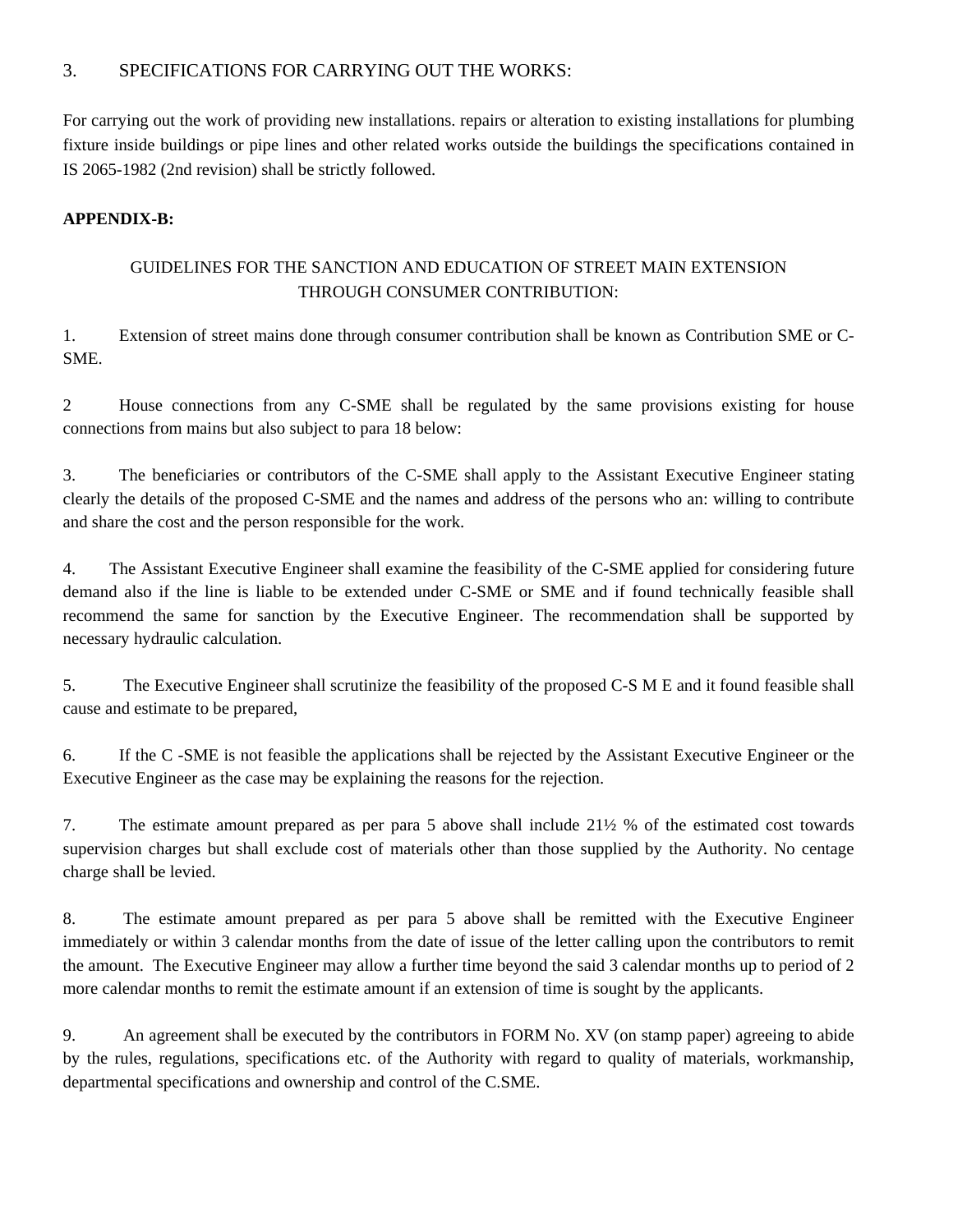3. SPECIFICATIONS FOR CARRYING OUT THE WORKS:

For carrying out the work of providing new installations. repairs or alteration to existing installations for plumbing fixture inside buildings or pipe lines and other related works outside the buildings the specifications contained in IS 2065-1982 (2nd revision) shall be strictly followed.

**APPENDIX-B:**

GUIDELINES FOR THE SANCTION AND EDUCATION OF STREET MAIN EXTENSION THROUGH CONSUMER CONTRIBUTION:

1. Extension of street mains done through consumer contribution shall be known as Contribution SME or C-SME.

2 House connections from any C-SME shall be regulated by the same provisions existing for house connections from mains but also subject to para 18 below:

3. The beneficiaries or contributors of the C-SME shall apply to the Assistant Executive Engineer stating clearly the details of the proposed C-SME and the names and address of the persons who an: willing to contribute and share the cost and the person responsible for the work.

4. The Assistant Executive Engineer shall examine the feasibility of the C-SME applied for considering future demand also if the line is liable to be extended under C-SME or SME and if found technically feasible shall recommend the same for sanction by the Executive Engineer. The recommendation shall be supported by necessary hydraulic calculation.

5. The Executive Engineer shall scrutinize the feasibility of the proposed C-S M E and it found feasible shall cause and estimate to be prepared,

6. If the C -SME is not feasible the applications shall be rejected by the Assistant Executive Engineer or the Executive Engineer as the case may be explaining the reasons for the rejection.

7. The estimate amount prepared as per para 5 above shall include 21½ % of the estimated cost towards supervision charges but shall exclude cost of materials other than those supplied by the Authority. No centage charge shall be levied.

8. The estimate amount prepared as per para 5 above shall be remitted with the Executive Engineer immediately or within 3 calendar months from the date of issue of the letter calling upon the contributors to remit the amount. The Executive Engineer may allow a further time beyond the said 3 calendar months up to period of 2 more calendar months to remit the estimate amount if an extension of time is sought by the applicants.

9. An agreement shall be executed by the contributors in FORM No. XV (on stamp paper) agreeing to abide by the rules, regulations, specifications etc. of the Authority with regard to quality of materials, workmanship, departmental specifications and ownership and control of the C.SME.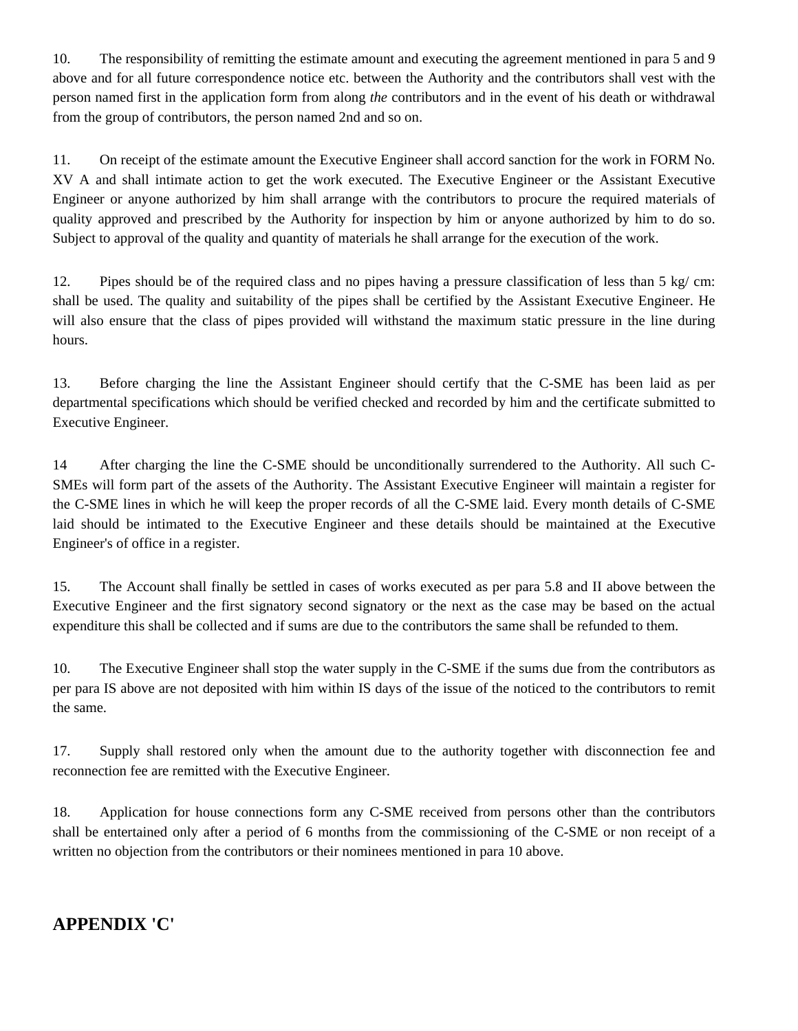10. The responsibility of remitting the estimate amount and executing the agreement mentioned in para 5 and 9 above and for all future correspondence notice etc. between the Authority and the contributors shall vest with the person named first in the application form from along *the* contributors and in the event of his death or withdrawal from the group of contributors, the person named 2nd and so on.

11. On receipt of the estimate amount the Executive Engineer shall accord sanction for the work in FORM No. XV A and shall intimate action to get the work executed. The Executive Engineer or the Assistant Executive Engineer or anyone authorized by him shall arrange with the contributors to procure the required materials of quality approved and prescribed by the Authority for inspection by him or anyone authorized by him to do so. Subject to approval of the quality and quantity of materials he shall arrange for the execution of the work.

12. Pipes should be of the required class and no pipes having a pressure classification of less than 5 kg/ cm: shall be used. The quality and suitability of the pipes shall be certified by the Assistant Executive Engineer. He will also ensure that the class of pipes provided will withstand the maximum static pressure in the line during hours.

13. Before charging the line the Assistant Engineer should certify that the C-SME has been laid as per departmental specifications which should be verified checked and recorded by him and the certificate submitted to Executive Engineer.

14 After charging the line the C-SME should be unconditionally surrendered to the Authority. All such C-SMEs will form part of the assets of the Authority. The Assistant Executive Engineer will maintain a register for the C-SME lines in which he will keep the proper records of all the C-SME laid. Every month details of C-SME laid should be intimated to the Executive Engineer and these details should be maintained at the Executive Engineer's of office in a register.

15. The Account shall finally be settled in cases of works executed as per para 5.8 and II above between the Executive Engineer and the first signatory second signatory or the next as the case may be based on the actual expenditure this shall be collected and if sums are due to the contributors the same shall be refunded to them.

10. The Executive Engineer shall stop the water supply in the C-SME if the sums due from the contributors as per para IS above are not deposited with him within IS days of the issue of the noticed to the contributors to remit the same.

17. Supply shall restored only when the amount due to the authority together with disconnection fee and reconnection fee are remitted with the Executive Engineer.

18. Application for house connections form any C-SME received from persons other than the contributors shall be entertained only after a period of 6 months from the commissioning of the C-SME or non receipt of a written no objection from the contributors or their nominees mentioned in para 10 above.

## APPENDIX 'C'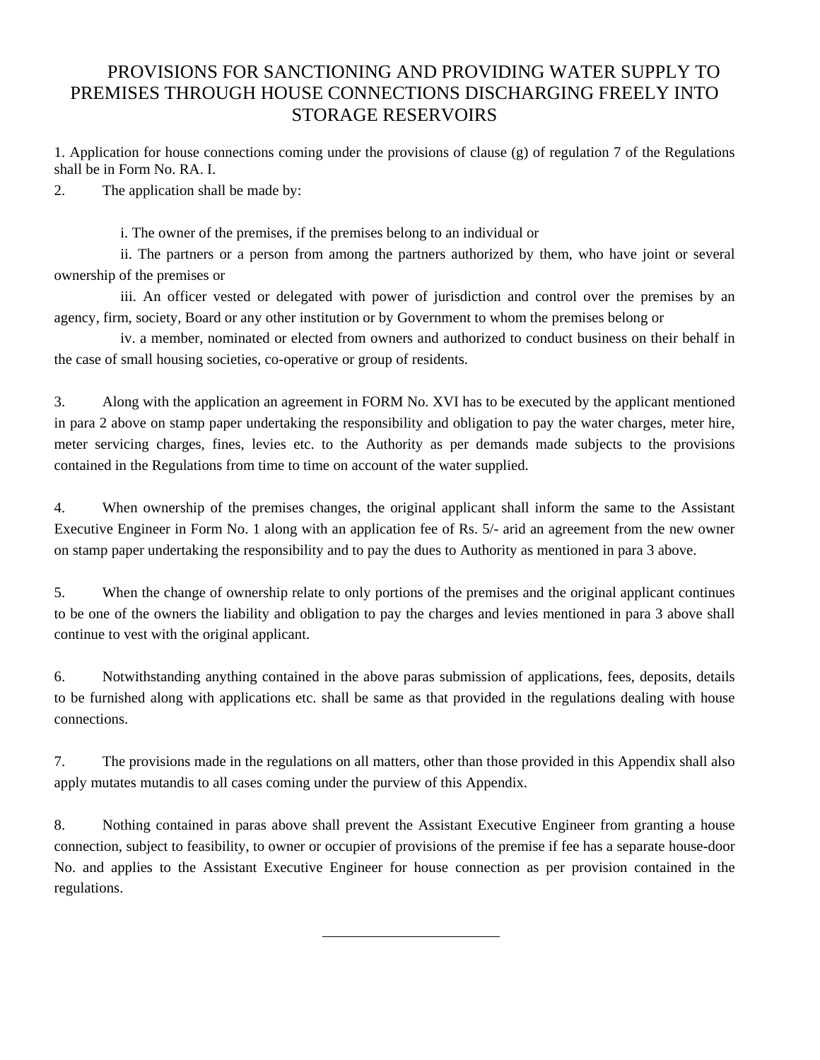# PROVISIONS FOR SANCTIONING AND PROVIDING WATER SUPPLY TO PREMISES THROUGH HOUSE CONNECTIONS DISCHARGING FREELY INTO STORAGE RESERVOIRS

1. Application for house connections coming under the provisions of clause (g) of regulation 7 of the Regulations shall be in Form No. RA. I.

2. The application shall be made by:

   i. The owner of the premises, if the premises belong to an individual or

   ii. The partners or a person from among the partners authorized by them, who have joint or several ownership of the premises or

   iii. An officer vested or delegated with power of jurisdiction and control over the premises by an agency, firm, society, Board or any other institution or by Government to whom the premises belong or

   iv. a member, nominated or elected from owners and authorized to conduct business on their behalf in the case of small housing societies, co-operative or group of residents.

3. Along with the application an agreement in FORM No. XVI has to be executed by the applicant mentioned in para 2 above on stamp paper undertaking the responsibility and obligation to pay the water charges, meter hire, meter servicing charges, fines, levies etc. to the Authority as per demands made subjects to the provisions contained in the Regulations from time to time on account of the water supplied.

4. When ownership of the premises changes, the original applicant shall inform the same to the Assistant Executive Engineer in Form No. 1 along with an application fee of Rs. 5/- arid an agreement from the new owner on stamp paper undertaking the responsibility and to pay the dues to Authority as mentioned in para 3 above.

5. When the change of ownership relate to only portions of the premises and the original applicant continues to be one of the owners the liability and obligation to pay the charges and levies mentioned in para 3 above shall continue to vest with the original applicant.

6. Notwithstanding anything contained in the above paras submission of applications, fees, deposits, details to be furnished along with applications etc. shall be same as that provided in the regulations dealing with house connections.

7. The provisions made in the regulations on all matters, other than those provided in this Appendix shall also apply mutates mutandis to all cases coming under the purview of this Appendix.

8. Nothing contained in paras above shall prevent the Assistant Executive Engineer from granting a house connection, subject to feasibility, to owner or occupier of provisions of the premise if fee has a separate house-door No. and applies to the Assistant Executive Engineer for house connection as per provision contained in the regulations.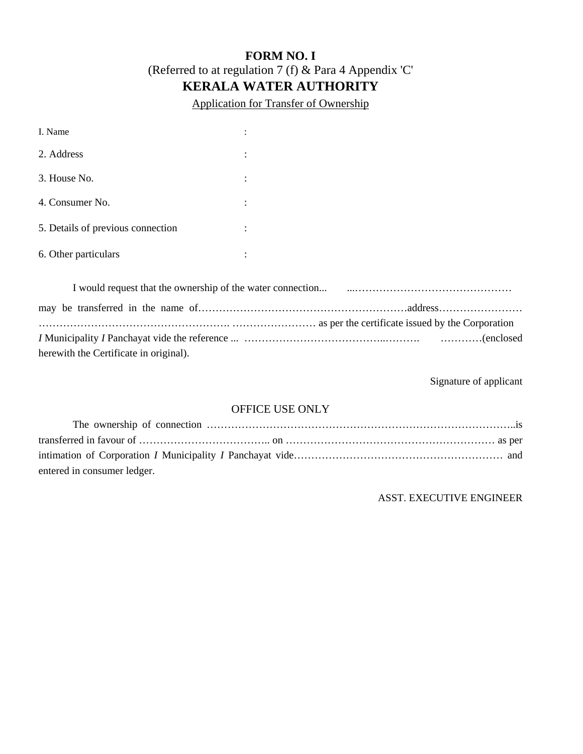# FORM NO. I

(Referred to at regulation 7 (f) & Para 4 Appendix 'C'

## KERALA WATER AUTHORITY

Application for Transfer of Ownership

I. Name :

2. Address :

3. House No. :

4. Consumer No. :

5. Details of previous connection :

6. Other particulars :

I would request that the ownership of the water connection... ...………………………………………
may be transferred in the name of……………………………………………………address……………………
………………………………………………. …………………… as per the certificate issued by the Corporation
*I* Municipality *I* Panchayat vide the reference ... ………………………………...………. …………(enclosed herewith the Certificate in original).

Signature of applicant

OFFICE USE ONLY

The ownership of connection ……………………………………………………………………………..is transferred in favour of ……………………………….. on …………………………………………………… as per intimation of Corporation *I* Municipality *I* Panchayat vide…………………………………………………… and entered in consumer ledger.

ASST. EXECUTIVE ENGINEER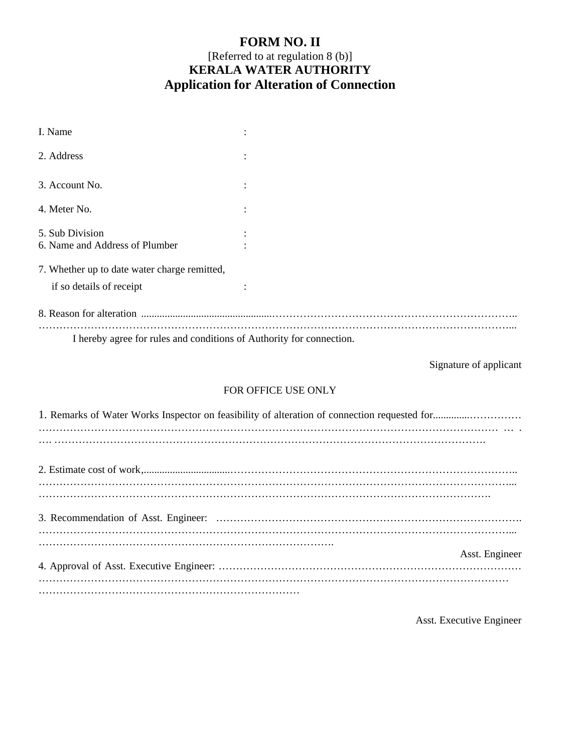# FORM NO. II

[Referred to at regulation 8 (b)]

## KERALA WATER AUTHORITY

## Application for Alteration of Connection

I. Name :

2. Address :

3. Account No. :

4. Meter No. :

5. Sub Division :

6. Name and Address of Plumber :

7. Whether up to date water charge remitted, if so details of receipt :

8. Reason for alteration ..................................................……………………………………………………………..
……………………………………………………………………………………………………………………...

I hereby agree for rules and conditions of Authority for connection.

Signature of applicant

FOR OFFICE USE ONLY

1. Remarks of Water Works Inspector on feasibility of alteration of connection requested for..............……………
……………………………………………………………………………………………………………… … .
…. …………………………………………………………………………………………………………….

2. Estimate cost of work,.................................…………………………………………………………………………..
……………………………………………………………………………………………………………………...
…………………………………………………………………………………………………………………….

3. Recommendation of Asst. Engineer: …………………………………………………………………………….
……………………………………………………………………………………………………………………...
…………………………………………………………………………….

Asst. Engineer

4. Approval of Asst. Executive Engineer: ……………………………………………………………………………
……………………………………………………………………………………………………………………
…………………………………………………………………

Asst. Executive Engineer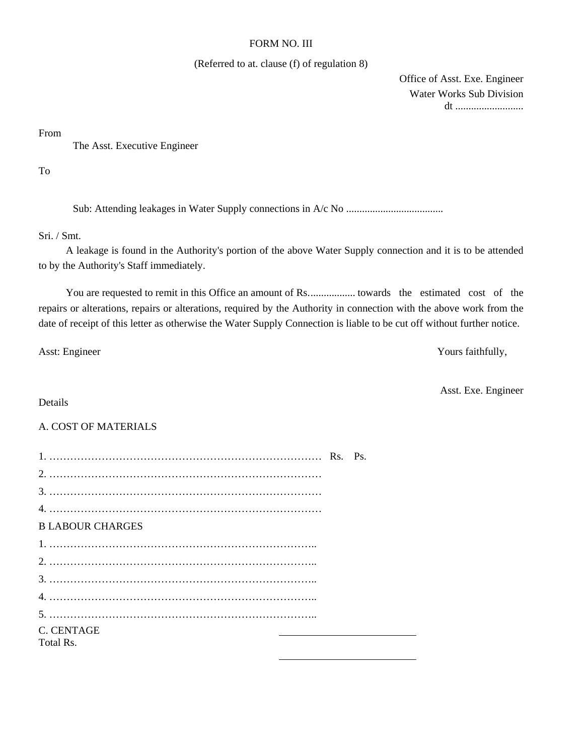FORM NO. III

(Referred to at. clause (f) of regulation 8)

Office of Asst. Exe. Engineer
Water Works Sub Division
dt ..........................

From

The Asst. Executive Engineer

To

Sub: Attending leakages in Water Supply connections in A/c No ....................................

Sri. / Smt.

A leakage is found in the Authority's portion of the above Water Supply connection and it is to be attended to by the Authority's Staff immediately.

You are requested to remit in this Office an amount of Rs................. towards the estimated cost of the repairs or alterations, repairs or alterations, required by the Authority in connection with the above work from the date of receipt of this letter as otherwise the Water Supply Connection is liable to be cut off without further notice.

Asst: Engineer

Yours faithfully,

Asst. Exe. Engineer

Details

A. COST OF MATERIALS

1. …………………………………………………………………… Rs. Ps.
2. ……………………………………………………………………
3. ……………………………………………………………………
4. ……………………………………………………………………

B LABOUR CHARGES

1. …………………………………………………………………..
2. …………………………………………………………………..
3. …………………………………………………………………..
4. …………………………………………………………………..
5. …………………………………………………………………..

C. CENTAGE ____________________

Total Rs. ____________________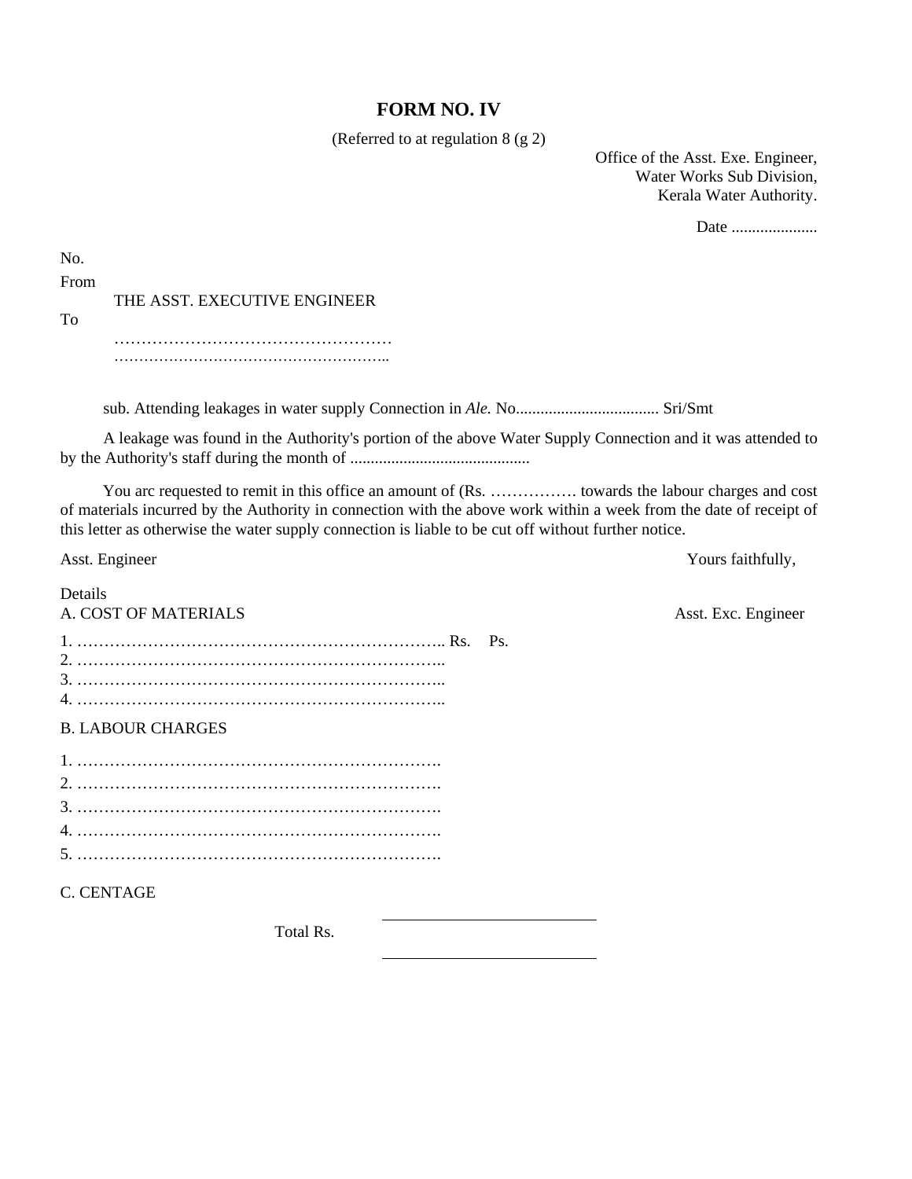# FORM NO. IV

(Referred to at regulation 8 (g 2)

Office of the Asst. Exe. Engineer,
Water Works Sub Division,
Kerala Water Authority.

Date .....................

No.

From

THE ASST. EXECUTIVE ENGINEER

To

……………………………………………
………………………………………………..

sub. Attending leakages in water supply Connection in *Ale.* No.................................. Sri/Smt

A leakage was found in the Authority's portion of the above Water Supply Connection and it was attended to by the Authority's staff during the month of ............................................

You arc requested to remit in this office an amount of (Rs. ……………. towards the labour charges and cost of materials incurred by the Authority in connection with the above work within a week from the date of receipt of this letter as otherwise the water supply connection is liable to be cut off without further notice.

Asst. Engineer

Yours faithfully,

Asst. Exc. Engineer

Details

A. COST OF MATERIALS

1. ………………………………………………………….. Rs. Ps.
2. …………………………………………………………..
3. …………………………………………………………..
4. …………………………………………………………..

B. LABOUR CHARGES

1. ………………………………………………………….
2. ………………………………………………………….
3. ………………………………………………………….
4. ………………………………………………………….
5. ………………………………………………………….

C. CENTAGE

Total Rs. ____________________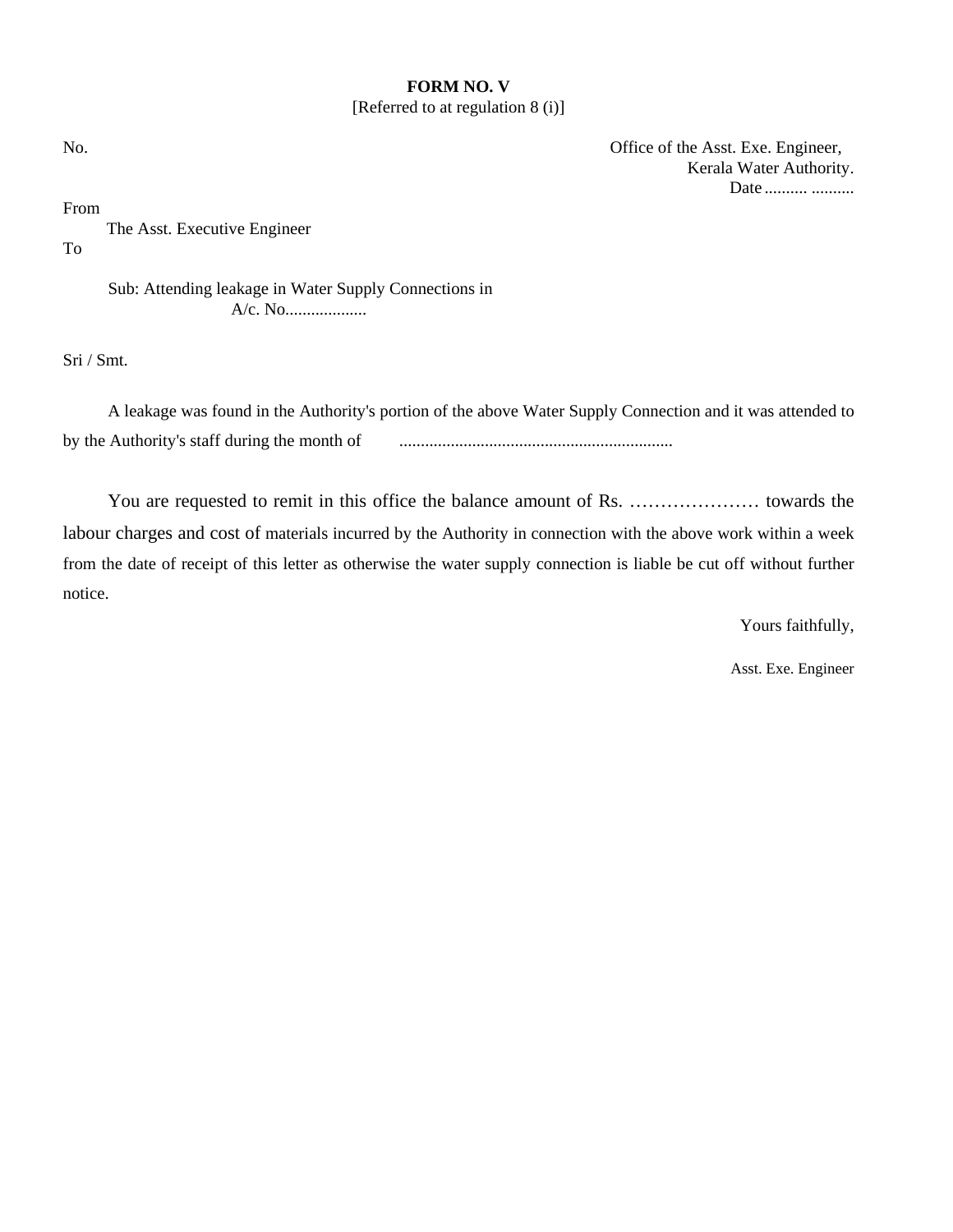**FORM NO. V**

[Referred to at regulation 8 (i)]

No. Office of the Asst. Exe. Engineer,
Kerala Water Authority.
Date.......... ..........

From

The Asst. Executive Engineer

To

Sub: Attending leakage in Water Supply Connections in A/c. No...................

Sri / Smt.

A leakage was found in the Authority's portion of the above Water Supply Connection and it was attended to by the Authority's staff during the month of ................................................................

You are requested to remit in this office the balance amount of Rs. ………………… towards the labour charges and cost of materials incurred by the Authority in connection with the above work within a week from the date of receipt of this letter as otherwise the water supply connection is liable be cut off without further notice.

Yours faithfully,

Asst. Exe. Engineer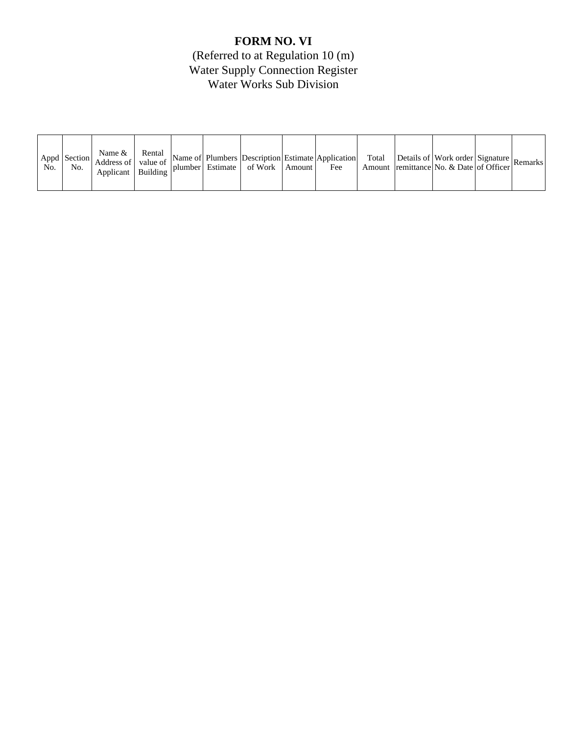# FORM NO. VI

(Referred to at Regulation 10 (m))

Water Supply Connection Register

Water Works Sub Division

| Appd No. | Section No. | Name & Address of Applicant | Rental value of Building | Name of plumber | Plumbers Estimate | Description of Work | Estimate Amount | Application Fee | Total Amount | Details of remittance | Work order No. & Date | Signature of Officer | Remarks |
|---|---|---|---|---|---|---|---|---|---|---|---|---|---|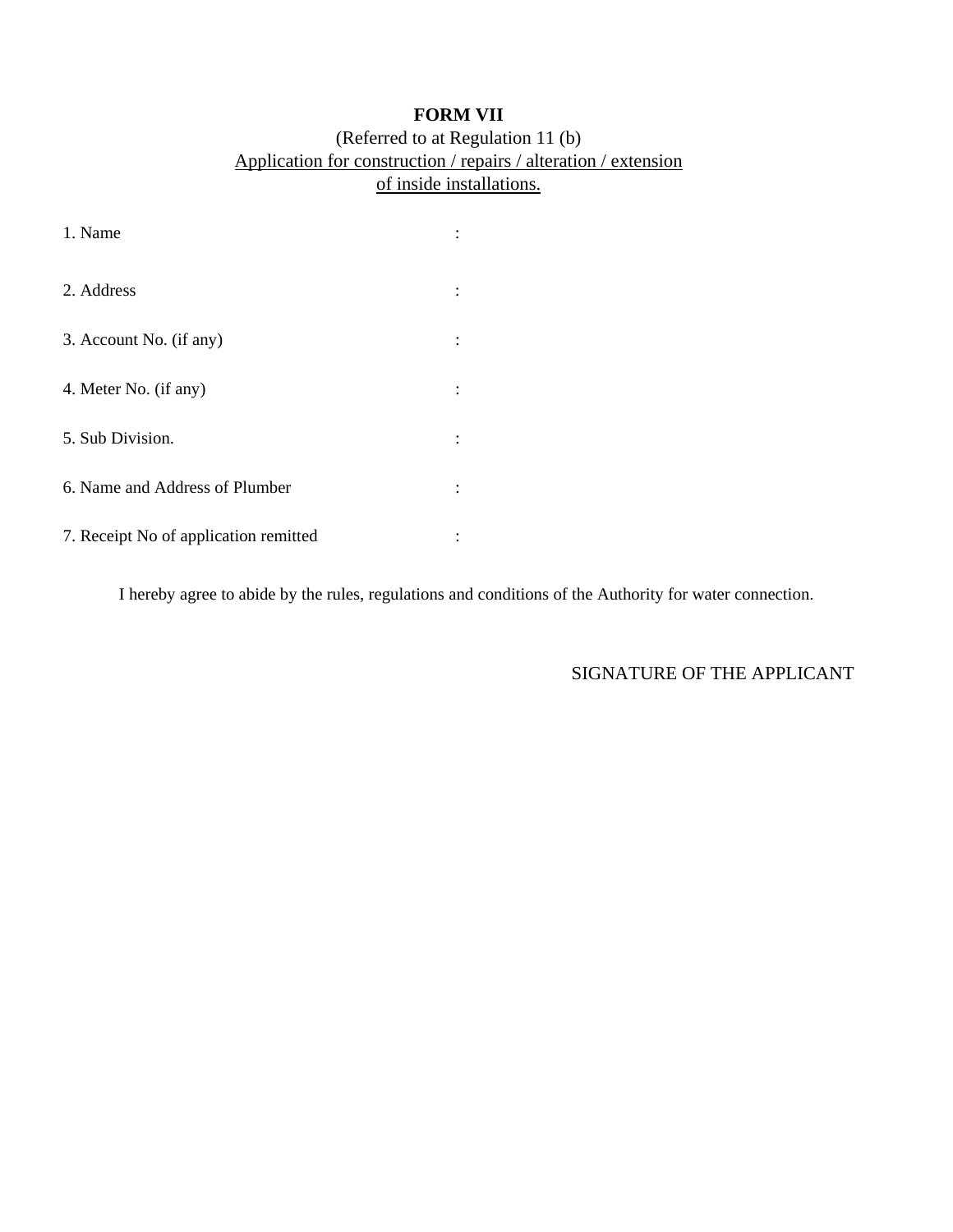# FORM VII

(Referred to at Regulation 11 (b)

Application for construction / repairs / alteration / extension of inside installations.

1. Name :

2. Address :

3. Account No. (if any) :

4. Meter No. (if any) :

5. Sub Division. :

6. Name and Address of Plumber :

7. Receipt No of application remitted :

I hereby agree to abide by the rules, regulations and conditions of the Authority for water connection.

SIGNATURE OF THE APPLICANT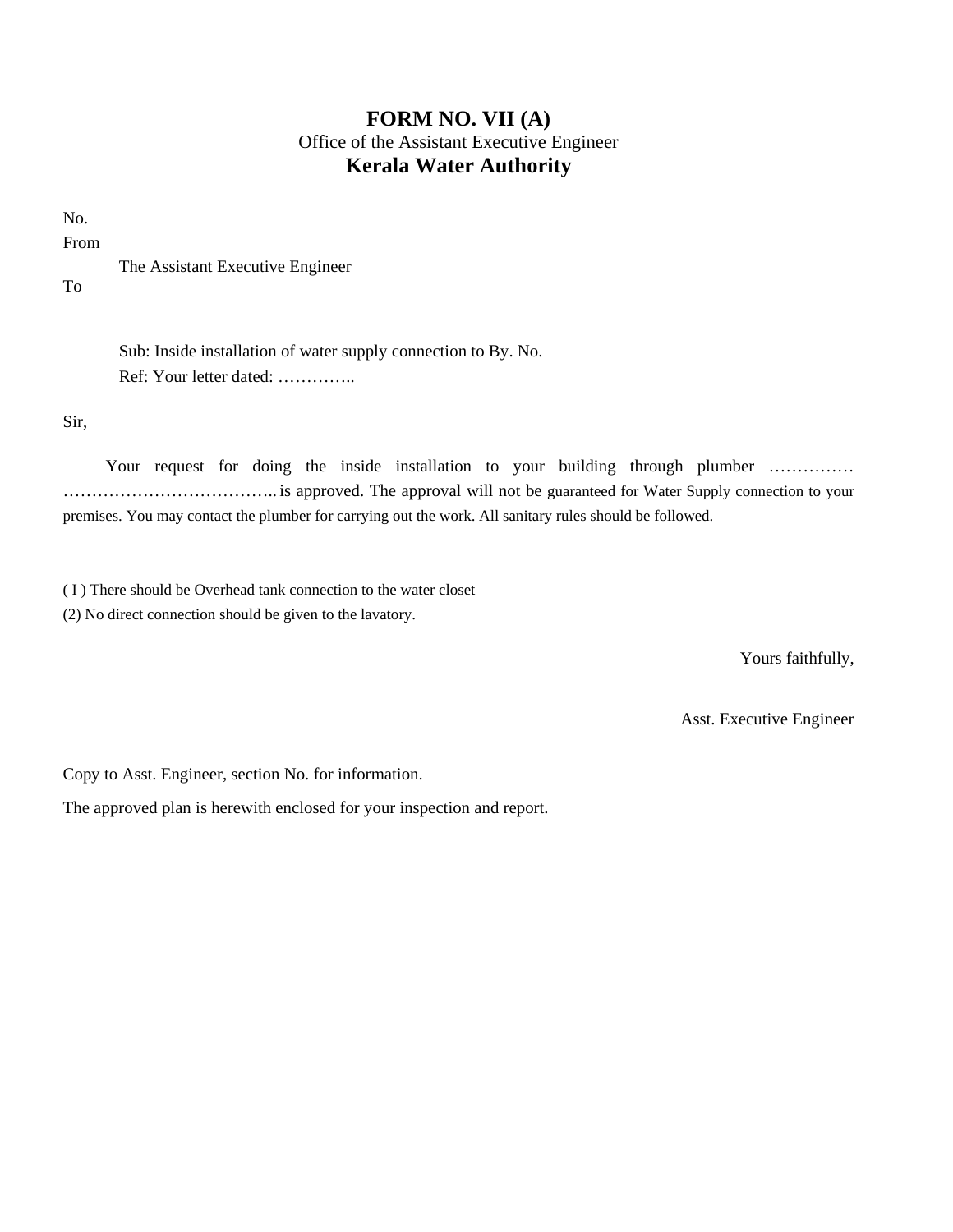# FORM NO. VII (A)

Office of the Assistant Executive Engineer

## Kerala Water Authority

No.

From

The Assistant Executive Engineer

To

Sub: Inside installation of water supply connection to By. No.

Ref: Your letter dated: …………..

Sir,

Your request for doing the inside installation to your building through plumber …………… ……………………………….. is approved. The approval will not be guaranteed for Water Supply connection to your premises. You may contact the plumber for carrying out the work. All sanitary rules should be followed.

( I ) There should be Overhead tank connection to the water closet

(2) No direct connection should be given to the lavatory.

Yours faithfully,

Asst. Executive Engineer

Copy to Asst. Engineer, section No. for information.

The approved plan is herewith enclosed for your inspection and report.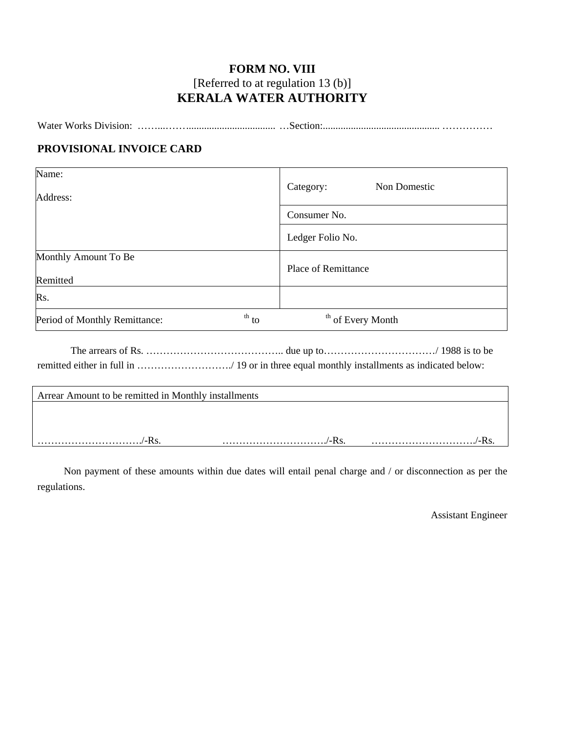# FORM NO. VIII

[Referred to at regulation 13 (b)]

## KERALA WATER AUTHORITY

Water Works Division: ……...……................................... …Section:.............................................. ……………

**PROVISIONAL INVOICE CARD**

| Name:<br><br>Address: | Category: Non Domestic |
|---|---|
| | Consumer No. |
| | Ledger Folio No. |
| Monthly Amount To Be<br><br>Remitted | Place of Remittance |
| Rs. | |
| Period of Monthly Remittance: th to | th of Every Month |

The arrears of Rs. ………………………………….. due up to……………………………/ 1988 is to be remitted either in full in ………………………./ 19 or in three equal monthly installments as indicated below:

| Arrear Amount to be remitted in Monthly installments | | |
|---|---|---|
| …………………………./-Rs. | …………………………./-Rs. | …………………………./-Rs. |

Non payment of these amounts within due dates will entail penal charge and / or disconnection as per the regulations.

Assistant Engineer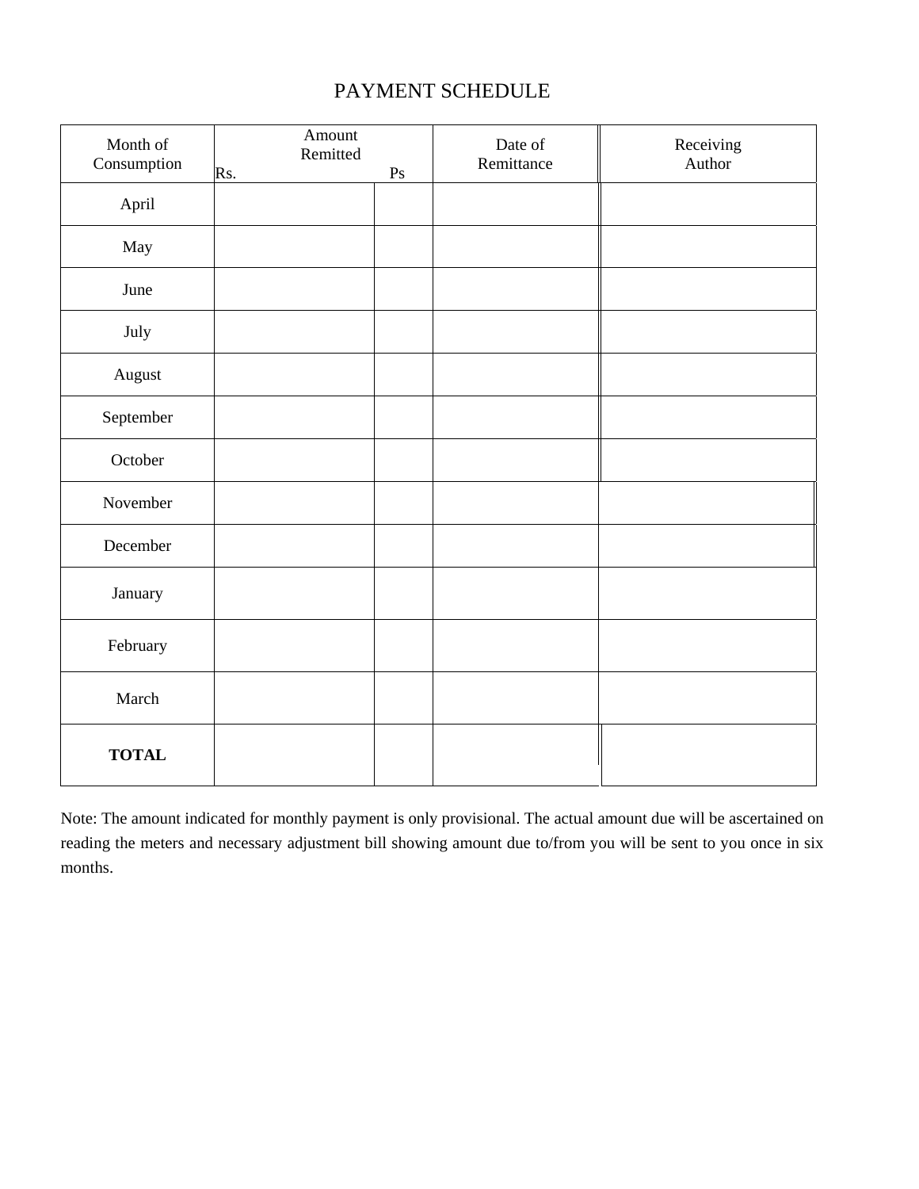# PAYMENT SCHEDULE

| Month of Consumption | Amount Remitted Rs. | Ps | Date of Remittance | Receiving Author |
|---|---|---|---|---|
| April | | | | |
| May | | | | |
| June | | | | |
| July | | | | |
| August | | | | |
| September | | | | |
| October | | | | |
| November | | | | |
| December | | | | |
| January | | | | |
| February | | | | |
| March | | | | |
| **TOTAL** | | | | |

Note: The amount indicated for monthly payment is only provisional. The actual amount due will be ascertained on reading the meters and necessary adjustment bill showing amount due to/from you will be sent to you once in six months.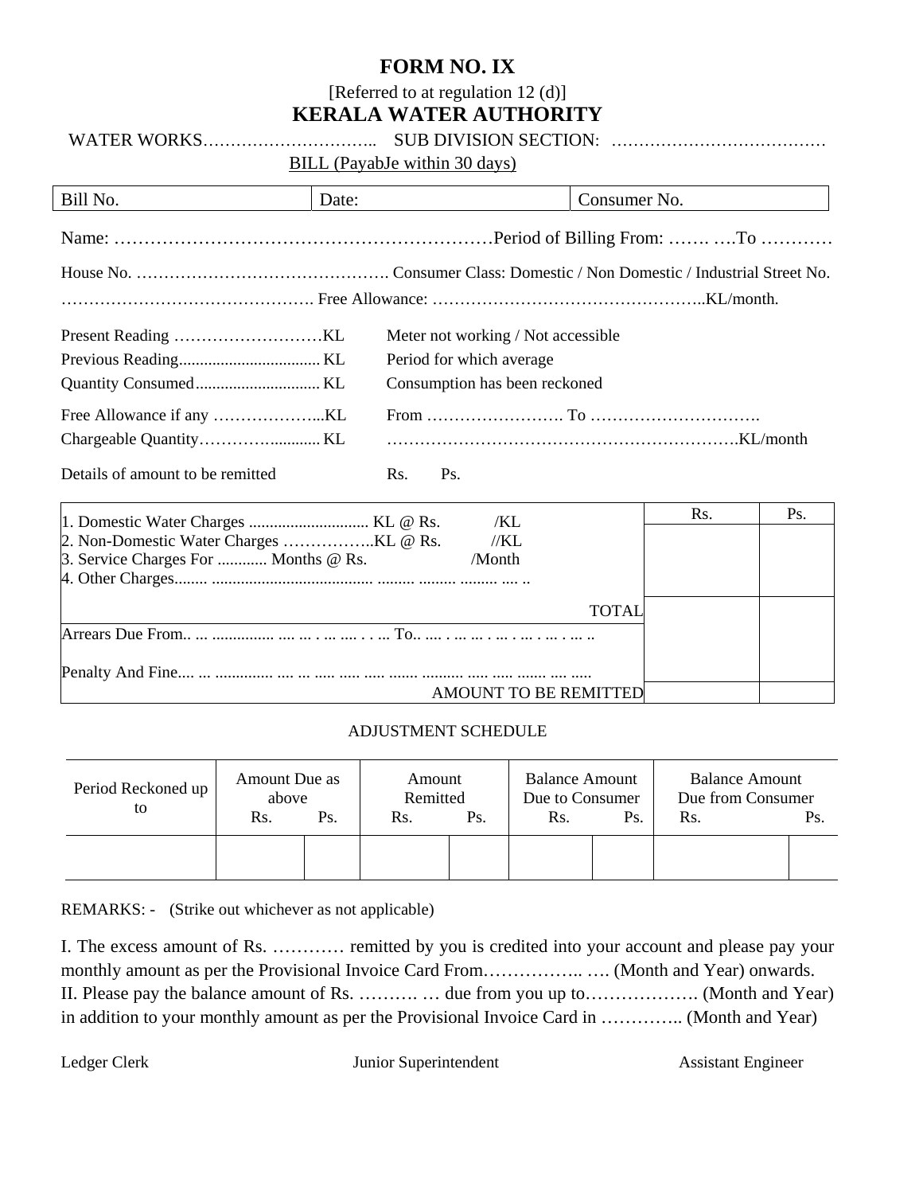# FORM NO. IX

[Referred to at regulation 12 (d)]

## KERALA WATER AUTHORITY

WATER WORKS………………………….. SUB DIVISION SECTION: …………………………………

BILL (PayabJe within 30 days)

| Bill No. | Date: | Consumer No. |
|---|---|---|

Name: ………………………………………………………Period of Billing From: ……. ….To …………

House No. ………………………………………. Consumer Class: Domestic / Non Domestic / Industrial Street No. ………………………………………. Free Allowance: …………………………………………..KL/month.

Present Reading ……………………KL
Previous Reading.................................. KL
Quantity Consumed.............................. KL
Free Allowance if any ………………...KL
Chargeable Quantity………….......... KL

Meter not working / Not accessible
Period for which average
Consumption has been reckoned
From ……………………. To ………………………….
…………………………………………………….KL/month

Details of amount to be remitted Rs. Ps.

| | Rs. | Ps. |
|---|---|---|
| 1. Domestic Water Charges ............................. KL @ Rs. /KL<br>2. Non-Domestic Water Charges ……………..KL @ Rs. //KL<br>3. Service Charges For ............ Months @ Rs. /Month<br>4. Other Charges........ ...................................... ......... ......... ......... .... .. | | |
| TOTAL | | |
| Arrears Due From.. ... ............... .... ... . ... .... . . ... To.. .... . ... ... . ... . ... . ... . ... .. | | |
| Penalty And Fine.... ... .............. .... ... ..... ..... ..... ....... .......... ..... ..... ....... .... ..... | | |
| AMOUNT TO BE REMITTED | | |

ADJUSTMENT SCHEDULE

| Period Reckoned up to | Amount Due as above | | Amount Remitted | | Balance Amount Due to Consumer | | Balance Amount Due from Consumer | |
|---|---|---|---|---|---|---|---|---|
| | Rs. | Ps. | Rs. | Ps. | Rs. | Ps. | Rs. | Ps. |
| | | | | | | | | |

REMARKS: - (Strike out whichever as not applicable)

I. The excess amount of Rs. ………… remitted by you is credited into your account and please pay your monthly amount as per the Provisional Invoice Card From…………….. …. (Month and Year) onwards.
II. Please pay the balance amount of Rs. ………. … due from you up to………………. (Month and Year) in addition to your monthly amount as per the Provisional Invoice Card in ………….. (Month and Year)

Ledger Clerk | Junior Superintendent | Assistant Engineer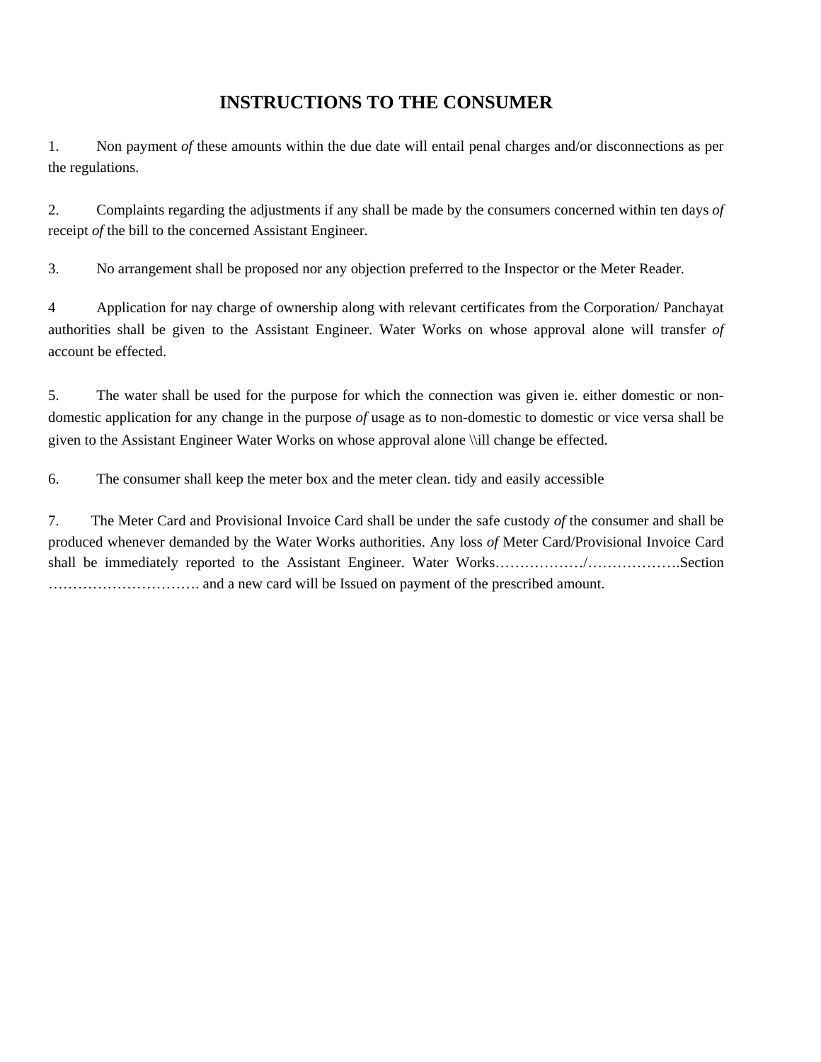# INSTRUCTIONS TO THE CONSUMER

1. Non payment *of* these amounts within the due date will entail penal charges and/or disconnections as per the regulations.

2. Complaints regarding the adjustments if any shall be made by the consumers concerned within ten days *of* receipt *of* the bill to the concerned Assistant Engineer.

3. No arrangement shall be proposed nor any objection preferred to the Inspector or the Meter Reader.

4 Application for nay charge of ownership along with relevant certificates from the Corporation/ Panchayat authorities shall be given to the Assistant Engineer. Water Works on whose approval alone will transfer *of* account be effected.

5. The water shall be used for the purpose for which the connection was given ie. either domestic or non-domestic application for any change in the purpose *of* usage as to non-domestic to domestic or vice versa shall be given to the Assistant Engineer Water Works on whose approval alone \\ill change be effected.

6. The consumer shall keep the meter box and the meter clean. tidy and easily accessible

7. The Meter Card and Provisional Invoice Card shall be under the safe custody *of* the consumer and shall be produced whenever demanded by the Water Works authorities. Any loss *of* Meter Card/Provisional Invoice Card shall be immediately reported to the Assistant Engineer. Water Works………………/……………….Section …………………………. and a new card will be Issued on payment of the prescribed amount.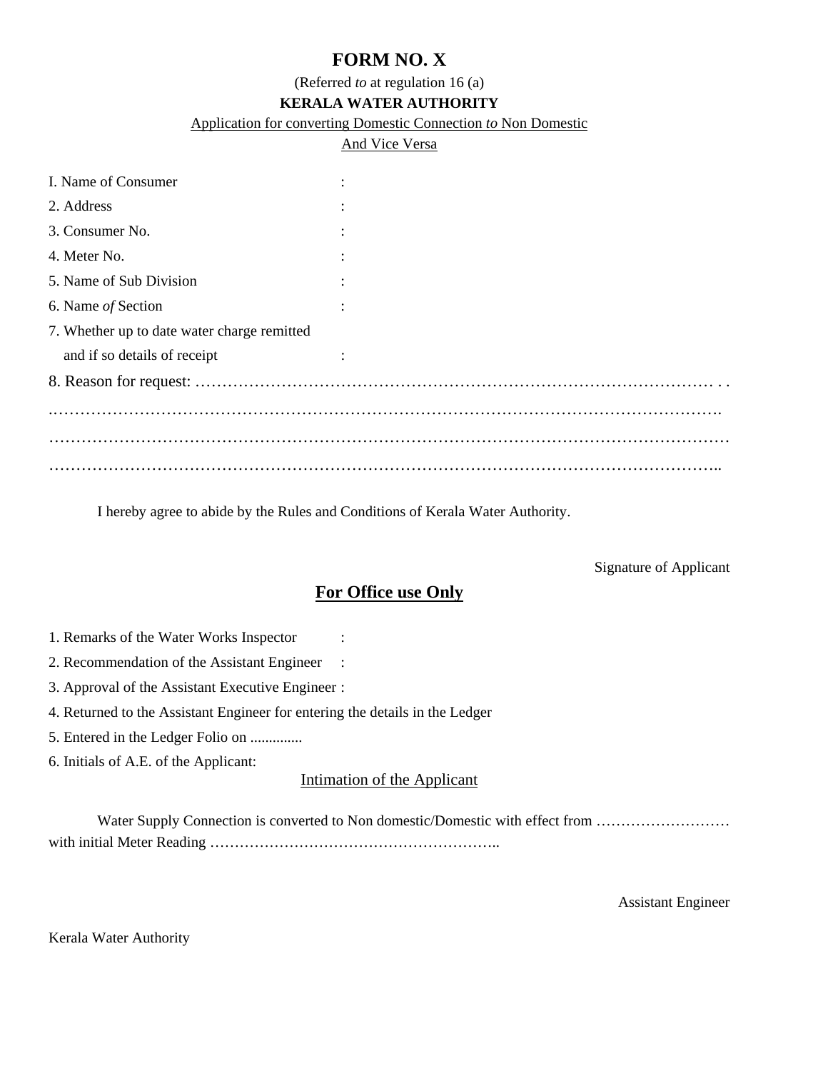# FORM NO. X

(Referred *to* at regulation 16 (a)

**KERALA WATER AUTHORITY**

Application for converting Domestic Connection *to* Non Domestic And Vice Versa

I. Name of Consumer :

2. Address :

3. Consumer No. :

4. Meter No. :

5. Name of Sub Division :

6. Name *of* Section :

7. Whether up to date water charge remitted and if so details of receipt :

8. Reason for request: ………………………………………………………………………………… . .
.…………………………………………………………………………………………………………….
……………………………………………………………………………………………………………
……………………………………………………………………………………………………………..

I hereby agree to abide by the Rules and Conditions of Kerala Water Authority.

Signature of Applicant

## For Office use Only

1. Remarks of the Water Works Inspector :
2. Recommendation of the Assistant Engineer :
3. Approval of the Assistant Executive Engineer :
4. Returned to the Assistant Engineer for entering the details in the Ledger
5. Entered in the Ledger Folio on ..............
6. Initials of A.E. of the Applicant:

Intimation of the Applicant

Water Supply Connection is converted to Non domestic/Domestic with effect from ……………………… with initial Meter Reading …………………………………………………..

Assistant Engineer

Kerala Water Authority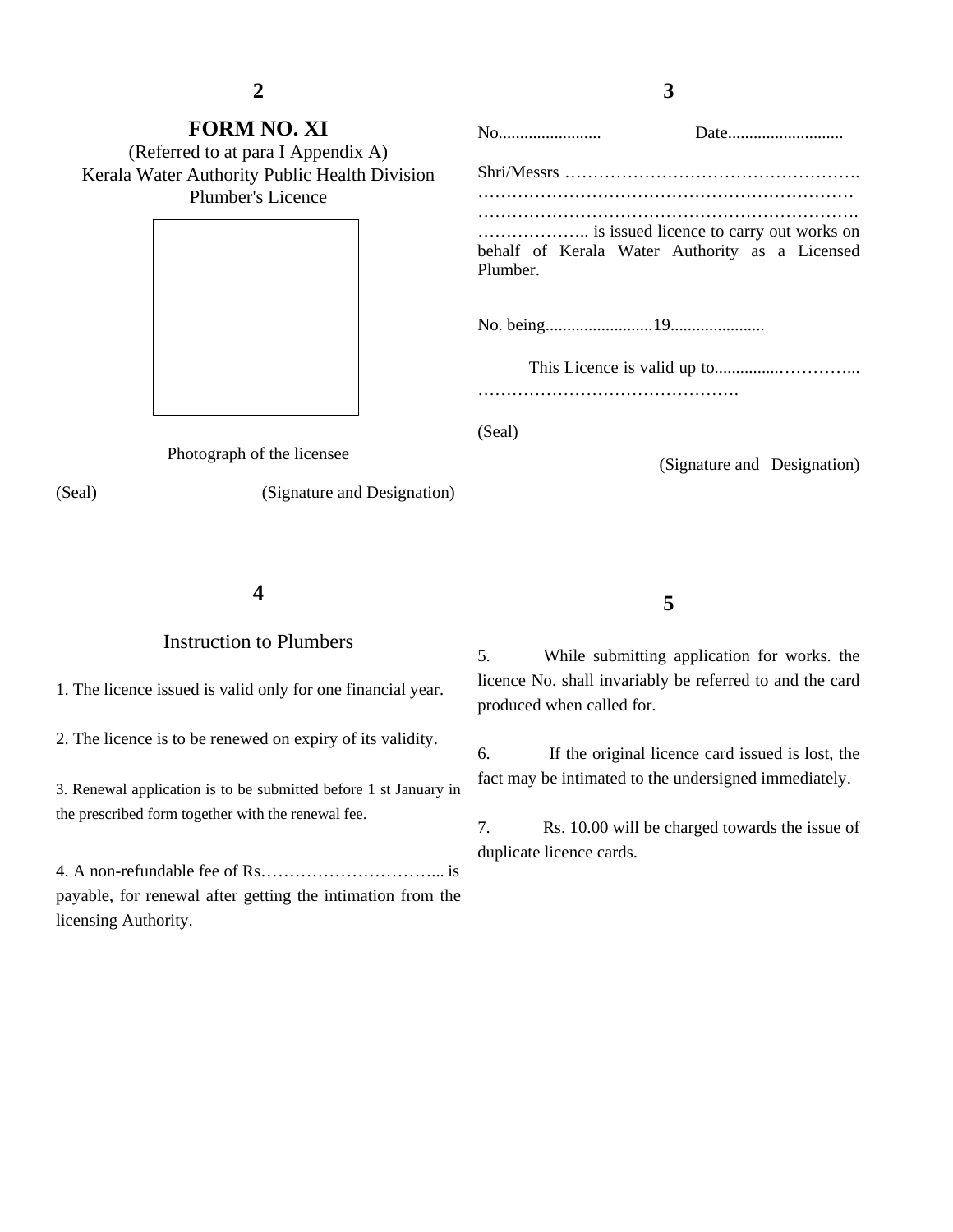# 2

## FORM NO. XI

(Referred to at para I Appendix A)
Kerala Water Authority Public Health Division
Plumber's Licence

Photograph of the licensee

(Seal) (Signature and Designation)

# 3

No........................ Date...........................

Shri/Messrs …………………………………………….
…………………………………………………………
…………………………………………………………….
……………….. is issued licence to carry out works on behalf of Kerala Water Authority as a Licensed Plumber.

No. being.........................19......................

This Licence is valid up to...............…………..
……………………………………….

(Seal)

(Signature and Designation)

# 4

## Instruction to Plumbers

1. The licence issued is valid only for one financial year.
2. The licence is to be renewed on expiry of its validity.
3. Renewal application is to be submitted before 1 st January in the prescribed form together with the renewal fee.
4. A non-refundable fee of Rs…………………………... is payable, for renewal after getting the intimation from the licensing Authority.

# 5

5. While submitting application for works. the licence No. shall invariably be referred to and the card produced when called for.
6. If the original licence card issued is lost, the fact may be intimated to the undersigned immediately.
7. Rs. 10.00 will be charged towards the issue of duplicate licence cards.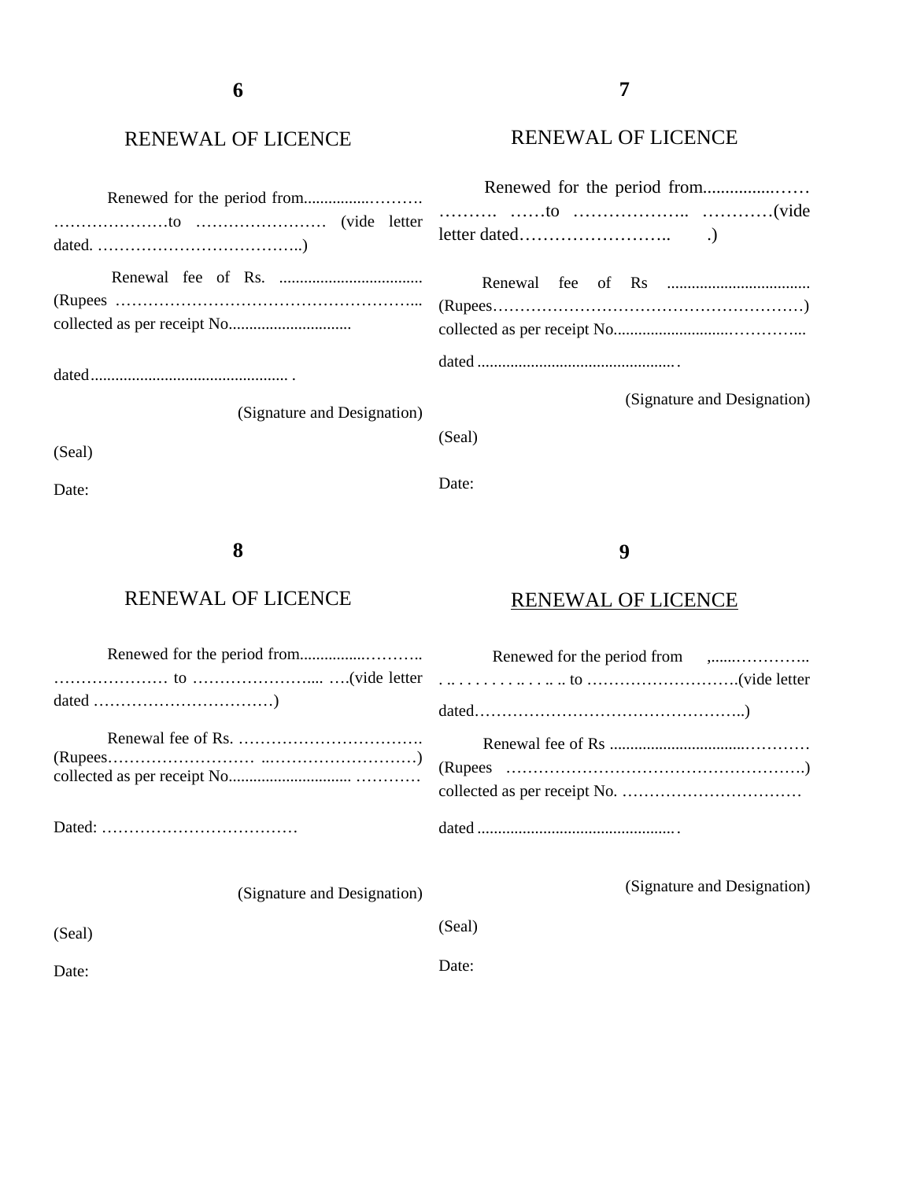## 6

## RENEWAL OF LICENCE

Renewed for the period from................………. …………………to …………………… (vide letter dated. ………………………………..)

Renewal fee of Rs. ................................... (Rupees ………………………………………………... collected as per receipt No..............................

dated................................................ .

(Signature and Designation)

(Seal)

Date:

## 7

## RENEWAL OF LICENCE

Renewed for the period from................…… ………. ……to ……………….. …………(vide letter dated…………………….. .)

Renewal fee of Rs ................................... (Rupees…………………………………………………) collected as per receipt No............................…………..

dated................................................ .

(Signature and Designation)

(Seal)

Date:

## 8

## RENEWAL OF LICENCE

Renewed for the period from................……….. ………………… to …………………... ….(vide letter dated ……………………………)

Renewal fee of Rs. ……………………………. (Rupees……………………… ..………………………) collected as per receipt No............................. …………

Dated: ………………………………

(Signature and Designation)

(Seal)

Date:

## 9

## RENEWAL OF LICENCE

Renewed for the period from ,......………….. . .. . . . . . . . .. . . .. .. to ……………………….(vide letter dated…………………………………………..)

Renewal fee of Rs ................................………… (Rupees ……………………………………………….) collected as per receipt No. ……………………………

dated................................................ .

(Signature and Designation)

(Seal)

Date: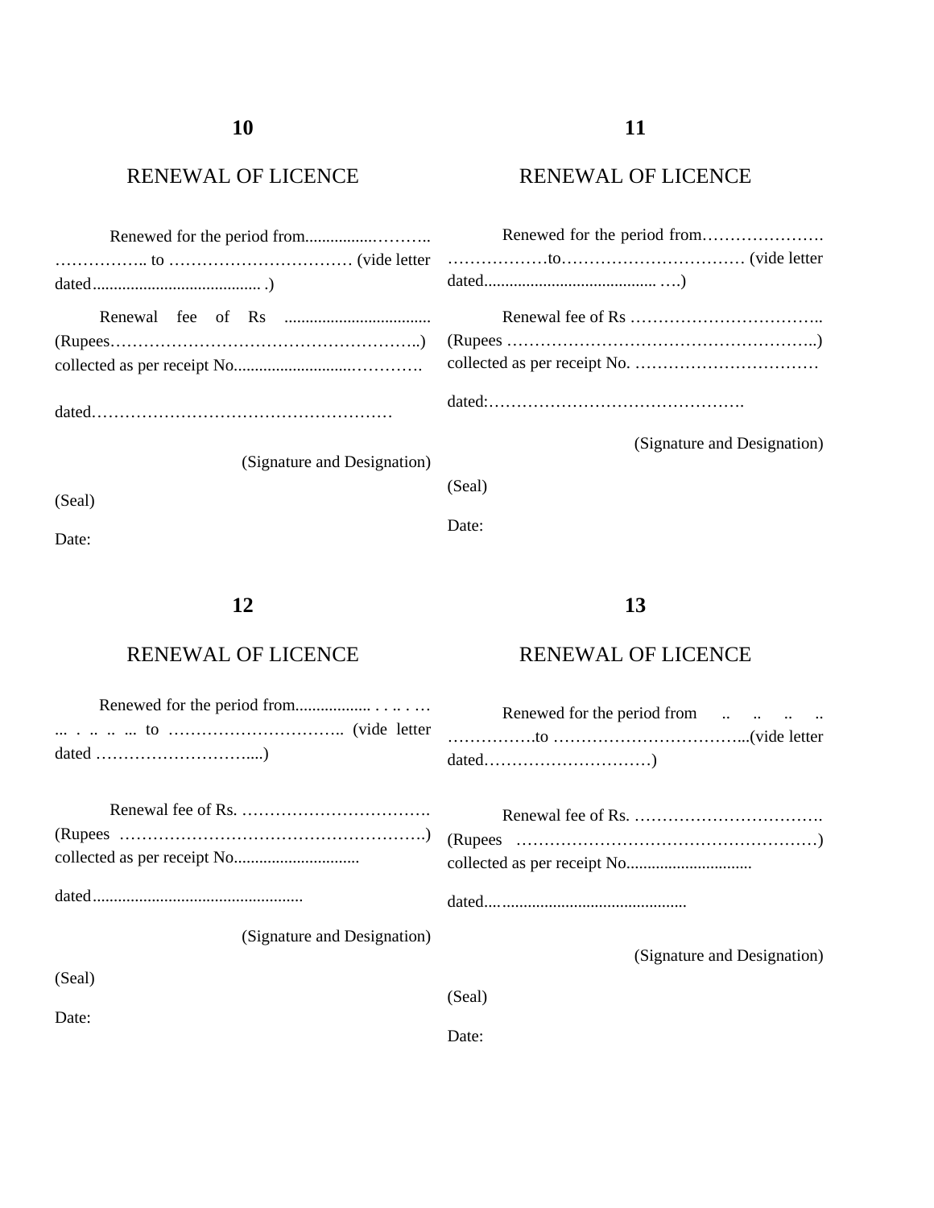## 10

### RENEWAL OF LICENCE

Renewed for the period from................………..……………..to …………………………… (vide letter dated........................................ .)

Renewal fee of Rs .................................. (Rupees………………………………………………..) collected as per receipt No...........................…………

dated………………………………………………

(Signature and Designation)

(Seal)

Date:

## 11

### RENEWAL OF LICENCE

Renewed for the period from…………………. ………………to…………………………… (vide letter dated......................................... ….)

Renewal fee of Rs …………………………….. (Rupees ………………………………………………..) collected as per receipt No. ……………………………

dated:……………………………………….

(Signature and Designation)

(Seal)

Date:

## 12

### RENEWAL OF LICENCE

Renewed for the period from.................. . . .. . … ... . .. .. ... to ………………………….. (vide letter dated ………………………....)

Renewal fee of Rs. ……………………………. (Rupees ……………………………………………….) collected as per receipt No..............................

dated..................................................

(Signature and Designation)

(Seal)

Date:

## 13

### RENEWAL OF LICENCE

Renewed for the period from .. .. .. .. …………….to ……………………………...(vide letter dated…………………………)

Renewal fee of Rs. ……………………………. (Rupees ………………………………………………) collected as per receipt No..............................

dated.................................................

(Signature and Designation)

(Seal)

Date: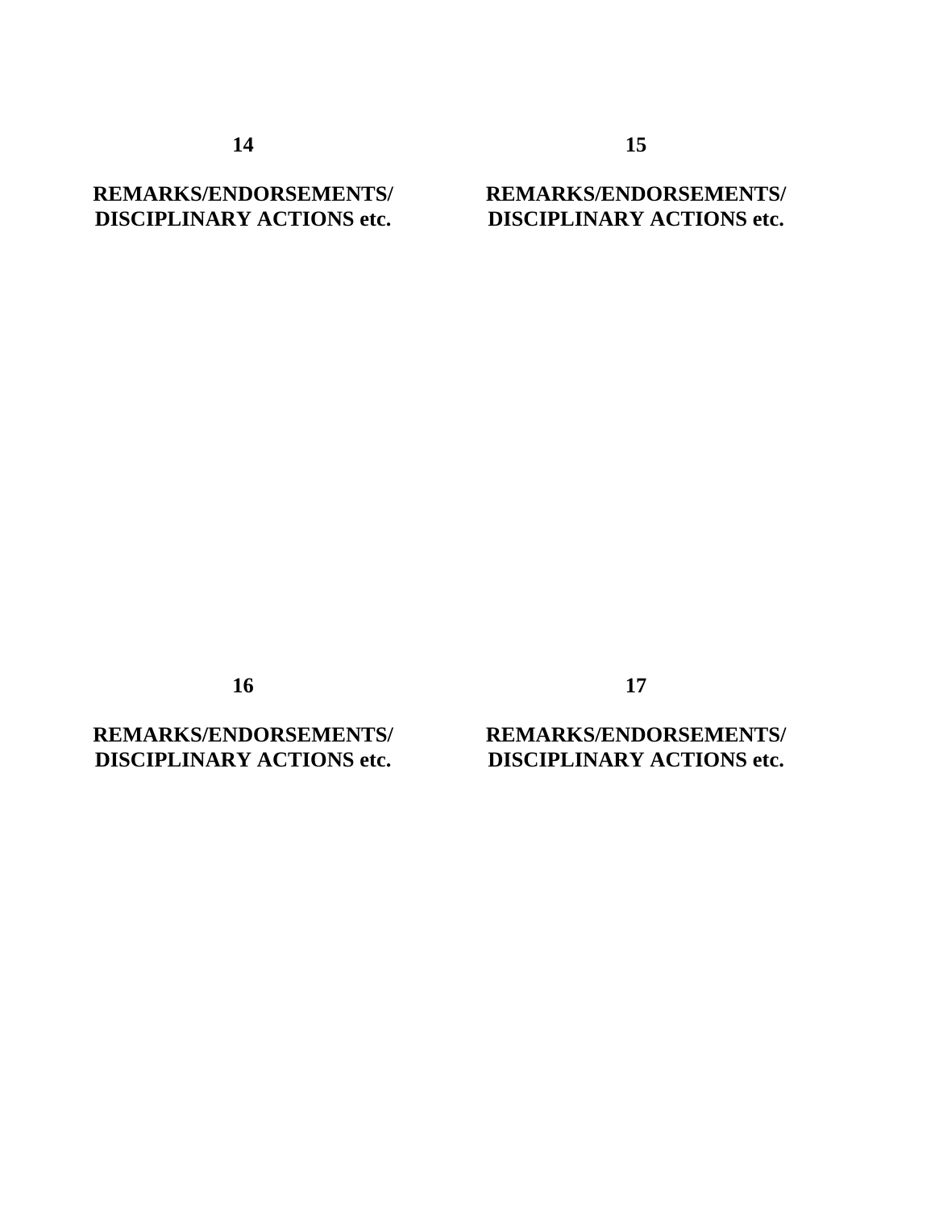**14**

**REMARKS/ENDORSEMENTS/ DISCIPLINARY ACTIONS etc.**

**15**

**REMARKS/ENDORSEMENTS/ DISCIPLINARY ACTIONS etc.**

**16**

**REMARKS/ENDORSEMENTS/ DISCIPLINARY ACTIONS etc.**

**17**

**REMARKS/ENDORSEMENTS/ DISCIPLINARY ACTIONS etc.**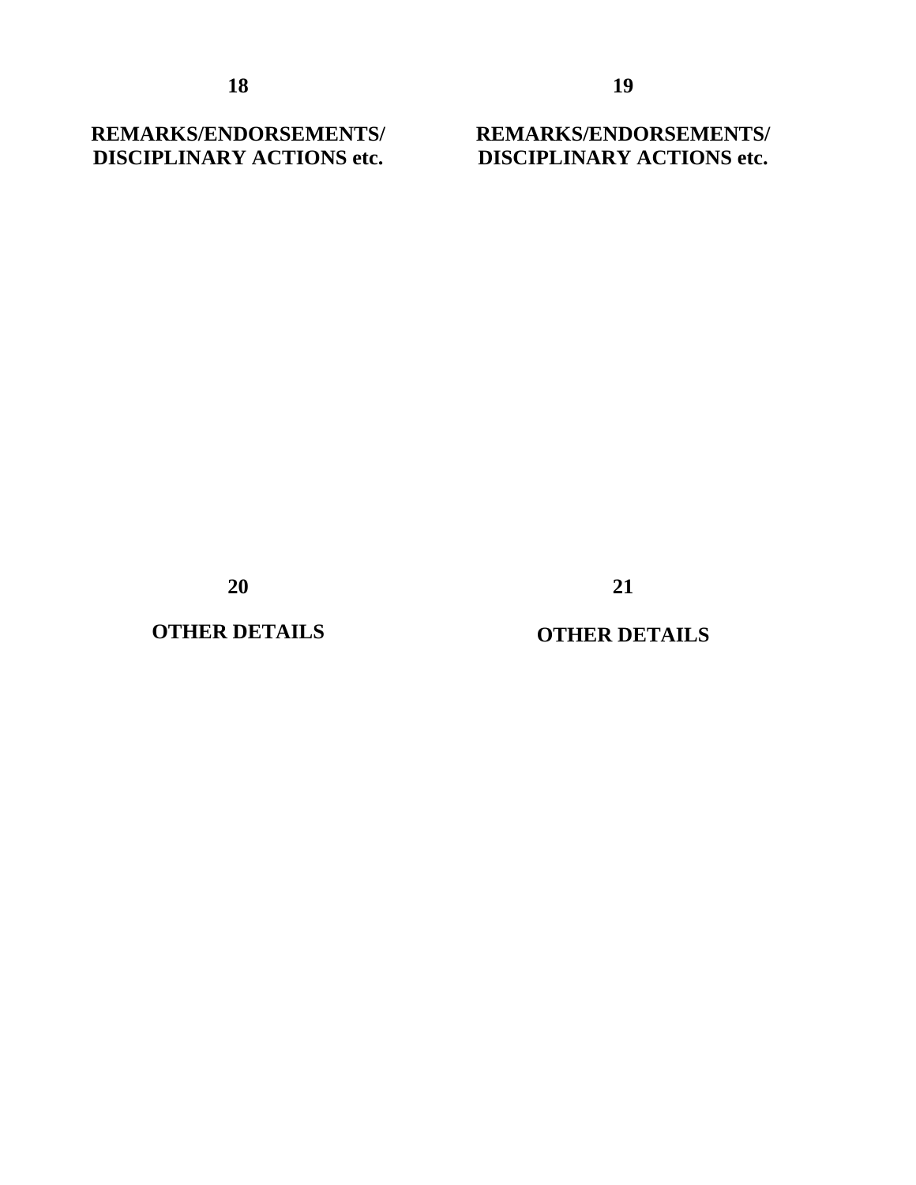**18**

**REMARKS/ENDORSEMENTS/ DISCIPLINARY ACTIONS etc.**

**19**

**REMARKS/ENDORSEMENTS/ DISCIPLINARY ACTIONS etc.**

**20**

**OTHER DETAILS**

**21**

**OTHER DETAILS**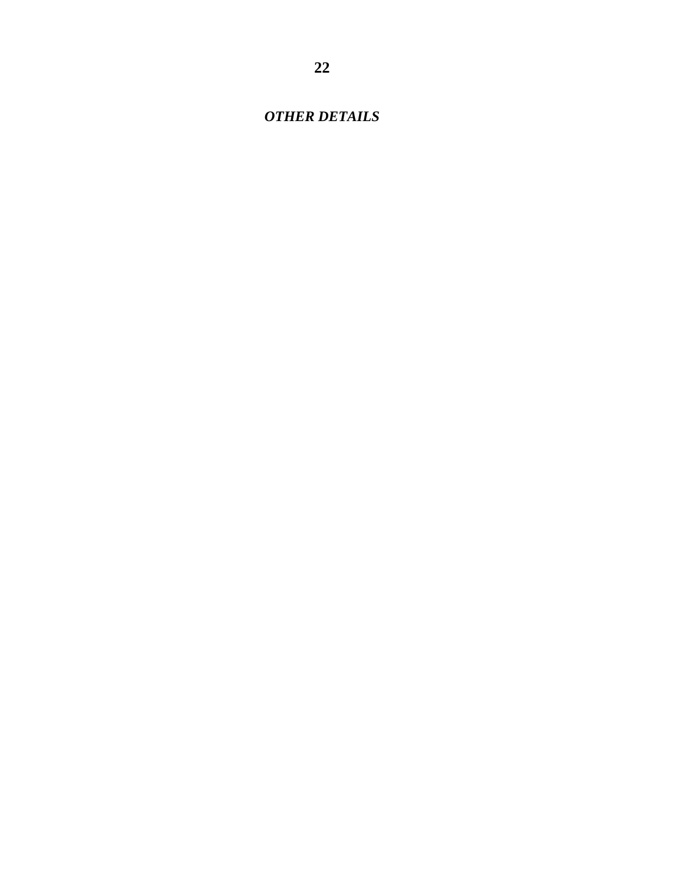## *OTHER DETAILS*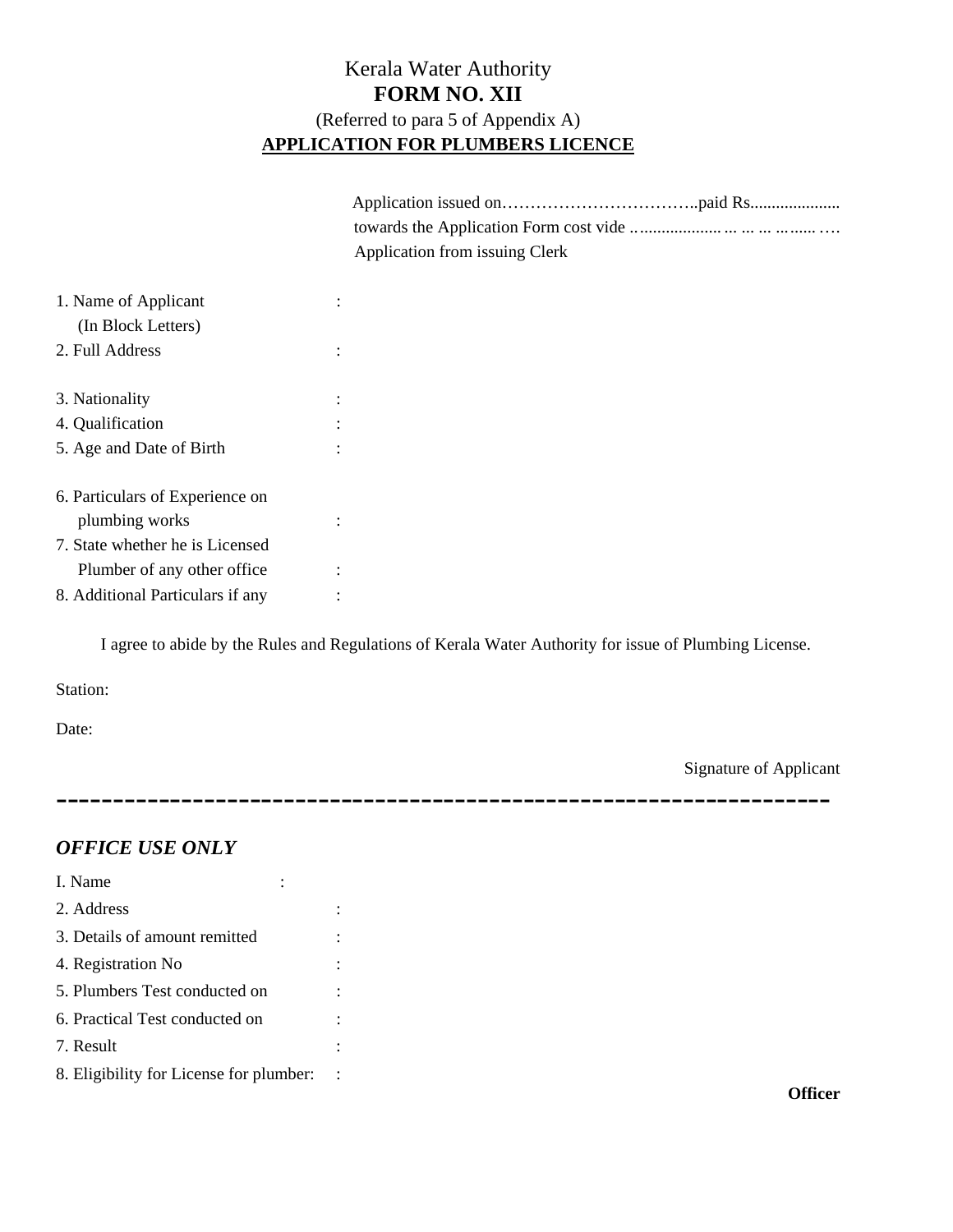Kerala Water Authority

**FORM NO. XII**

(Referred to para 5 of Appendix A)

**APPLICATION FOR PLUMBERS LICENCE**

Application issued on……………………………..paid Rs.....................
towards the Application Form cost vide ….................. ... ... ... ......... ….
Application from issuing Clerk

1. Name of Applicant (In Block Letters) :
2. Full Address :
3. Nationality :
4. Qualification :
5. Age and Date of Birth :
6. Particulars of Experience on plumbing works :
7. State whether he is Licensed Plumber of any other office :
8. Additional Particulars if any :

I agree to abide by the Rules and Regulations of Kerala Water Authority for issue of Plumbing License.

Station:

Date:

Signature of Applicant

---

***OFFICE USE ONLY***

I. Name :
2. Address :
3. Details of amount remitted :
4. Registration No :
5. Plumbers Test conducted on :
6. Practical Test conducted on :
7. Result :
8. Eligibility for License for plumber: :

**Officer**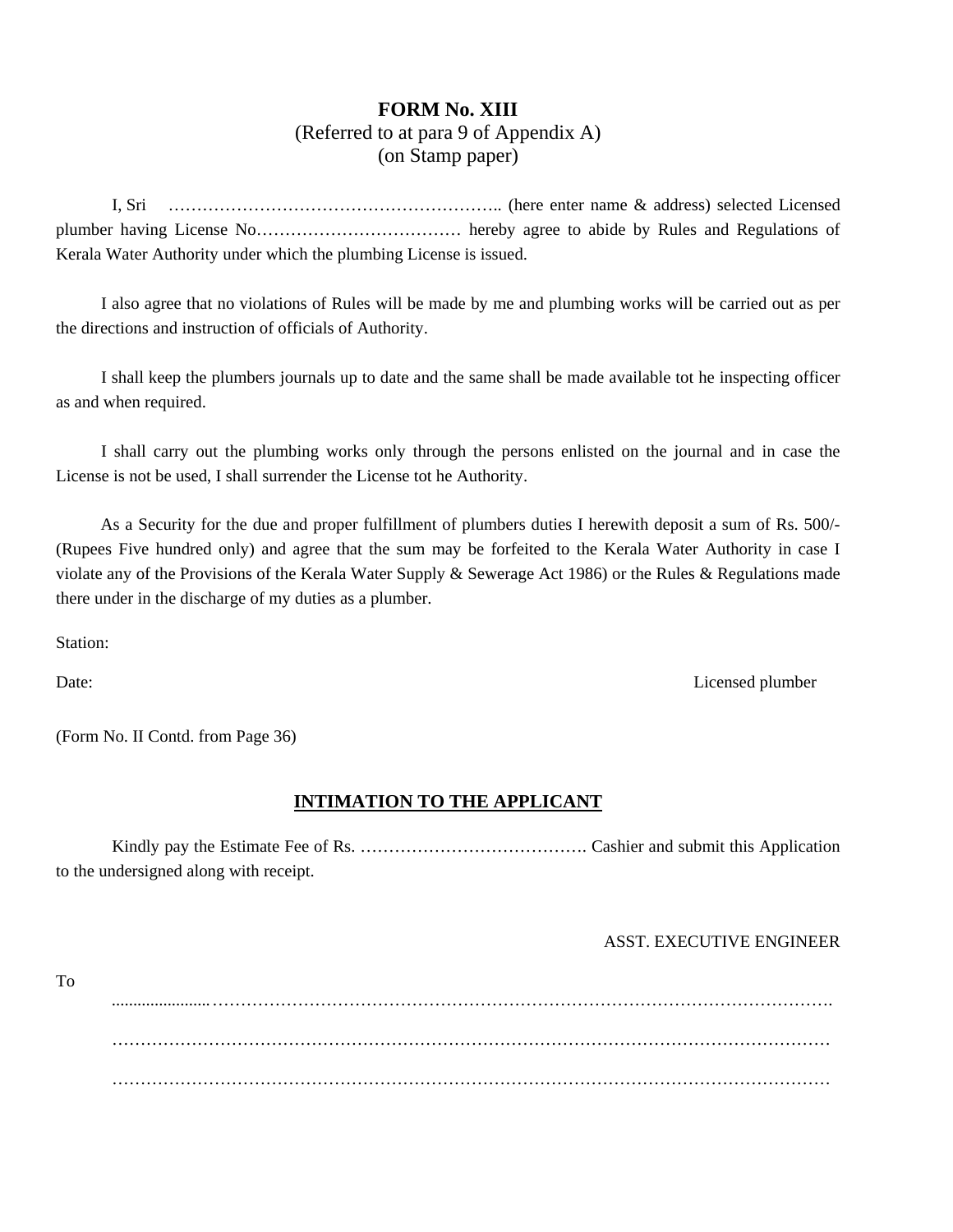# FORM No. XIII

(Referred to at para 9 of Appendix A)
(on Stamp paper)

I, Sri ………………………………………………….. (here enter name & address) selected Licensed plumber having License No……………………………… hereby agree to abide by Rules and Regulations of Kerala Water Authority under which the plumbing License is issued.

I also agree that no violations of Rules will be made by me and plumbing works will be carried out as per the directions and instruction of officials of Authority.

I shall keep the plumbers journals up to date and the same shall be made available tot he inspecting officer as and when required.

I shall carry out the plumbing works only through the persons enlisted on the journal and in case the License is not be used, I shall surrender the License tot he Authority.

As a Security for the due and proper fulfillment of plumbers duties I herewith deposit a sum of Rs. 500/- (Rupees Five hundred only) and agree that the sum may be forfeited to the Kerala Water Authority in case I violate any of the Provisions of the Kerala Water Supply & Sewerage Act 1986) or the Rules & Regulations made there under in the discharge of my duties as a plumber.

Station:

Date: Licensed plumber

(Form No. II Contd. from Page 36)

## INTIMATION TO THE APPLICANT

Kindly pay the Estimate Fee of Rs. …………………………………. Cashier and submit this Application to the undersigned along with receipt.

ASST. EXECUTIVE ENGINEER

To

.......................…………………………………………………………………………………………….

……………………………………………………………………………………………………………

……………………………………………………………………………………………………………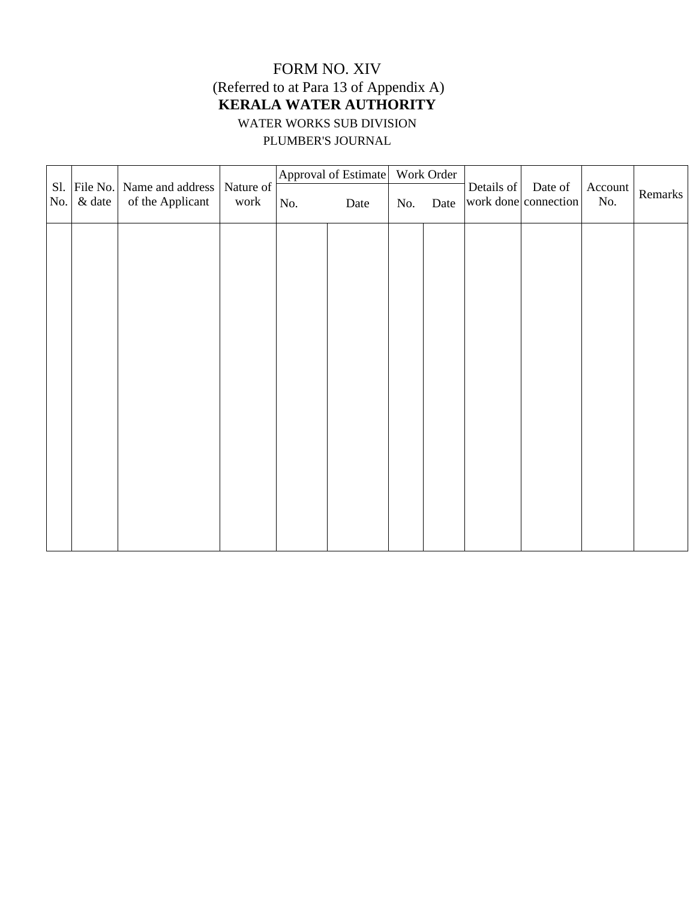FORM NO. XIV

(Referred to at Para 13 of Appendix A)

**KERALA WATER AUTHORITY**

WATER WORKS SUB DIVISION

PLUMBER'S JOURNAL

| Sl. No. | File No. & date | Name and address of the Applicant | Nature of work | Approval of Estimate | | Work Order | | Details of work done | Date of connection | Account No. | Remarks |
|---|---|---|---|---|---|---|---|---|---|---|---|
| | | | | No. | Date | No. | Date | | | | |
| | | | | | | | | | | | |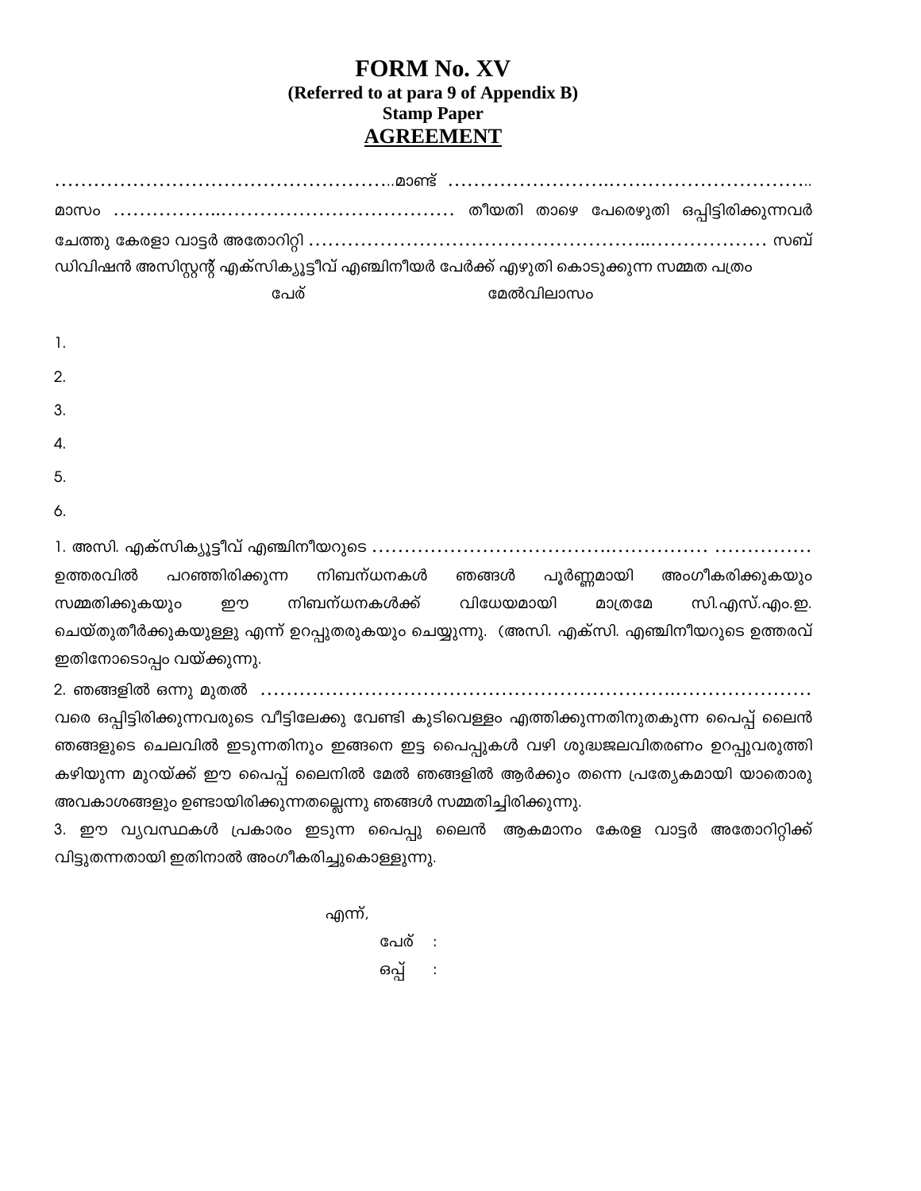# FORM No. XV

**(Referred to at para 9 of Appendix B)**

**Stamp Paper**

## AGREEMENT

……………………………………………..മാണ്ട് …………………..…………………………..

മാസം ……………..…………………………… തീയതി താഴെ പേരെഴുതി ഒപ്പിട്ടിരിക്കുന്നവർ ചേത്തു കേരളാ വാട്ടർ അതോറിറ്റി …………………………………………..……………… സബ് ഡിവിഷൻ അസിസ്റ്റന്റ് എക്സിക്യൂട്ടീവ് എഞ്ചിനീയർ പേർക്ക് എഴുതി കൊടുക്കുന്ന സമ്മത പത്രം

| | പേര് | മേൽവിലാസം |
|---|---|---|
| 1. | | |
| 2. | | |
| 3. | | |
| 4. | | |
| 5. | | |
| 6. | | |

1. അസി. എക്സിക്യൂട്ടീവ് എഞ്ചിനീയറുടെ …………………………….………….. …………… ഉത്തരവിൽ പറഞ്ഞിരിക്കുന്ന നിബന്ധനകൾ ഞങ്ങൾ പൂർണ്ണമായി അംഗീകരിക്കുകയും സമ്മതിക്കുകയും ഈ നിബന്ധനകൾക്ക് വിധേയമായി മാത്രമേ സി.എസ്.എം.ഇ. ചെയ്തുതീർക്കുകയുള്ളു എന്ന് ഉറപ്പുതരുകയും ചെയ്യുന്നു. (അസി. എക്സി. എഞ്ചിനീയറുടെ ഉത്തരവ് ഇതിനോടൊപ്പം വയ്ക്കുന്നു.

2. ഞങ്ങളിൽ ഒന്നു മുതൽ ……………………………………………………..……………… വരെ ഒപ്പിട്ടിരിക്കുന്നവരുടെ വീട്ടിലേക്കു വേണ്ടി കുടിവെള്ളം എത്തിക്കുന്നതിനുതകുന്ന പൈപ്പ് ലൈൻ ഞങ്ങളുടെ ചെലവിൽ ഇടുന്നതിനും ഇങ്ങനെ ഇട്ട പൈപ്പുകൾ വഴി ശുദ്ധജലവിതരണം ഉറപ്പുവരുത്തി കഴിയുന്ന മുറയ്ക്ക് ഈ പൈപ്പ് ലൈനിൽ മേൽ ഞങ്ങളിൽ ആർക്കും തന്നെ പ്രത്യേകമായി യാതൊരു അവകാശങ്ങളും ഉണ്ടായിരിക്കുന്നതല്ലെന്നു ഞങ്ങൾ സമ്മതിച്ചിരിക്കുന്നു.

3. ഈ വ്യവസ്ഥകൾ പ്രകാരം ഇടുന്ന പൈപ്പു ലൈൻ ആകമാനം കേരള വാട്ടർ അതോറിറ്റിക്ക് വിട്ടുതന്നതായി ഇതിനാൽ അംഗീകരിച്ചുകൊള്ളുന്നു.

എന്ന്,

പേര് :

ഒപ്പ് :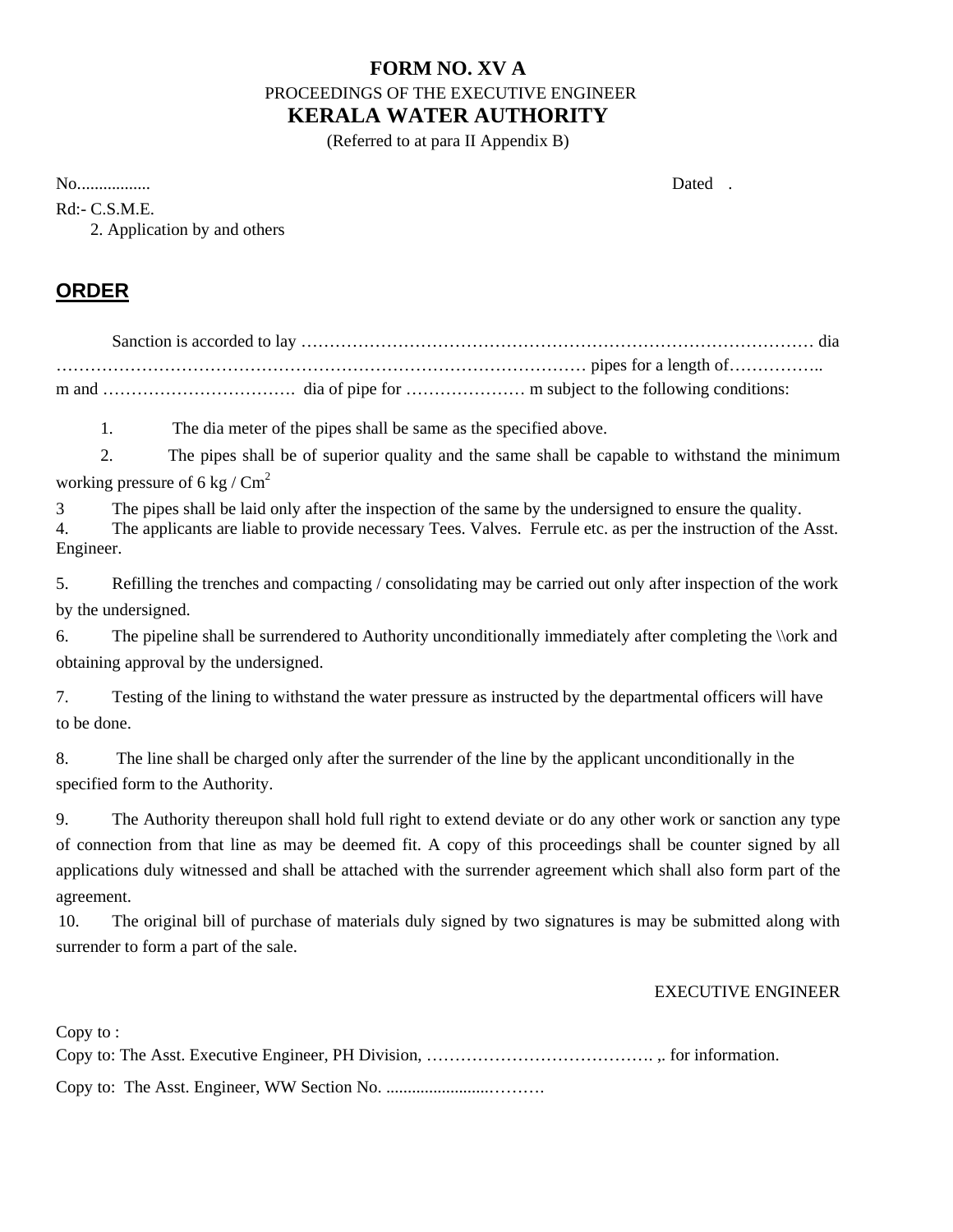# FORM NO. XV A

PROCEEDINGS OF THE EXECUTIVE ENGINEER

## KERALA WATER AUTHORITY

(Referred to at para II Appendix B)

No................. Dated .

Rd:- C.S.M.E.

2. Application by and others

## ORDER

Sanction is accorded to lay ……………………………………………………………………………… dia ……………………………………………………………………………… pipes for a length of…………….. m and ……………………………. dia of pipe for ………………… m subject to the following conditions:

1. The dia meter of the pipes shall be same as the specified above.
2. The pipes shall be of superior quality and the same shall be capable to withstand the minimum working pressure of 6 kg / $Cm^2$
3. The pipes shall be laid only after the inspection of the same by the undersigned to ensure the quality.
4. The applicants are liable to provide necessary Tees. Valves. Ferrule etc. as per the instruction of the Asst. Engineer.
5. Refilling the trenches and compacting / consolidating may be carried out only after inspection of the work by the undersigned.
6. The pipeline shall be surrendered to Authority unconditionally immediately after completing the \\ork and obtaining approval by the undersigned.
7. Testing of the lining to withstand the water pressure as instructed by the departmental officers will have to be done.
8. The line shall be charged only after the surrender of the line by the applicant unconditionally in the specified form to the Authority.
9. The Authority thereupon shall hold full right to extend deviate or do any other work or sanction any type of connection from that line as may be deemed fit. A copy of this proceedings shall be counter signed by all applications duly witnessed and shall be attached with the surrender agreement which shall also form part of the agreement.
10. The original bill of purchase of materials duly signed by two signatures is may be submitted along with surrender to form a part of the sale.

EXECUTIVE ENGINEER

Copy to :

Copy to: The Asst. Executive Engineer, PH Division, …………………………………. ,. for information.

Copy to: The Asst. Engineer, WW Section No. .......................………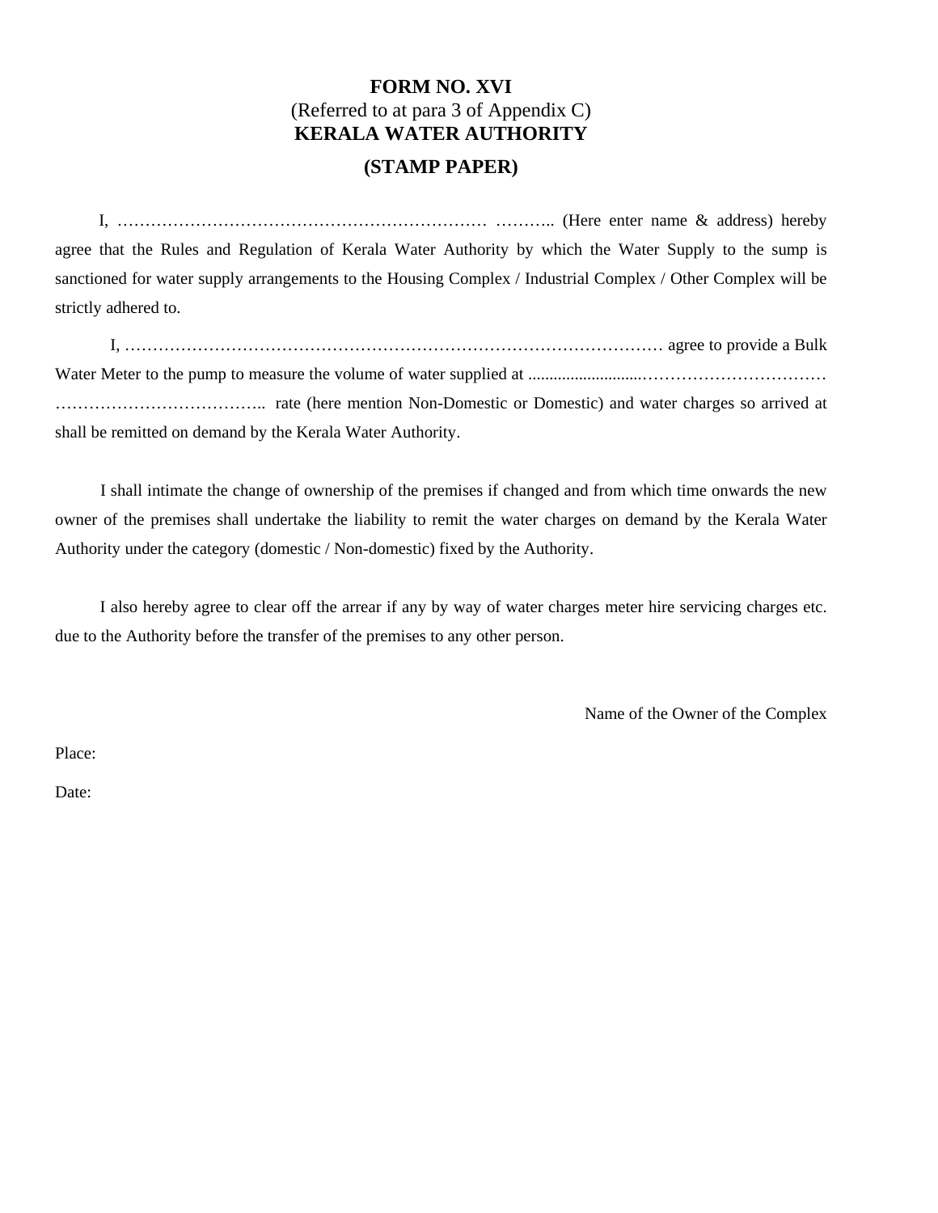# FORM NO. XVI

(Referred to at para 3 of Appendix C)

## KERALA WATER AUTHORITY

## (STAMP PAPER)

I, ………………………………………………………… ……….. (Here enter name & address) hereby agree that the Rules and Regulation of Kerala Water Authority by which the Water Supply to the sump is sanctioned for water supply arrangements to the Housing Complex / Industrial Complex / Other Complex will be strictly adhered to.

I, ……………………………………………………………………………………… agree to provide a Bulk Water Meter to the pump to measure the volume of water supplied at ..........................…………………………… ……………………………….. rate (here mention Non-Domestic or Domestic) and water charges so arrived at shall be remitted on demand by the Kerala Water Authority.

I shall intimate the change of ownership of the premises if changed and from which time onwards the new owner of the premises shall undertake the liability to remit the water charges on demand by the Kerala Water Authority under the category (domestic / Non-domestic) fixed by the Authority.

I also hereby agree to clear off the arrear if any by way of water charges meter hire servicing charges etc. due to the Authority before the transfer of the premises to any other person.

Name of the Owner of the Complex

Place:

Date: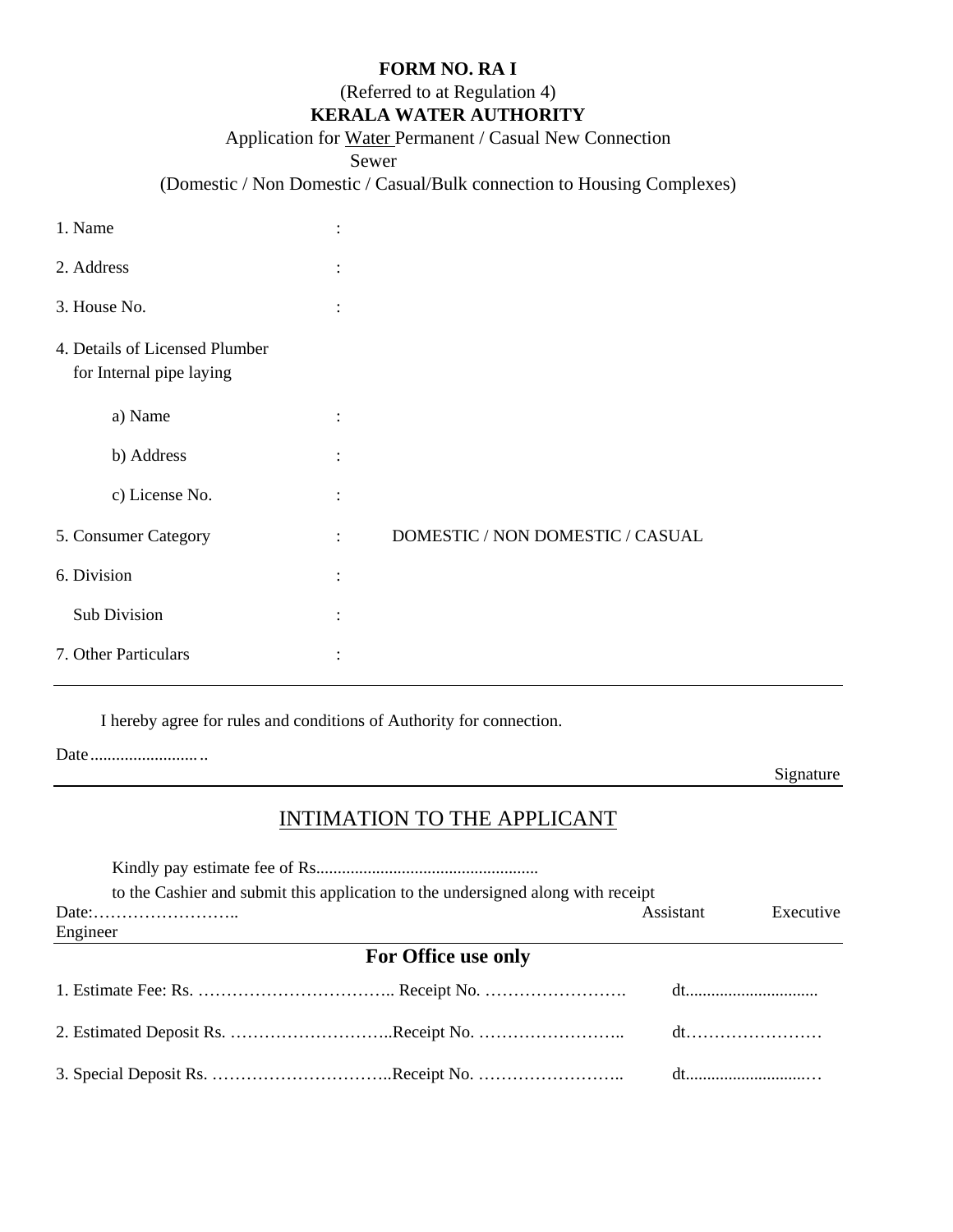**FORM NO. RA I**

(Referred to at Regulation 4)

**KERALA WATER AUTHORITY**

Application for Water Permanent / Casual New Connection

Sewer

(Domestic / Non Domestic / Casual/Bulk connection to Housing Complexes)

1. Name :

2. Address :

3. House No. :

4. Details of Licensed Plumber for Internal pipe laying

   a) Name :

   b) Address :

   c) License No. :

5. Consumer Category : DOMESTIC / NON DOMESTIC / CASUAL

6. Division :

   Sub Division :

7. Other Particulars :

---

I hereby agree for rules and conditions of Authority for connection.

Date .........................

Signature

---

## INTIMATION TO THE APPLICANT

Kindly pay estimate fee of Rs....................................................

to the Cashier and submit this application to the undersigned along with receipt

Date:……………………..

Assistant Executive Engineer

---

**For Office use only**

1. Estimate Fee: Rs. …………………………….. Receipt No. ……………………. dt..............................

2. Estimated Deposit Rs. ………………………..Receipt No. …………………….. dt……………………

3. Special Deposit Rs. …………………………..Receipt No. …………………….. dt............................…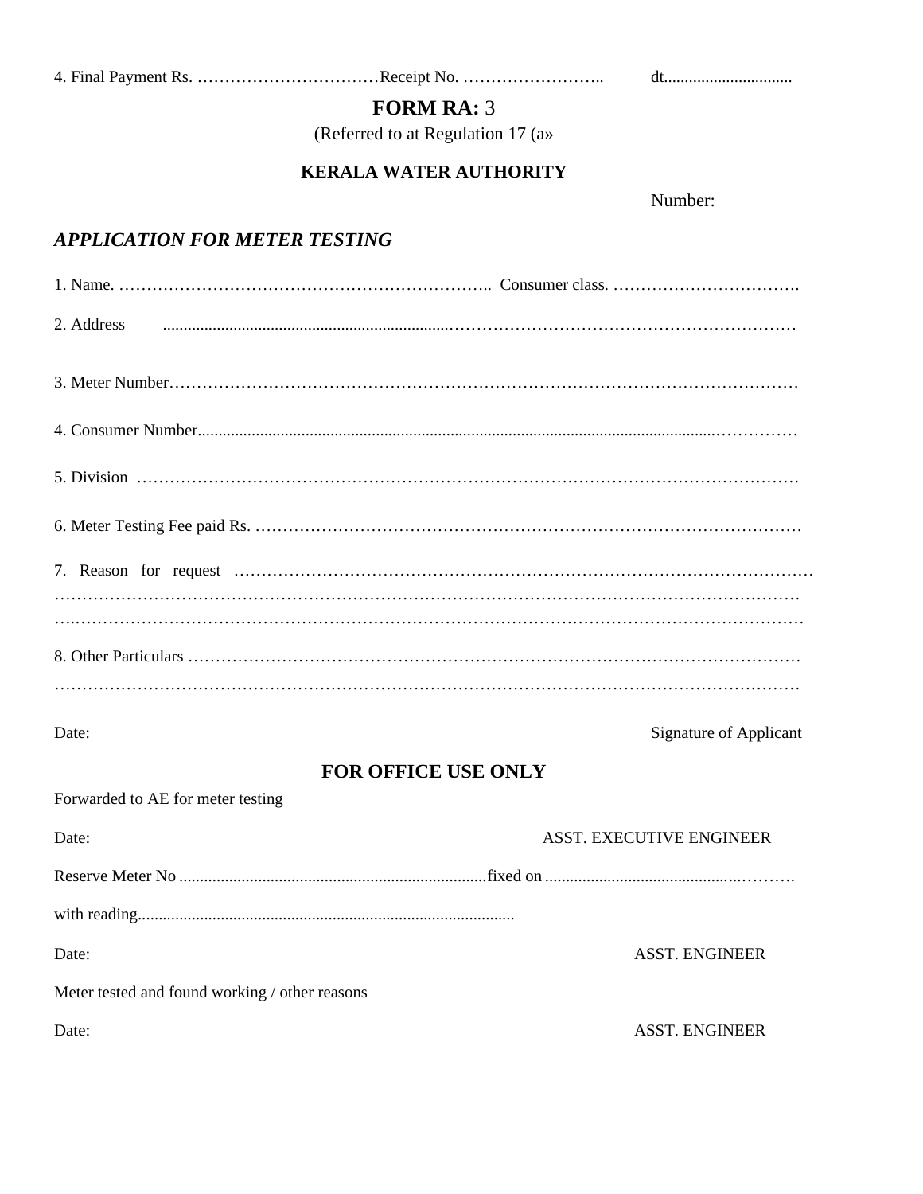4. Final Payment Rs. ……………………………Receipt No. …………………….. dt...............................

# FORM RA: 3

(Referred to at Regulation 17 (a»

**KERALA WATER AUTHORITY**

Number:

***APPLICATION FOR METER TESTING***

1. Name. ……………………………………………………….. Consumer class. …………………………….

2. Address ....................................................................…………………………………………………

3. Meter Number………………………………………………………………………………………………

4. Consumer Number..............................................................................................................……………

5. Division ……………………………………………………………………………………………………

6. Meter Testing Fee paid Rs. ………………………………………………………………………………

7. Reason for request ……………………………………………………………………………………………………………………………………………………………………………………………………..………………………………………………………………………………………

8. Other Particulars ………………………………………………………………………………………………………………………………………………………………………………………

Date: Signature of Applicant

## FOR OFFICE USE ONLY

Forwarded to AE for meter testing

Date: ASST. EXECUTIVE ENGINEER

Reserve Meter No ..........................................................................fixed on .............................................………

with reading..........................................................................................

Date: ASST. ENGINEER

Meter tested and found working / other reasons

Date: ASST. ENGINEER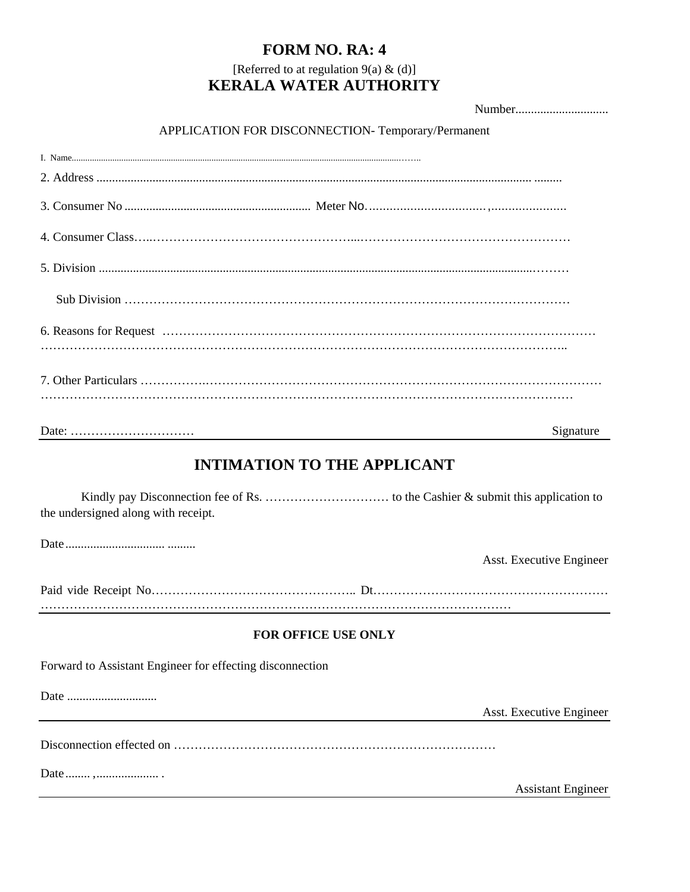# FORM NO. RA: 4

[Referred to at regulation 9(a) & (d)]

# KERALA WATER AUTHORITY

Number.............................

APPLICATION FOR DISCONNECTION- Temporary/Permanent

I. Name...........................................................................................................................................……..

2. Address .......................................................................................................................................... .........

3. Consumer No ........................................................... Meter No.…..............................…,…..................

4. Consumer Class…..…………………………………………...……………………………………………

5. Division ....................................................................................................................................………

Sub Division ……………………………………………………………………………………………

6. Reasons for Request …………………………………………………………………………………………
……………………………………………………………………………………………………………..

7. Other Particulars ……………..………………………………………………………………………………
…………………………………………………………………………………………………………………

Date: ………………………… Signature

---

## INTIMATION TO THE APPLICANT

Kindly pay Disconnection fee of Rs. ………………………… to the Cashier & submit this application to the undersigned along with receipt.

Date............................... .........

Asst. Executive Engineer

Paid vide Receipt No………………………………………….. Dt…………………………………………………
…………………………………………………………………………………………………

---

**FOR OFFICE USE ONLY**

Forward to Assistant Engineer for effecting disconnection

Date .............................

Asst. Executive Engineer

---

Disconnection effected on ……………………………………………………………………

Date........ ,.................... .

Assistant Engineer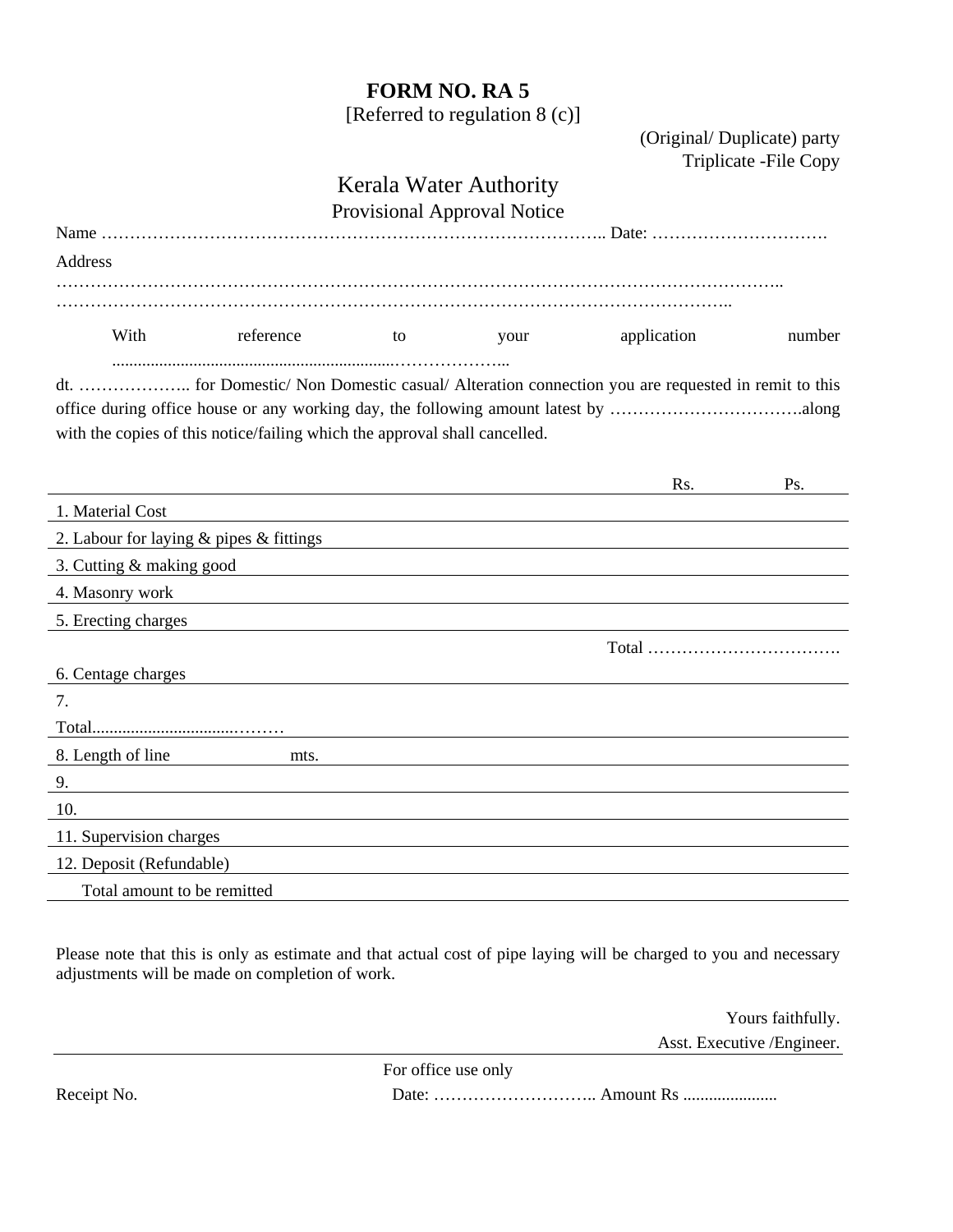# FORM NO. RA 5

[Referred to regulation 8 (c)]

(Original/ Duplicate) party
Triplicate -File Copy

## Kerala Water Authority

### Provisional Approval Notice

Name ……………………………………………………………………………….. Date: ………………………….

Address
…………………………………………………………………………………………………………………..
……………………………………………………………………………………………………………..

With reference to your application number ..................................................................………………..

dt. ……………….. for Domestic/ Non Domestic casual/ Alteration connection you are requested in remit to this office during office house or any working day, the following amount latest by …………………………….along with the copies of this notice/failing which the approval shall cancelled.

| | Rs. | Ps. |
|---|---|---|
| 1. Material Cost | | |
| 2. Labour for laying & pipes & fittings | | |
| 3. Cutting & making good | | |
| 4. Masonry work | | |
| 5. Erecting charges | | |
| Total ……………………………. | | |
| 6. Centage charges | | |
| 7. | | |
| Total...............................……… | | |
| 8. Length of line mts. | | |
| 9. | | |
| 10. | | |
| 11. Supervision charges | | |
| 12. Deposit (Refundable) | | |
| Total amount to be remitted | | |

Please note that this is only as estimate and that actual cost of pipe laying will be charged to you and necessary adjustments will be made on completion of work.

Yours faithfully.
Asst. Executive /Engineer.

For office use only

Receipt No. Date: ……………………….. Amount Rs .....................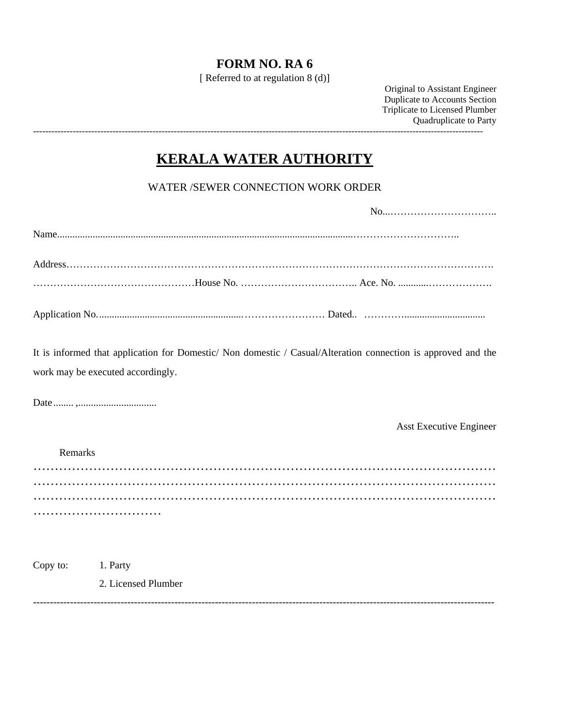**FORM NO. RA 6**

[ Referred to at regulation 8 (d)]

Original to Assistant Engineer
Duplicate to Accounts Section
Triplicate to Licensed Plumber
Quadruplicate to Party

---

# KERALA WATER AUTHORITY

WATER /SEWER CONNECTION WORK ORDER

No...…………………………..

Name........................................................................................................................………………………..

Address…………………………………………………………………………………………………………….
…………………………………………House No. …………………………….. Ace. No. ............………………

Application No.........................................................…………………… Dated.. …………................................

It is informed that application for Domestic/ Non domestic / Casual/Alteration connection is approved and the work may be executed accordingly.

Date........ ,...............................

Asst Executive Engineer

Remarks
………………………………………………………………………………………………
………………………………………………………………………………………………
………………………………………………………………………………………………
…………………………

Copy to: 1. Party
2. Licensed Plumber

---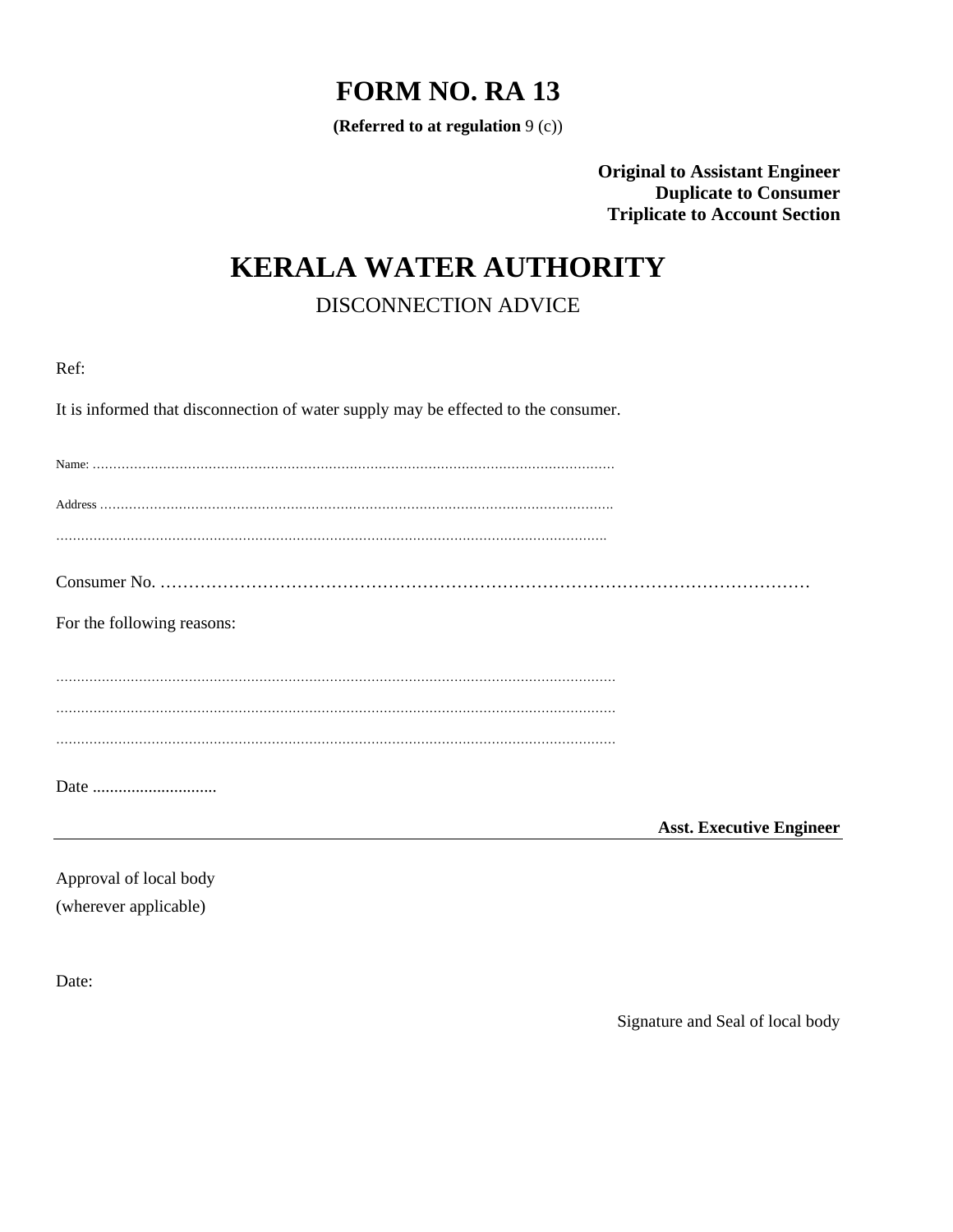# FORM NO. RA 13

**(Referred to at regulation** 9 (c))

**Original to Assistant Engineer**
**Duplicate to Consumer**
**Triplicate to Account Section**

# KERALA WATER AUTHORITY

DISCONNECTION ADVICE

Ref:

It is informed that disconnection of water supply may be effected to the consumer.

Name: ..............................................................................................................................

Address ............................................................................................................................

.......................................................................................................................................

Consumer No. ……………………………………………………………………………………………

For the following reasons:

.......................................................................................................................................

.......................................................................................................................................

.......................................................................................................................................

Date .............................

**Asst. Executive Engineer**

---

Approval of local body
(wherever applicable)

Date:

Signature and Seal of local body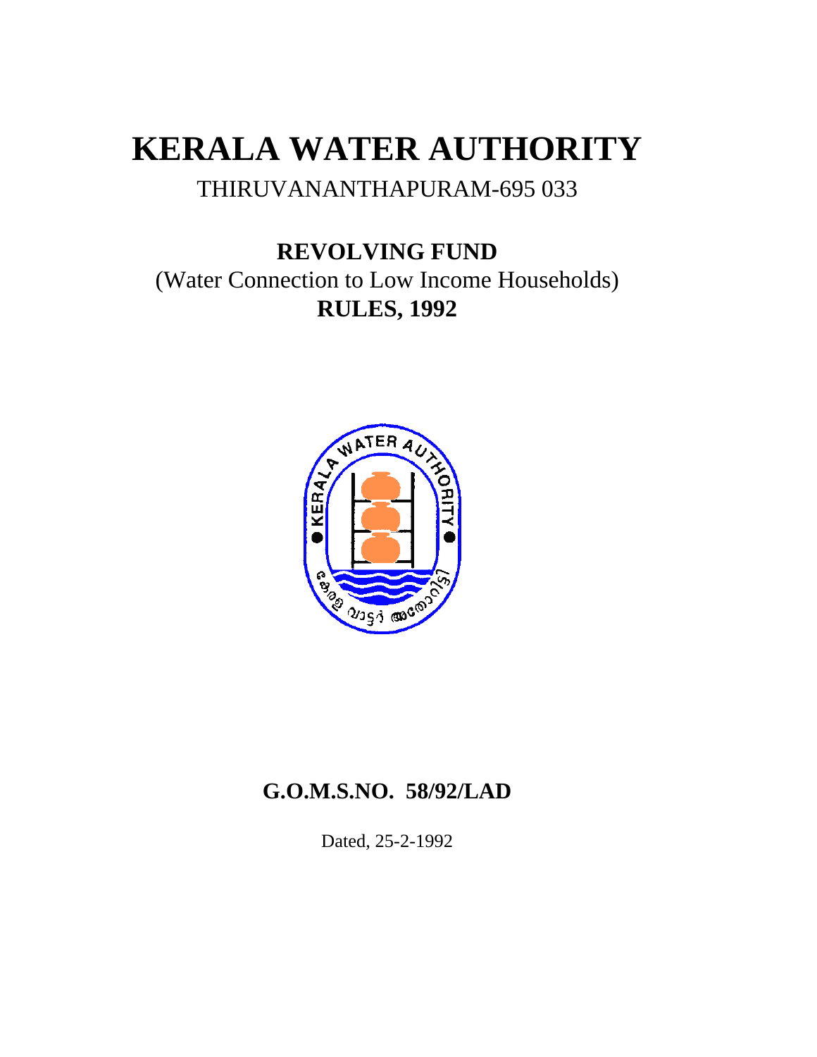# KERALA WATER AUTHORITY

THIRUVANANTHAPURAM-695 033

## REVOLVING FUND

(Water Connection to Low Income Households)

**RULES, 1992**

### G.O.M.S.NO. 58/92/LAD

Dated, 25-2-1992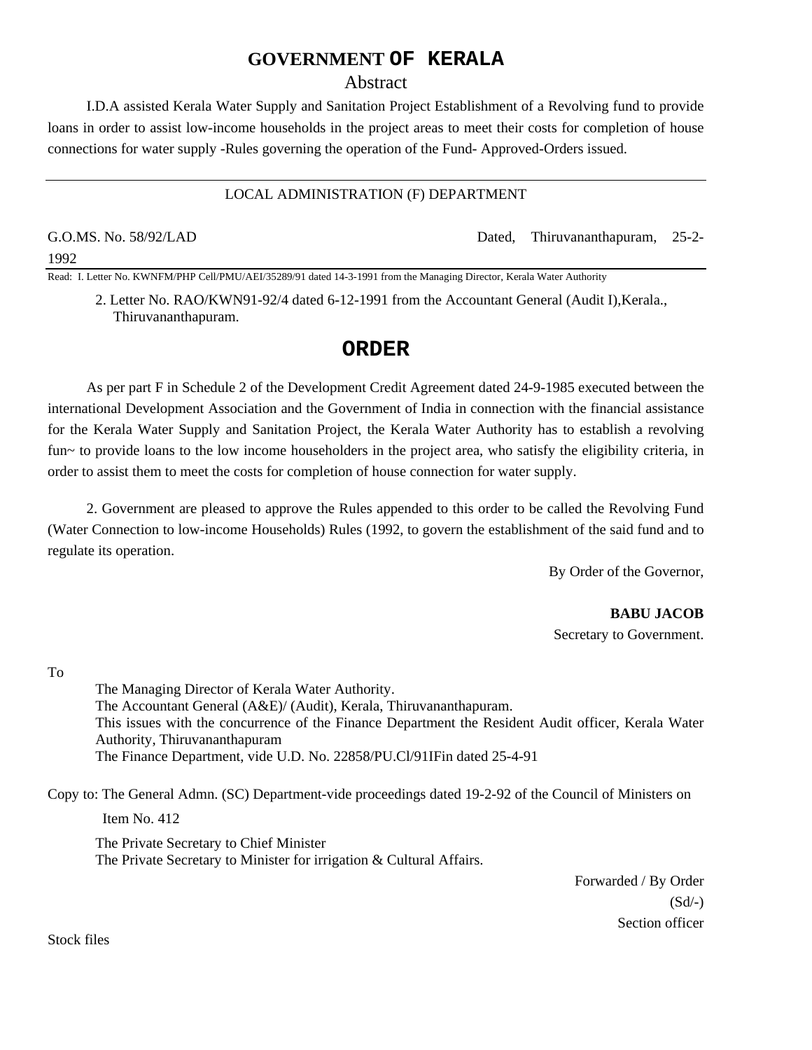# GOVERNMENT OF KERALA

## Abstract

I.D.A assisted Kerala Water Supply and Sanitation Project Establishment of a Revolving fund to provide loans in order to assist low-income households in the project areas to meet their costs for completion of house connections for water supply -Rules governing the operation of the Fund- Approved-Orders issued.

---

LOCAL ADMINISTRATION (F) DEPARTMENT

G.O.MS. No. 58/92/LAD Dated, Thiruvananthapuram, 25-2-1992

Read: I. Letter No. KWNFM/PHP Cell/PMU/AEI/35289/91 dated 14-3-1991 from the Managing Director, Kerala Water Authority

2. Letter No. RAO/KWN91-92/4 dated 6-12-1991 from the Accountant General (Audit I),Kerala., Thiruvananthapuram.

## ORDER

As per part F in Schedule 2 of the Development Credit Agreement dated 24-9-1985 executed between the international Development Association and the Government of India in connection with the financial assistance for the Kerala Water Supply and Sanitation Project, the Kerala Water Authority has to establish a revolving fun~ to provide loans to the low income householders in the project area, who satisfy the eligibility criteria, in order to assist them to meet the costs for completion of house connection for water supply.

2. Government are pleased to approve the Rules appended to this order to be called the Revolving Fund (Water Connection to low-income Households) Rules (1992, to govern the establishment of the said fund and to regulate its operation.

By Order of the Governor,

**BABU JACOB**
Secretary to Government.

To

The Managing Director of Kerala Water Authority.
The Accountant General (A&E)/ (Audit), Kerala, Thiruvananthapuram.
This issues with the concurrence of the Finance Department the Resident Audit officer, Kerala Water Authority, Thiruvananthapuram
The Finance Department, vide U.D. No. 22858/PU.Cl/91IFin dated 25-4-91

Copy to: The General Admn. (SC) Department-vide proceedings dated 19-2-92 of the Council of Ministers on Item No. 412

The Private Secretary to Chief Minister
The Private Secretary to Minister for irrigation & Cultural Affairs.

Forwarded / By Order
(Sd/-)
Section officer

Stock files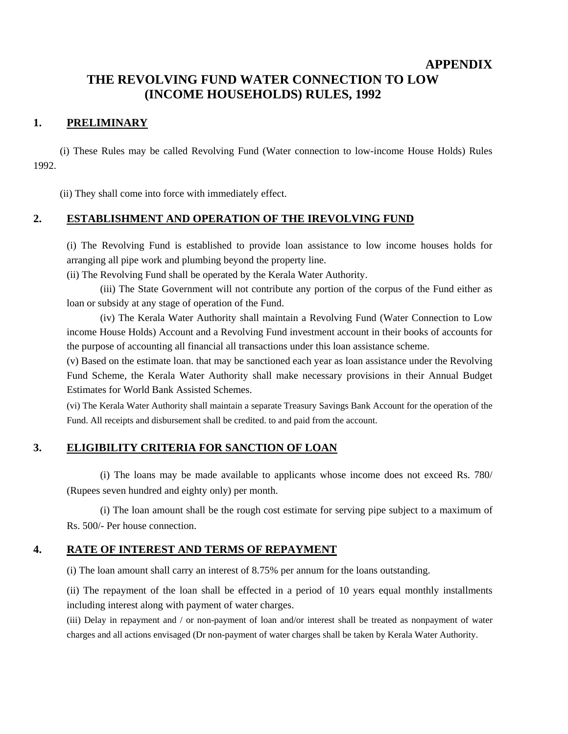**APPENDIX**

# THE REVOLVING FUND WATER CONNECTION TO LOW (INCOME HOUSEHOLDS) RULES, 1992

## 1. PRELIMINARY

(i) These Rules may be called Revolving Fund (Water connection to low-income House Holds) Rules 1992.

(ii) They shall come into force with immediately effect.

## 2. ESTABLISHMENT AND OPERATION OF THE IREVOLVING FUND

(i) The Revolving Fund is established to provide loan assistance to low income houses holds for arranging all pipe work and plumbing beyond the property line.

(ii) The Revolving Fund shall be operated by the Kerala Water Authority.

(iii) The State Government will not contribute any portion of the corpus of the Fund either as loan or subsidy at any stage of operation of the Fund.

(iv) The Kerala Water Authority shall maintain a Revolving Fund (Water Connection to Low income House Holds) Account and a Revolving Fund investment account in their books of accounts for the purpose of accounting all financial all transactions under this loan assistance scheme.

(v) Based on the estimate loan. that may be sanctioned each year as loan assistance under the Revolving Fund Scheme, the Kerala Water Authority shall make necessary provisions in their Annual Budget Estimates for World Bank Assisted Schemes.

(vi) The Kerala Water Authority shall maintain a separate Treasury Savings Bank Account for the operation of the Fund. All receipts and disbursement shall be credited. to and paid from the account.

## 3. ELIGIBILITY CRITERIA FOR SANCTION OF LOAN

(i) The loans may be made available to applicants whose income does not exceed Rs. 780/ (Rupees seven hundred and eighty only) per month.

(i) The loan amount shall be the rough cost estimate for serving pipe subject to a maximum of Rs. 500/- Per house connection.

## 4. RATE OF INTEREST AND TERMS OF REPAYMENT

(i) The loan amount shall carry an interest of 8.75% per annum for the loans outstanding.

(ii) The repayment of the loan shall be effected in a period of 10 years equal monthly installments including interest along with payment of water charges.

(iii) Delay in repayment and / or non-payment of loan and/or interest shall be treated as nonpayment of water charges and all actions envisaged (Dr non-payment of water charges shall be taken by Kerala Water Authority.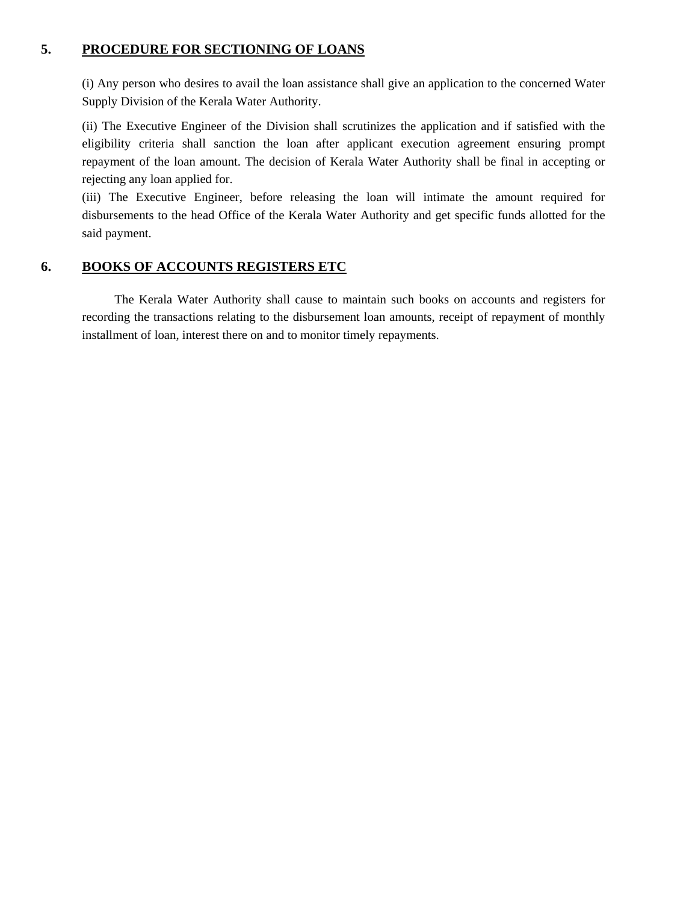## 5. PROCEDURE FOR SECTIONING OF LOANS

(i) Any person who desires to avail the loan assistance shall give an application to the concerned Water Supply Division of the Kerala Water Authority.

(ii) The Executive Engineer of the Division shall scrutinizes the application and if satisfied with the eligibility criteria shall sanction the loan after applicant execution agreement ensuring prompt repayment of the loan amount. The decision of Kerala Water Authority shall be final in accepting or rejecting any loan applied for.

(iii) The Executive Engineer, before releasing the loan will intimate the amount required for disbursements to the head Office of the Kerala Water Authority and get specific funds allotted for the said payment.

## 6. BOOKS OF ACCOUNTS REGISTERS ETC

The Kerala Water Authority shall cause to maintain such books on accounts and registers for recording the transactions relating to the disbursement loan amounts, receipt of repayment of monthly installment of loan, interest there on and to monitor timely repayments.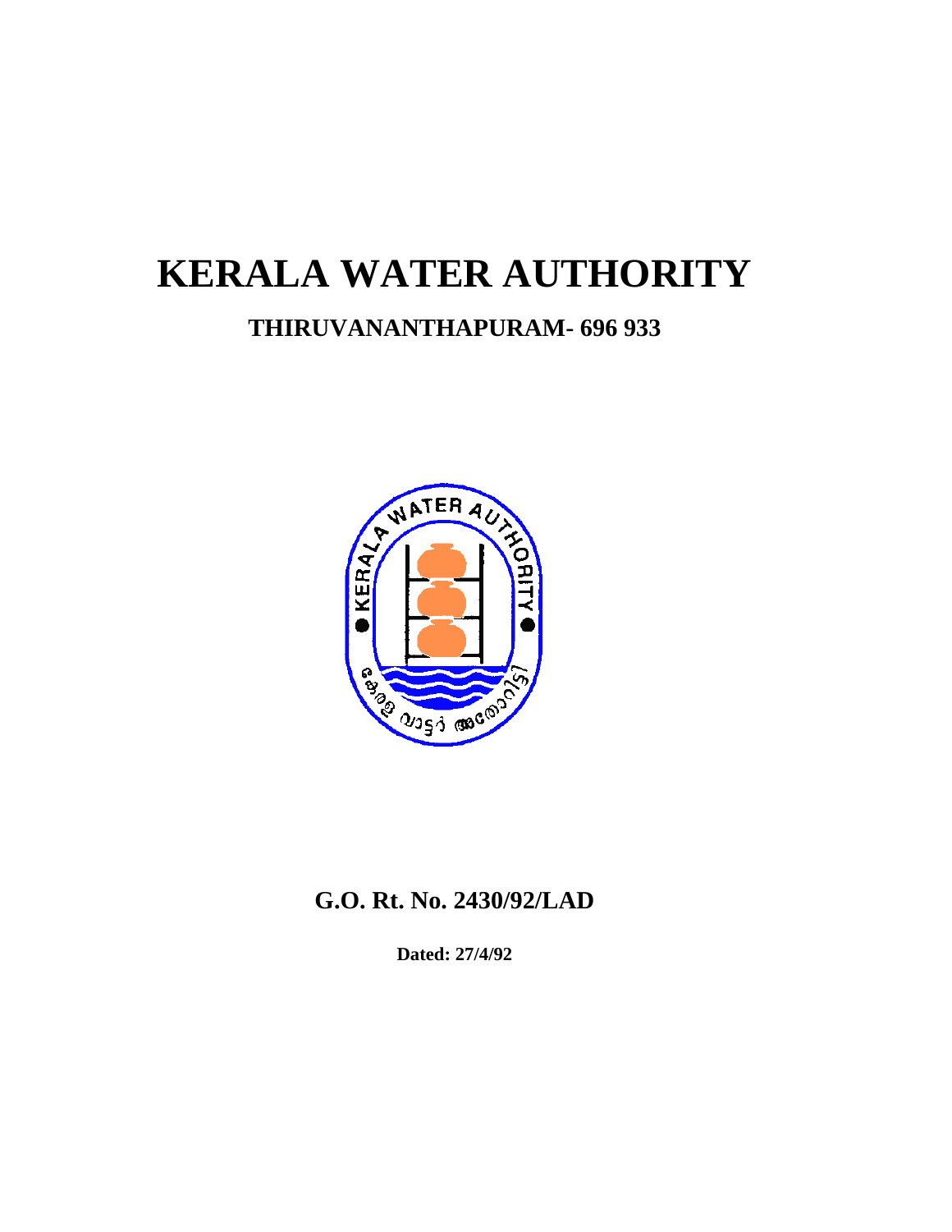# KERALA WATER AUTHORITY

## THIRUVANANTHAPURAM- 696 933

## G.O. Rt. No. 2430/92/LAD

**Dated: 27/4/92**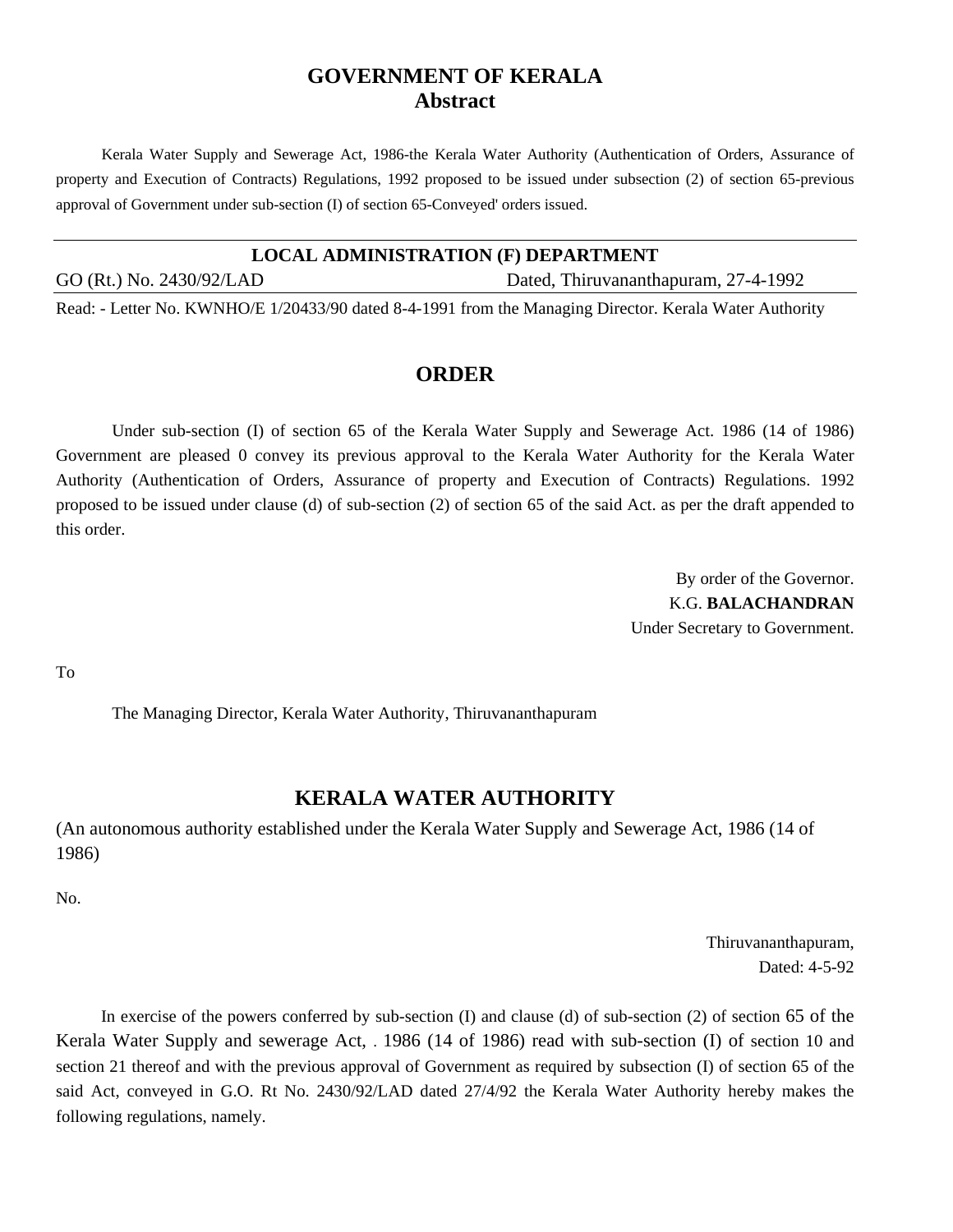# GOVERNMENT OF KERALA
## Abstract

Kerala Water Supply and Sewerage Act, 1986-the Kerala Water Authority (Authentication of Orders, Assurance of property and Execution of Contracts) Regulations, 1992 proposed to be issued under subsection (2) of section 65-previous approval of Government under sub-section (I) of section 65-Conveyed' orders issued.

---

**LOCAL ADMINISTRATION (F) DEPARTMENT**

GO (Rt.) No. 2430/92/LAD Dated, Thiruvananthapuram, 27-4-1992

---

Read: - Letter No. KWNHO/E 1/20433/90 dated 8-4-1991 from the Managing Director. Kerala Water Authority

## ORDER

Under sub-section (I) of section 65 of the Kerala Water Supply and Sewerage Act. 1986 (14 of 1986) Government are pleased 0 convey its previous approval to the Kerala Water Authority for the Kerala Water Authority (Authentication of Orders, Assurance of property and Execution of Contracts) Regulations. 1992 proposed to be issued under clause (d) of sub-section (2) of section 65 of the said Act. as per the draft appended to this order.

By order of the Governor.
K.G. **BALACHANDRAN**
Under Secretary to Government.

To

The Managing Director, Kerala Water Authority, Thiruvananthapuram

## KERALA WATER AUTHORITY

(An autonomous authority established under the Kerala Water Supply and Sewerage Act, 1986 (14 of 1986)

No.

Thiruvananthapuram,
Dated: 4-5-92

In exercise of the powers conferred by sub-section (I) and clause (d) of sub-section (2) of section 65 of the Kerala Water Supply and sewerage Act, . 1986 (14 of 1986) read with sub-section (I) of section 10 and section 21 thereof and with the previous approval of Government as required by subsection (I) of section 65 of the said Act, conveyed in G.O. Rt No. 2430/92/LAD dated 27/4/92 the Kerala Water Authority hereby makes the following regulations, namely.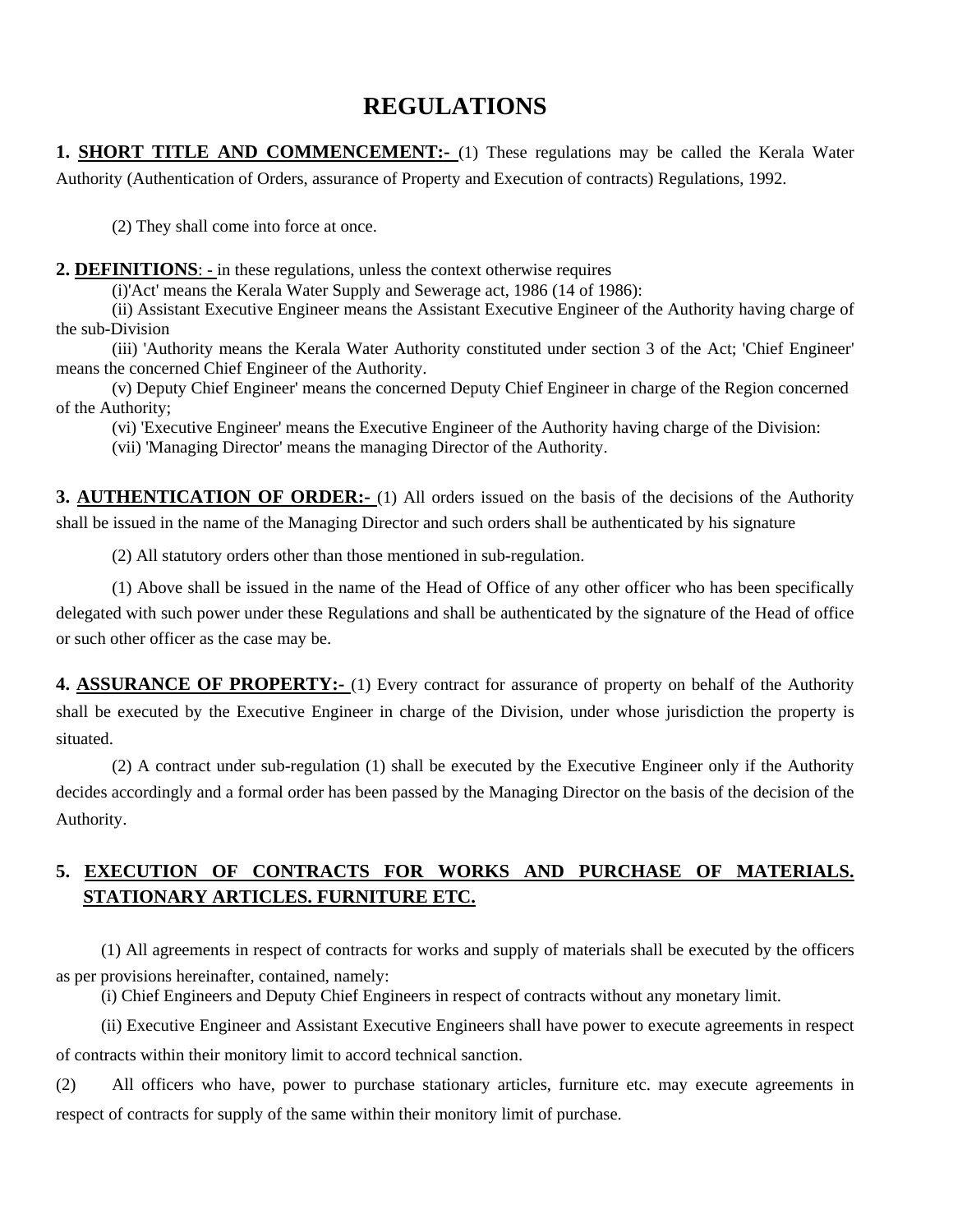# REGULATIONS

**1. SHORT TITLE AND COMMENCEMENT:-** (1) These regulations may be called the Kerala Water Authority (Authentication of Orders, assurance of Property and Execution of contracts) Regulations, 1992.

(2) They shall come into force at once.

**2. DEFINITIONS**: - in these regulations, unless the context otherwise requires

(i)'Act' means the Kerala Water Supply and Sewerage act, 1986 (14 of 1986):

(ii) Assistant Executive Engineer means the Assistant Executive Engineer of the Authority having charge of the sub-Division

(iii) 'Authority means the Kerala Water Authority constituted under section 3 of the Act; 'Chief Engineer' means the concerned Chief Engineer of the Authority.

(v) Deputy Chief Engineer' means the concerned Deputy Chief Engineer in charge of the Region concerned of the Authority;

(vi) 'Executive Engineer' means the Executive Engineer of the Authority having charge of the Division:

(vii) 'Managing Director' means the managing Director of the Authority.

**3. AUTHENTICATION OF ORDER:-** (1) All orders issued on the basis of the decisions of the Authority shall be issued in the name of the Managing Director and such orders shall be authenticated by his signature

(2) All statutory orders other than those mentioned in sub-regulation.

(1) Above shall be issued in the name of the Head of Office of any other officer who has been specifically delegated with such power under these Regulations and shall be authenticated by the signature of the Head of office or such other officer as the case may be.

**4. ASSURANCE OF PROPERTY:-** (1) Every contract for assurance of property on behalf of the Authority shall be executed by the Executive Engineer in charge of the Division, under whose jurisdiction the property is situated.

(2) A contract under sub-regulation (1) shall be executed by the Executive Engineer only if the Authority decides accordingly and a formal order has been passed by the Managing Director on the basis of the decision of the Authority.

**5. EXECUTION OF CONTRACTS FOR WORKS AND PURCHASE OF MATERIALS. STATIONARY ARTICLES. FURNITURE ETC.**

(1) All agreements in respect of contracts for works and supply of materials shall be executed by the officers as per provisions hereinafter, contained, namely:

(i) Chief Engineers and Deputy Chief Engineers in respect of contracts without any monetary limit.

(ii) Executive Engineer and Assistant Executive Engineers shall have power to execute agreements in respect of contracts within their monitory limit to accord technical sanction.

(2) All officers who have, power to purchase stationary articles, furniture etc. may execute agreements in respect of contracts for supply of the same within their monitory limit of purchase.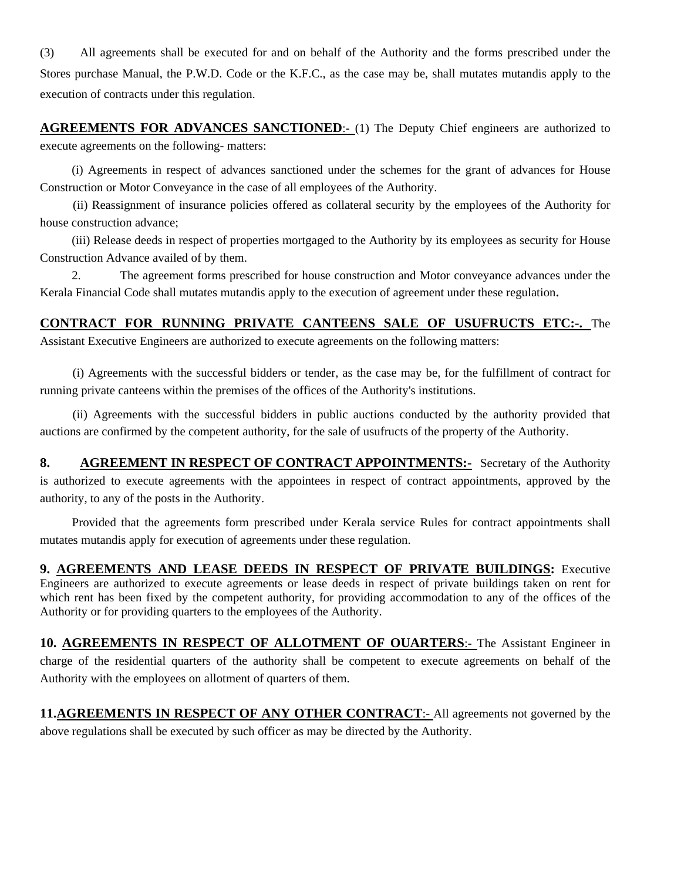(3) All agreements shall be executed for and on behalf of the Authority and the forms prescribed under the Stores purchase Manual, the P.W.D. Code or the K.F.C., as the case may be, shall mutates mutandis apply to the execution of contracts under this regulation.

**AGREEMENTS FOR ADVANCES SANCTIONED**:- (1) The Deputy Chief engineers are authorized to execute agreements on the following- matters:

(i) Agreements in respect of advances sanctioned under the schemes for the grant of advances for House Construction or Motor Conveyance in the case of all employees of the Authority.

(ii) Reassignment of insurance policies offered as collateral security by the employees of the Authority for house construction advance;

(iii) Release deeds in respect of properties mortgaged to the Authority by its employees as security for House Construction Advance availed of by them.

2. The agreement forms prescribed for house construction and Motor conveyance advances under the Kerala Financial Code shall mutates mutandis apply to the execution of agreement under these regulation.

**CONTRACT FOR RUNNING PRIVATE CANTEENS SALE OF USUFRUCTS ETC:-.** The Assistant Executive Engineers are authorized to execute agreements on the following matters:

(i) Agreements with the successful bidders or tender, as the case may be, for the fulfillment of contract for running private canteens within the premises of the offices of the Authority's institutions.

(ii) Agreements with the successful bidders in public auctions conducted by the authority provided that auctions are confirmed by the competent authority, for the sale of usufructs of the property of the Authority.

**8. AGREEMENT IN RESPECT OF CONTRACT APPOINTMENTS:-** Secretary of the Authority is authorized to execute agreements with the appointees in respect of contract appointments, approved by the authority, to any of the posts in the Authority.

Provided that the agreements form prescribed under Kerala service Rules for contract appointments shall mutates mutandis apply for execution of agreements under these regulation.

**9. AGREEMENTS AND LEASE DEEDS IN RESPECT OF PRIVATE BUILDINGS:** Executive Engineers are authorized to execute agreements or lease deeds in respect of private buildings taken on rent for which rent has been fixed by the competent authority, for providing accommodation to any of the offices of the Authority or for providing quarters to the employees of the Authority.

**10. AGREEMENTS IN RESPECT OF ALLOTMENT OF OUARTERS**:- The Assistant Engineer in charge of the residential quarters of the authority shall be competent to execute agreements on behalf of the Authority with the employees on allotment of quarters of them.

**11.AGREEMENTS IN RESPECT OF ANY OTHER CONTRACT**:- All agreements not governed by the above regulations shall be executed by such officer as may be directed by the Authority.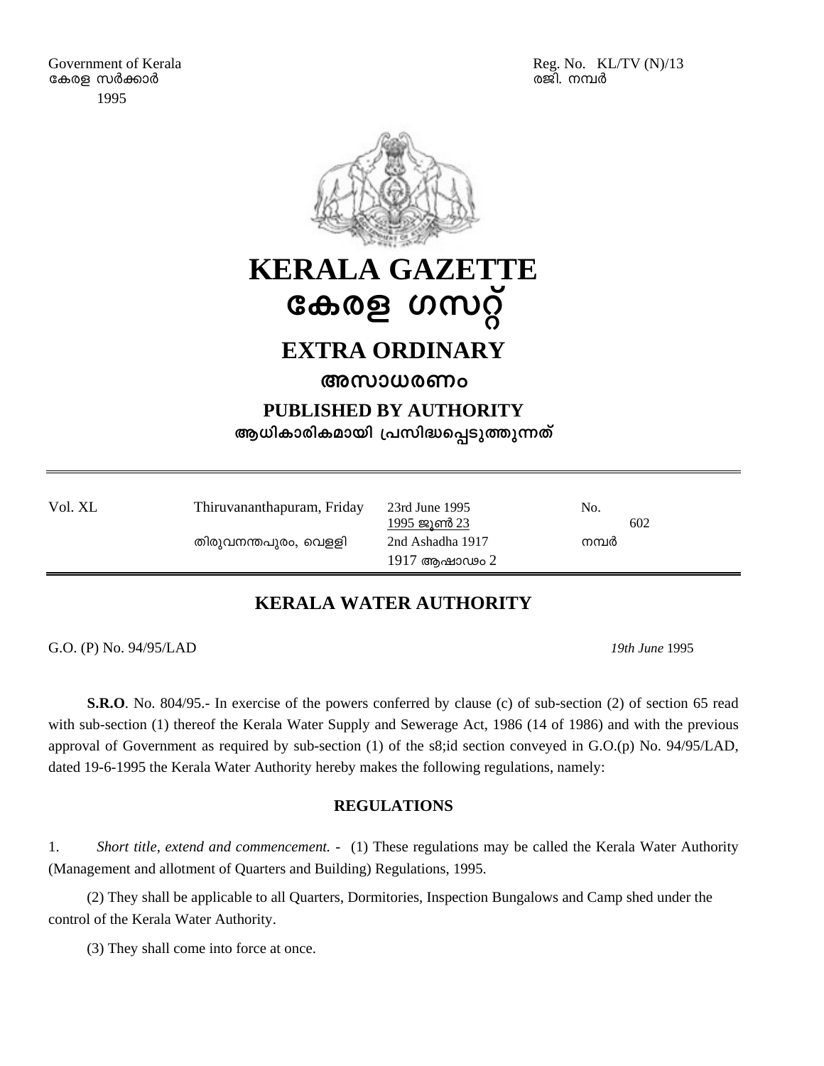Government of Kerala
കേരള സർക്കാർ
1995

Reg. No. KL/TV (N)/13
രജി. നമ്പർ

# KERALA GAZETTE
# കേരള ഗസറ്റ്

## EXTRA ORDINARY
## അസാധാരണം

### PUBLISHED BY AUTHORITY
### ആധികാരികമായി പ്രസിദ്ധപ്പെടുത്തുന്നത്

| Vol. XL | Thiruvananthapuram, Friday | 23rd June 1995 | No. |
|---|---|---|---|
| | | 1995 ജൂൺ 23 | 602 |
| | തിരുവനന്തപുരം, വെള്ളി | 2nd Ashadha 1917 | നമ്പർ |
| | | 1917 ആഷാഢം 2 | |

## KERALA WATER AUTHORITY

G.O. (P) No. 94/95/LAD *19th June* 1995

**S.R.O**. No. 804/95.- In exercise of the powers conferred by clause (c) of sub-section (2) of section 65 read with sub-section (1) thereof the Kerala Water Supply and Sewerage Act, 1986 (14 of 1986) and with the previous approval of Government as required by sub-section (1) of the s8;id section conveyed in G.O.(p) No. 94/95/LAD, dated 19-6-1995 the Kerala Water Authority hereby makes the following regulations, namely:

### REGULATIONS

1. *Short title, extend and commencement.* - (1) These regulations may be called the Kerala Water Authority (Management and allotment of Quarters and Building) Regulations, 1995.

(2) They shall be applicable to all Quarters, Dormitories, Inspection Bungalows and Camp shed under the control of the Kerala Water Authority.

(3) They shall come into force at once.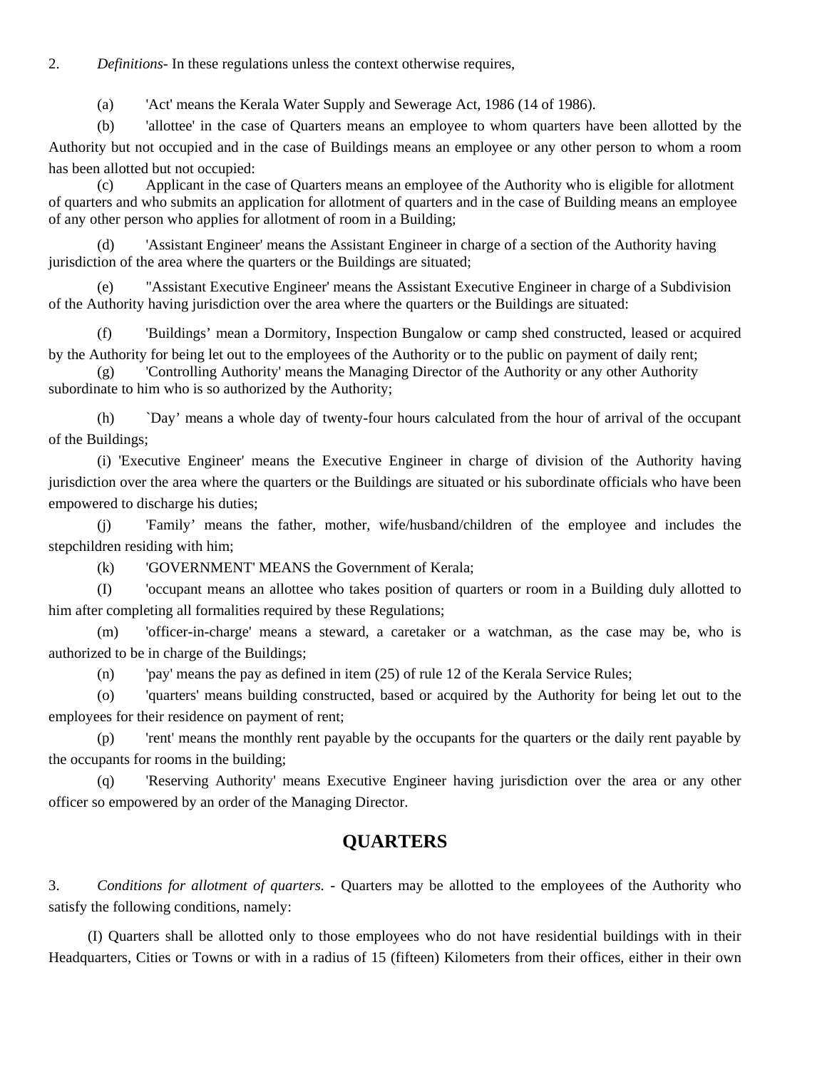2. *Definitions*- In these regulations unless the context otherwise requires,

(a) 'Act' means the Kerala Water Supply and Sewerage Act, 1986 (14 of 1986).

(b) 'allottee' in the case of Quarters means an employee to whom quarters have been allotted by the Authority but not occupied and in the case of Buildings means an employee or any other person to whom a room has been allotted but not occupied:

(c) Applicant in the case of Quarters means an employee of the Authority who is eligible for allotment of quarters and who submits an application for allotment of quarters and in the case of Building means an employee of any other person who applies for allotment of room in a Building;

(d) 'Assistant Engineer' means the Assistant Engineer in charge of a section of the Authority having jurisdiction of the area where the quarters or the Buildings are situated;

(e) "Assistant Executive Engineer' means the Assistant Executive Engineer in charge of a Subdivision of the Authority having jurisdiction over the area where the quarters or the Buildings are situated:

(f) 'Buildings' mean a Dormitory, Inspection Bungalow or camp shed constructed, leased or acquired by the Authority for being let out to the employees of the Authority or to the public on payment of daily rent;

(g) 'Controlling Authority' means the Managing Director of the Authority or any other Authority subordinate to him who is so authorized by the Authority;

(h) `Day' means a whole day of twenty-four hours calculated from the hour of arrival of the occupant of the Buildings;

(i) 'Executive Engineer' means the Executive Engineer in charge of division of the Authority having jurisdiction over the area where the quarters or the Buildings are situated or his subordinate officials who have been empowered to discharge his duties;

(j) 'Family' means the father, mother, wife/husband/children of the employee and includes the stepchildren residing with him;

(k) 'GOVERNMENT' MEANS the Government of Kerala;

(I) 'occupant means an allottee who takes position of quarters or room in a Building duly allotted to him after completing all formalities required by these Regulations;

(m) 'officer-in-charge' means a steward, a caretaker or a watchman, as the case may be, who is authorized to be in charge of the Buildings;

(n) 'pay' means the pay as defined in item (25) of rule 12 of the Kerala Service Rules;

(o) 'quarters' means building constructed, based or acquired by the Authority for being let out to the employees for their residence on payment of rent;

(p) 'rent' means the monthly rent payable by the occupants for the quarters or the daily rent payable by the occupants for rooms in the building;

(q) 'Reserving Authority' means Executive Engineer having jurisdiction over the area or any other officer so empowered by an order of the Managing Director.

## QUARTERS

3. *Conditions for allotment of quarters.* - Quarters may be allotted to the employees of the Authority who satisfy the following conditions, namely:

(I) Quarters shall be allotted only to those employees who do not have residential buildings with in their Headquarters, Cities or Towns or with in a radius of 15 (fifteen) Kilometers from their offices, either in their own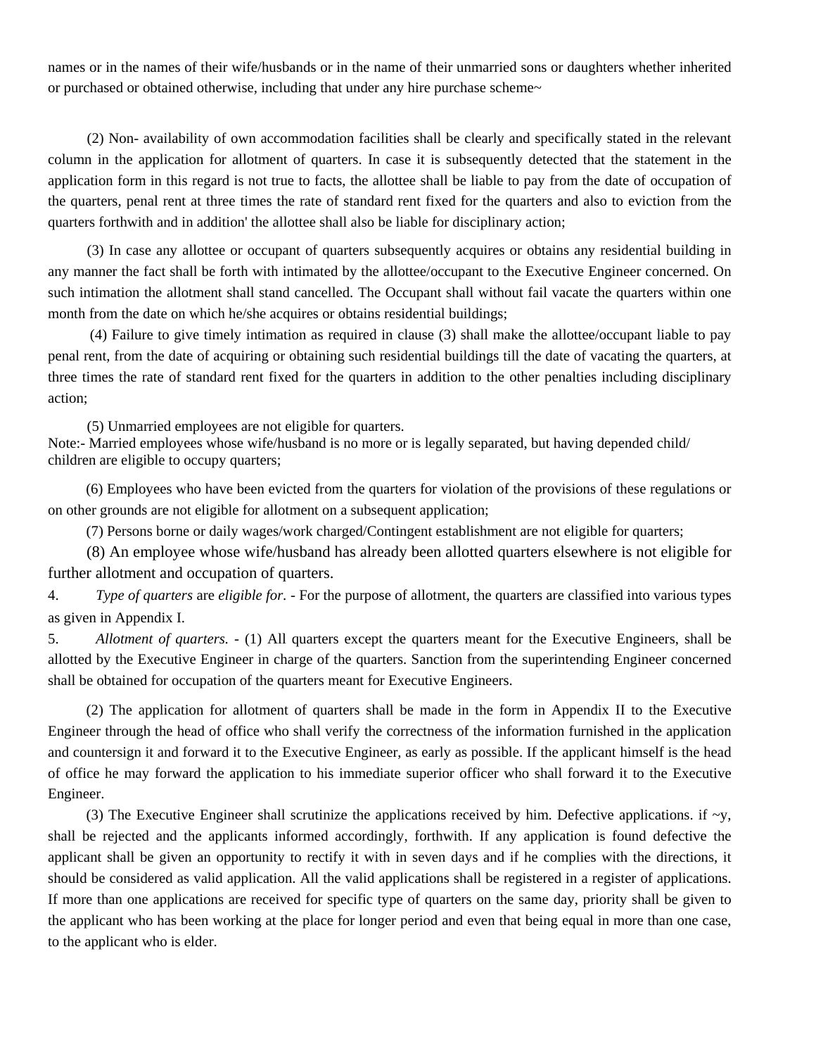names or in the names of their wife/husbands or in the name of their unmarried sons or daughters whether inherited or purchased or obtained otherwise, including that under any hire purchase scheme~

(2) Non- availability of own accommodation facilities shall be clearly and specifically stated in the relevant column in the application for allotment of quarters. In case it is subsequently detected that the statement in the application form in this regard is not true to facts, the allottee shall be liable to pay from the date of occupation of the quarters, penal rent at three times the rate of standard rent fixed for the quarters and also to eviction from the quarters forthwith and in addition' the allottee shall also be liable for disciplinary action;

(3) In case any allottee or occupant of quarters subsequently acquires or obtains any residential building in any manner the fact shall be forth with intimated by the allottee/occupant to the Executive Engineer concerned. On such intimation the allotment shall stand cancelled. The Occupant shall without fail vacate the quarters within one month from the date on which he/she acquires or obtains residential buildings;

(4) Failure to give timely intimation as required in clause (3) shall make the allottee/occupant liable to pay penal rent, from the date of acquiring or obtaining such residential buildings till the date of vacating the quarters, at three times the rate of standard rent fixed for the quarters in addition to the other penalties including disciplinary action;

(5) Unmarried employees are not eligible for quarters.
Note:- Married employees whose wife/husband is no more or is legally separated, but having depended child/ children are eligible to occupy quarters;

(6) Employees who have been evicted from the quarters for violation of the provisions of these regulations or on other grounds are not eligible for allotment on a subsequent application;

(7) Persons borne or daily wages/work charged/Contingent establishment are not eligible for quarters;

(8) An employee whose wife/husband has already been allotted quarters elsewhere is not eligible for further allotment and occupation of quarters.

4. *Type of quarters* are *eligible for*. - For the purpose of allotment, the quarters are classified into various types as given in Appendix I.

5. *Allotment of quarters*. - (1) All quarters except the quarters meant for the Executive Engineers, shall be allotted by the Executive Engineer in charge of the quarters. Sanction from the superintending Engineer concerned shall be obtained for occupation of the quarters meant for Executive Engineers.

(2) The application for allotment of quarters shall be made in the form in Appendix II to the Executive Engineer through the head of office who shall verify the correctness of the information furnished in the application and countersign it and forward it to the Executive Engineer, as early as possible. If the applicant himself is the head of office he may forward the application to his immediate superior officer who shall forward it to the Executive Engineer.

(3) The Executive Engineer shall scrutinize the applications received by him. Defective applications. if ~y, shall be rejected and the applicants informed accordingly, forthwith. If any application is found defective the applicant shall be given an opportunity to rectify it with in seven days and if he complies with the directions, it should be considered as valid application. All the valid applications shall be registered in a register of applications. If more than one applications are received for specific type of quarters on the same day, priority shall be given to the applicant who has been working at the place for longer period and even that being equal in more than one case, to the applicant who is elder.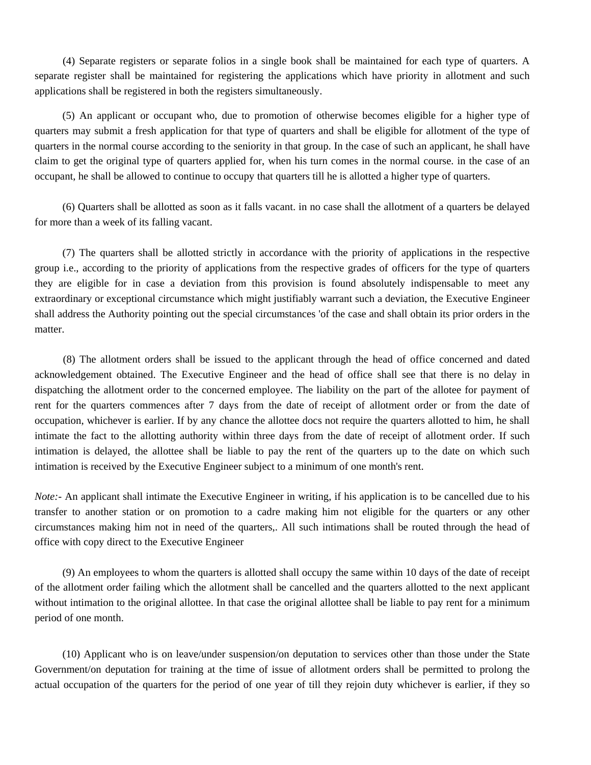(4) Separate registers or separate folios in a single book shall be maintained for each type of quarters. A separate register shall be maintained for registering the applications which have priority in allotment and such applications shall be registered in both the registers simultaneously.

(5) An applicant or occupant who, due to promotion of otherwise becomes eligible for a higher type of quarters may submit a fresh application for that type of quarters and shall be eligible for allotment of the type of quarters in the normal course according to the seniority in that group. In the case of such an applicant, he shall have claim to get the original type of quarters applied for, when his turn comes in the normal course. in the case of an occupant, he shall be allowed to continue to occupy that quarters till he is allotted a higher type of quarters.

(6) Quarters shall be allotted as soon as it falls vacant. in no case shall the allotment of a quarters be delayed for more than a week of its falling vacant.

(7) The quarters shall be allotted strictly in accordance with the priority of applications in the respective group i.e., according to the priority of applications from the respective grades of officers for the type of quarters they are eligible for in case a deviation from this provision is found absolutely indispensable to meet any extraordinary or exceptional circumstance which might justifiably warrant such a deviation, the Executive Engineer shall address the Authority pointing out the special circumstances 'of the case and shall obtain its prior orders in the matter.

(8) The allotment orders shall be issued to the applicant through the head of office concerned and dated acknowledgement obtained. The Executive Engineer and the head of office shall see that there is no delay in dispatching the allotment order to the concerned employee. The liability on the part of the allotee for payment of rent for the quarters commences after 7 days from the date of receipt of allotment order or from the date of occupation, whichever is earlier. If by any chance the allottee docs not require the quarters allotted to him, he shall intimate the fact to the allotting authority within three days from the date of receipt of allotment order. If such intimation is delayed, the allottee shall be liable to pay the rent of the quarters up to the date on which such intimation is received by the Executive Engineer subject to a minimum of one month's rent.

*Note:-* An applicant shall intimate the Executive Engineer in writing, if his application is to be cancelled due to his transfer to another station or on promotion to a cadre making him not eligible for the quarters or any other circumstances making him not in need of the quarters,. All such intimations shall be routed through the head of office with copy direct to the Executive Engineer

(9) An employees to whom the quarters is allotted shall occupy the same within 10 days of the date of receipt of the allotment order failing which the allotment shall be cancelled and the quarters allotted to the next applicant without intimation to the original allottee. In that case the original allottee shall be liable to pay rent for a minimum period of one month.

(10) Applicant who is on leave/under suspension/on deputation to services other than those under the State Government/on deputation for training at the time of issue of allotment orders shall be permitted to prolong the actual occupation of the quarters for the period of one year of till they rejoin duty whichever is earlier, if they so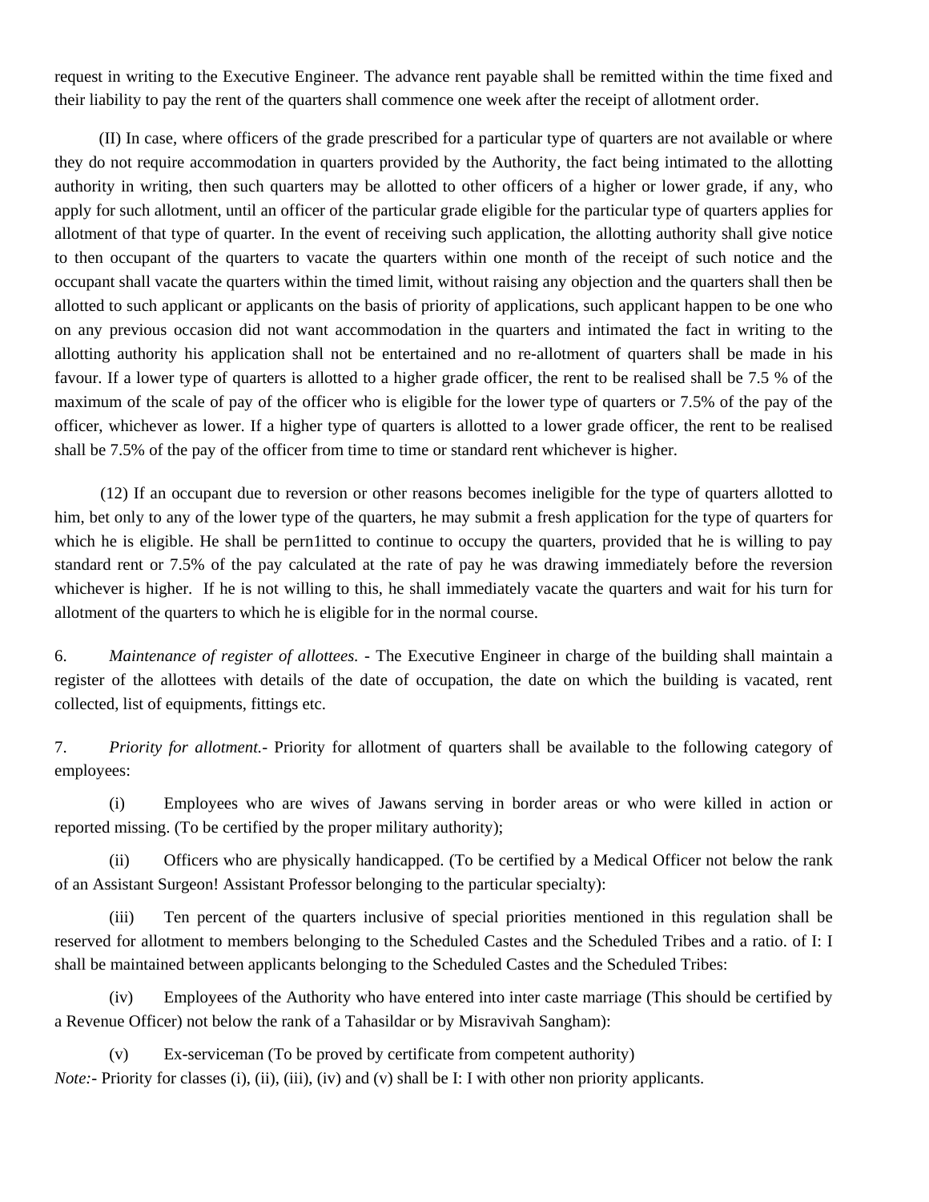request in writing to the Executive Engineer. The advance rent payable shall be remitted within the time fixed and their liability to pay the rent of the quarters shall commence one week after the receipt of allotment order.

(II) In case, where officers of the grade prescribed for a particular type of quarters are not available or where they do not require accommodation in quarters provided by the Authority, the fact being intimated to the allotting authority in writing, then such quarters may be allotted to other officers of a higher or lower grade, if any, who apply for such allotment, until an officer of the particular grade eligible for the particular type of quarters applies for allotment of that type of quarter. In the event of receiving such application, the allotting authority shall give notice to then occupant of the quarters to vacate the quarters within one month of the receipt of such notice and the occupant shall vacate the quarters within the timed limit, without raising any objection and the quarters shall then be allotted to such applicant or applicants on the basis of priority of applications, such applicant happen to be one who on any previous occasion did not want accommodation in the quarters and intimated the fact in writing to the allotting authority his application shall not be entertained and no re-allotment of quarters shall be made in his favour. If a lower type of quarters is allotted to a higher grade officer, the rent to be realised shall be 7.5 % of the maximum of the scale of pay of the officer who is eligible for the lower type of quarters or 7.5% of the pay of the officer, whichever as lower. If a higher type of quarters is allotted to a lower grade officer, the rent to be realised shall be 7.5% of the pay of the officer from time to time or standard rent whichever is higher.

(12) If an occupant due to reversion or other reasons becomes ineligible for the type of quarters allotted to him, bet only to any of the lower type of the quarters, he may submit a fresh application for the type of quarters for which he is eligible. He shall be pern1itted to continue to occupy the quarters, provided that he is willing to pay standard rent or 7.5% of the pay calculated at the rate of pay he was drawing immediately before the reversion whichever is higher. If he is not willing to this, he shall immediately vacate the quarters and wait for his turn for allotment of the quarters to which he is eligible for in the normal course.

6. *Maintenance of register of allottees.* - The Executive Engineer in charge of the building shall maintain a register of the allottees with details of the date of occupation, the date on which the building is vacated, rent collected, list of equipments, fittings etc.

7. *Priority for allotment.*- Priority for allotment of quarters shall be available to the following category of employees:

(i) Employees who are wives of Jawans serving in border areas or who were killed in action or reported missing. (To be certified by the proper military authority);

(ii) Officers who are physically handicapped. (To be certified by a Medical Officer not below the rank of an Assistant Surgeon! Assistant Professor belonging to the particular specialty):

(iii) Ten percent of the quarters inclusive of special priorities mentioned in this regulation shall be reserved for allotment to members belonging to the Scheduled Castes and the Scheduled Tribes and a ratio. of I: I shall be maintained between applicants belonging to the Scheduled Castes and the Scheduled Tribes:

(iv) Employees of the Authority who have entered into inter caste marriage (This should be certified by a Revenue Officer) not below the rank of a Tahasildar or by Misravivah Sangham):

(v) Ex-serviceman (To be proved by certificate from competent authority)

*Note:*- Priority for classes (i), (ii), (iii), (iv) and (v) shall be I: I with other non priority applicants.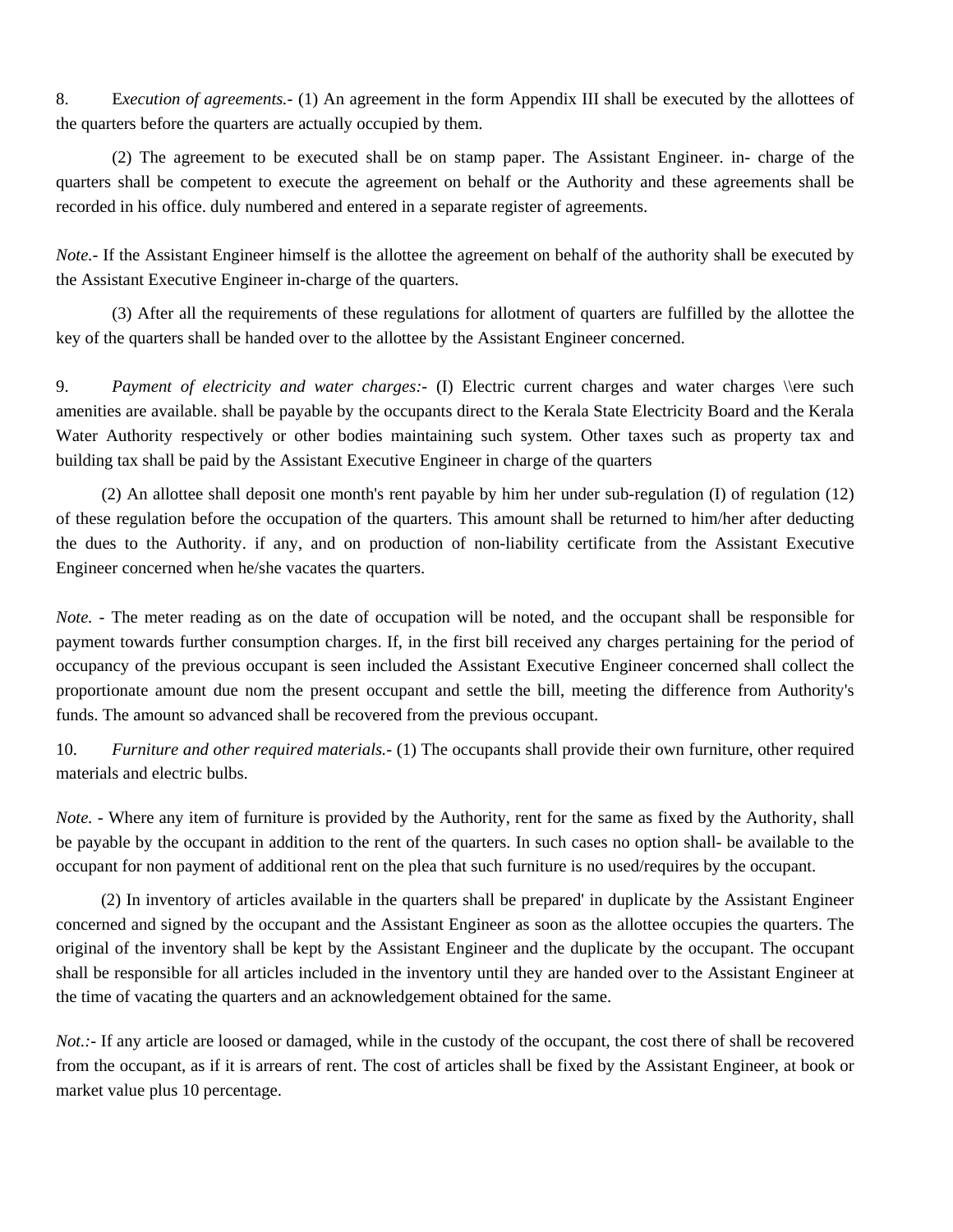8. E*xecution of agreements.*- (1) An agreement in the form Appendix III shall be executed by the allottees of the quarters before the quarters are actually occupied by them.

(2) The agreement to be executed shall be on stamp paper. The Assistant Engineer. in- charge of the quarters shall be competent to execute the agreement on behalf or the Authority and these agreements shall be recorded in his office. duly numbered and entered in a separate register of agreements.

*Note.*- If the Assistant Engineer himself is the allottee the agreement on behalf of the authority shall be executed by the Assistant Executive Engineer in-charge of the quarters.

(3) After all the requirements of these regulations for allotment of quarters are fulfilled by the allottee the key of the quarters shall be handed over to the allottee by the Assistant Engineer concerned.

9. *Payment of electricity and water charges:*- (I) Electric current charges and water charges \\ere such amenities are available. shall be payable by the occupants direct to the Kerala State Electricity Board and the Kerala Water Authority respectively or other bodies maintaining such system. Other taxes such as property tax and building tax shall be paid by the Assistant Executive Engineer in charge of the quarters

(2) An allottee shall deposit one month's rent payable by him her under sub-regulation (I) of regulation (12) of these regulation before the occupation of the quarters. This amount shall be returned to him/her after deducting the dues to the Authority. if any, and on production of non-liability certificate from the Assistant Executive Engineer concerned when he/she vacates the quarters.

*Note.* - The meter reading as on the date of occupation will be noted, and the occupant shall be responsible for payment towards further consumption charges. If, in the first bill received any charges pertaining for the period of occupancy of the previous occupant is seen included the Assistant Executive Engineer concerned shall collect the proportionate amount due nom the present occupant and settle the bill, meeting the difference from Authority's funds. The amount so advanced shall be recovered from the previous occupant.

10. *Furniture and other required materials.*- (1) The occupants shall provide their own furniture, other required materials and electric bulbs.

*Note.* - Where any item of furniture is provided by the Authority, rent for the same as fixed by the Authority, shall be payable by the occupant in addition to the rent of the quarters. In such cases no option shall- be available to the occupant for non payment of additional rent on the plea that such furniture is no used/requires by the occupant.

(2) In inventory of articles available in the quarters shall be prepared' in duplicate by the Assistant Engineer concerned and signed by the occupant and the Assistant Engineer as soon as the allottee occupies the quarters. The original of the inventory shall be kept by the Assistant Engineer and the duplicate by the occupant. The occupant shall be responsible for all articles included in the inventory until they are handed over to the Assistant Engineer at the time of vacating the quarters and an acknowledgement obtained for the same.

*Not.:*- If any article are loosed or damaged, while in the custody of the occupant, the cost there of shall be recovered from the occupant, as if it is arrears of rent. The cost of articles shall be fixed by the Assistant Engineer, at book or market value plus 10 percentage.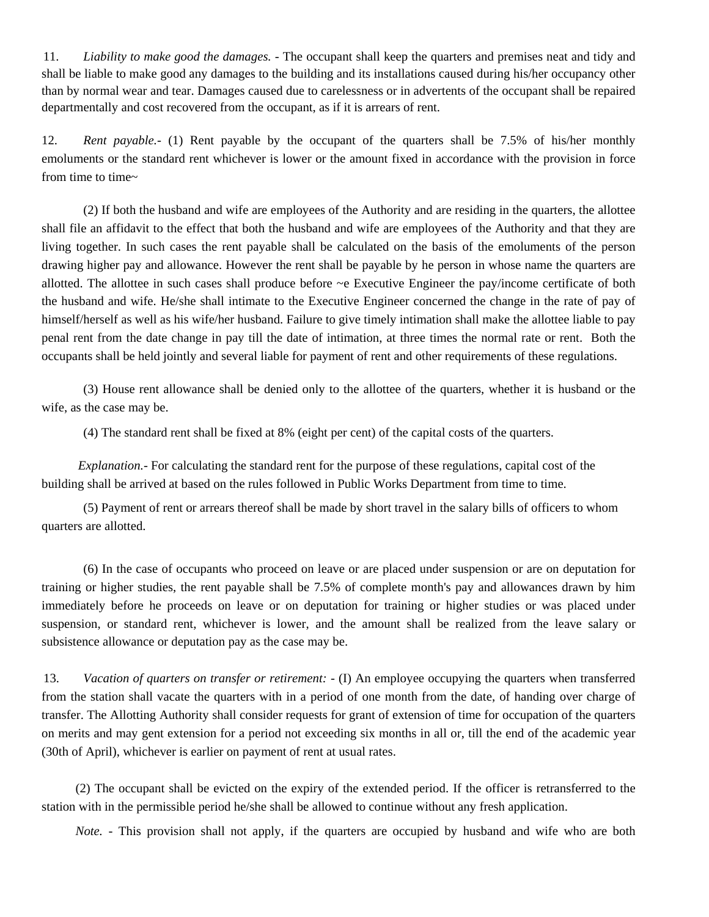11. *Liability to make good the damages.* - The occupant shall keep the quarters and premises neat and tidy and shall be liable to make good any damages to the building and its installations caused during his/her occupancy other than by normal wear and tear. Damages caused due to carelessness or in advertents of the occupant shall be repaired departmentally and cost recovered from the occupant, as if it is arrears of rent.

12. *Rent payable.*- (1) Rent payable by the occupant of the quarters shall be 7.5% of his/her monthly emoluments or the standard rent whichever is lower or the amount fixed in accordance with the provision in force from time to time~

(2) If both the husband and wife are employees of the Authority and are residing in the quarters, the allottee shall file an affidavit to the effect that both the husband and wife are employees of the Authority and that they are living together. In such cases the rent payable shall be calculated on the basis of the emoluments of the person drawing higher pay and allowance. However the rent shall be payable by he person in whose name the quarters are allotted. The allottee in such cases shall produce before ~e Executive Engineer the pay/income certificate of both the husband and wife. He/she shall intimate to the Executive Engineer concerned the change in the rate of pay of himself/herself as well as his wife/her husband. Failure to give timely intimation shall make the allottee liable to pay penal rent from the date change in pay till the date of intimation, at three times the normal rate or rent. Both the occupants shall be held jointly and several liable for payment of rent and other requirements of these regulations.

(3) House rent allowance shall be denied only to the allottee of the quarters, whether it is husband or the wife, as the case may be.

(4) The standard rent shall be fixed at 8% (eight per cent) of the capital costs of the quarters.

*Explanation.*- For calculating the standard rent for the purpose of these regulations, capital cost of the building shall be arrived at based on the rules followed in Public Works Department from time to time.

(5) Payment of rent or arrears thereof shall be made by short travel in the salary bills of officers to whom quarters are allotted.

(6) In the case of occupants who proceed on leave or are placed under suspension or are on deputation for training or higher studies, the rent payable shall be 7.5% of complete month's pay and allowances drawn by him immediately before he proceeds on leave or on deputation for training or higher studies or was placed under suspension, or standard rent, whichever is lower, and the amount shall be realized from the leave salary or subsistence allowance or deputation pay as the case may be.

13. *Vacation of quarters on transfer or retirement:* - (I) An employee occupying the quarters when transferred from the station shall vacate the quarters with in a period of one month from the date, of handing over charge of transfer. The Allotting Authority shall consider requests for grant of extension of time for occupation of the quarters on merits and may gent extension for a period not exceeding six months in all or, till the end of the academic year (30th of April), whichever is earlier on payment of rent at usual rates.

(2) The occupant shall be evicted on the expiry of the extended period. If the officer is retransferred to the station with in the permissible period he/she shall be allowed to continue without any fresh application.

*Note.* - This provision shall not apply, if the quarters are occupied by husband and wife who are both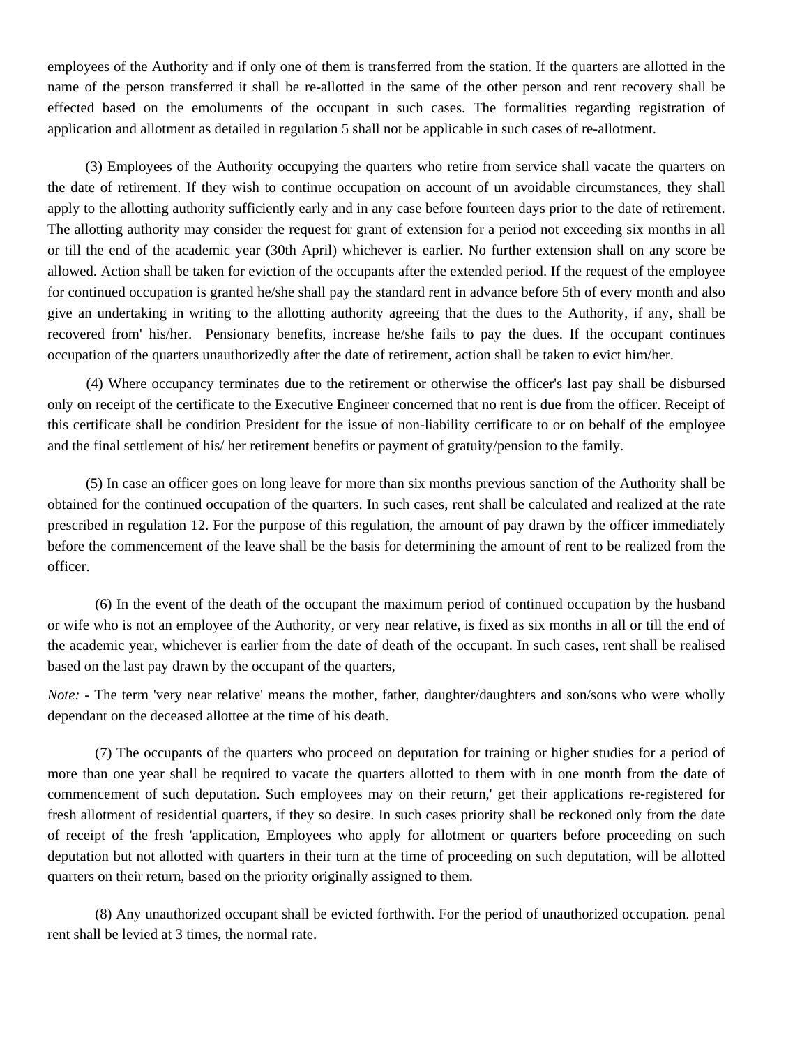employees of the Authority and if only one of them is transferred from the station. If the quarters are allotted in the name of the person transferred it shall be re-allotted in the same of the other person and rent recovery shall be effected based on the emoluments of the occupant in such cases. The formalities regarding registration of application and allotment as detailed in regulation 5 shall not be applicable in such cases of re-allotment.

(3) Employees of the Authority occupying the quarters who retire from service shall vacate the quarters on the date of retirement. If they wish to continue occupation on account of un avoidable circumstances, they shall apply to the allotting authority sufficiently early and in any case before fourteen days prior to the date of retirement. The allotting authority may consider the request for grant of extension for a period not exceeding six months in all or till the end of the academic year (30th April) whichever is earlier. No further extension shall on any score be allowed. Action shall be taken for eviction of the occupants after the extended period. If the request of the employee for continued occupation is granted he/she shall pay the standard rent in advance before 5th of every month and also give an undertaking in writing to the allotting authority agreeing that the dues to the Authority, if any, shall be recovered from' his/her. Pensionary benefits, increase he/she fails to pay the dues. If the occupant continues occupation of the quarters unauthorizedly after the date of retirement, action shall be taken to evict him/her.

(4) Where occupancy terminates due to the retirement or otherwise the officer's last pay shall be disbursed only on receipt of the certificate to the Executive Engineer concerned that no rent is due from the officer. Receipt of this certificate shall be condition President for the issue of non-liability certificate to or on behalf of the employee and the final settlement of his/ her retirement benefits or payment of gratuity/pension to the family.

(5) In case an officer goes on long leave for more than six months previous sanction of the Authority shall be obtained for the continued occupation of the quarters. In such cases, rent shall be calculated and realized at the rate prescribed in regulation 12. For the purpose of this regulation, the amount of pay drawn by the officer immediately before the commencement of the leave shall be the basis for determining the amount of rent to be realized from the officer.

(6) In the event of the death of the occupant the maximum period of continued occupation by the husband or wife who is not an employee of the Authority, or very near relative, is fixed as six months in all or till the end of the academic year, whichever is earlier from the date of death of the occupant. In such cases, rent shall be realised based on the last pay drawn by the occupant of the quarters,

*Note:* - The term 'very near relative' means the mother, father, daughter/daughters and son/sons who were wholly dependant on the deceased allottee at the time of his death.

(7) The occupants of the quarters who proceed on deputation for training or higher studies for a period of more than one year shall be required to vacate the quarters allotted to them with in one month from the date of commencement of such deputation. Such employees may on their return,' get their applications re-registered for fresh allotment of residential quarters, if they so desire. In such cases priority shall be reckoned only from the date of receipt of the fresh 'application, Employees who apply for allotment or quarters before proceeding on such deputation but not allotted with quarters in their turn at the time of proceeding on such deputation, will be allotted quarters on their return, based on the priority originally assigned to them.

(8) Any unauthorized occupant shall be evicted forthwith. For the period of unauthorized occupation. penal rent shall be levied at 3 times, the normal rate.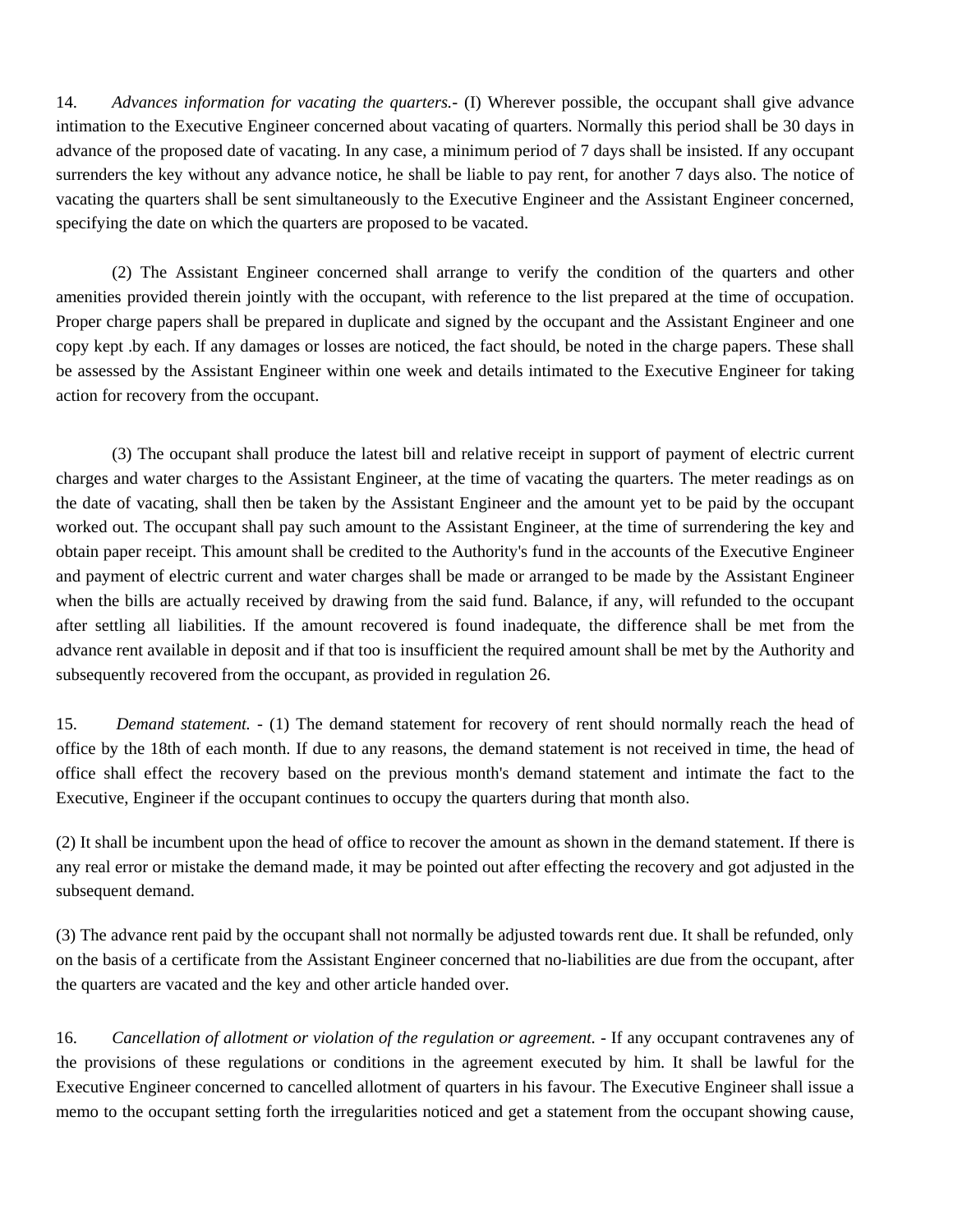14. *Advances information for vacating the quarters.*- (I) Wherever possible, the occupant shall give advance intimation to the Executive Engineer concerned about vacating of quarters. Normally this period shall be 30 days in advance of the proposed date of vacating. In any case, a minimum period of 7 days shall be insisted. If any occupant surrenders the key without any advance notice, he shall be liable to pay rent, for another 7 days also. The notice of vacating the quarters shall be sent simultaneously to the Executive Engineer and the Assistant Engineer concerned, specifying the date on which the quarters are proposed to be vacated.

(2) The Assistant Engineer concerned shall arrange to verify the condition of the quarters and other amenities provided therein jointly with the occupant, with reference to the list prepared at the time of occupation. Proper charge papers shall be prepared in duplicate and signed by the occupant and the Assistant Engineer and one copy kept .by each. If any damages or losses are noticed, the fact should, be noted in the charge papers. These shall be assessed by the Assistant Engineer within one week and details intimated to the Executive Engineer for taking action for recovery from the occupant.

(3) The occupant shall produce the latest bill and relative receipt in support of payment of electric current charges and water charges to the Assistant Engineer, at the time of vacating the quarters. The meter readings as on the date of vacating, shall then be taken by the Assistant Engineer and the amount yet to be paid by the occupant worked out. The occupant shall pay such amount to the Assistant Engineer, at the time of surrendering the key and obtain paper receipt. This amount shall be credited to the Authority's fund in the accounts of the Executive Engineer and payment of electric current and water charges shall be made or arranged to be made by the Assistant Engineer when the bills are actually received by drawing from the said fund. Balance, if any, will refunded to the occupant after settling all liabilities. If the amount recovered is found inadequate, the difference shall be met from the advance rent available in deposit and if that too is insufficient the required amount shall be met by the Authority and subsequently recovered from the occupant, as provided in regulation 26.

15. *Demand statement.* - (1) The demand statement for recovery of rent should normally reach the head of office by the 18th of each month. If due to any reasons, the demand statement is not received in time, the head of office shall effect the recovery based on the previous month's demand statement and intimate the fact to the Executive, Engineer if the occupant continues to occupy the quarters during that month also.

(2) It shall be incumbent upon the head of office to recover the amount as shown in the demand statement. If there is any real error or mistake the demand made, it may be pointed out after effecting the recovery and got adjusted in the subsequent demand.

(3) The advance rent paid by the occupant shall not normally be adjusted towards rent due. It shall be refunded, only on the basis of a certificate from the Assistant Engineer concerned that no-liabilities are due from the occupant, after the quarters are vacated and the key and other article handed over.

16. *Cancellation of allotment or violation of the regulation or agreement.* - If any occupant contravenes any of the provisions of these regulations or conditions in the agreement executed by him. It shall be lawful for the Executive Engineer concerned to cancelled allotment of quarters in his favour. The Executive Engineer shall issue a memo to the occupant setting forth the irregularities noticed and get a statement from the occupant showing cause,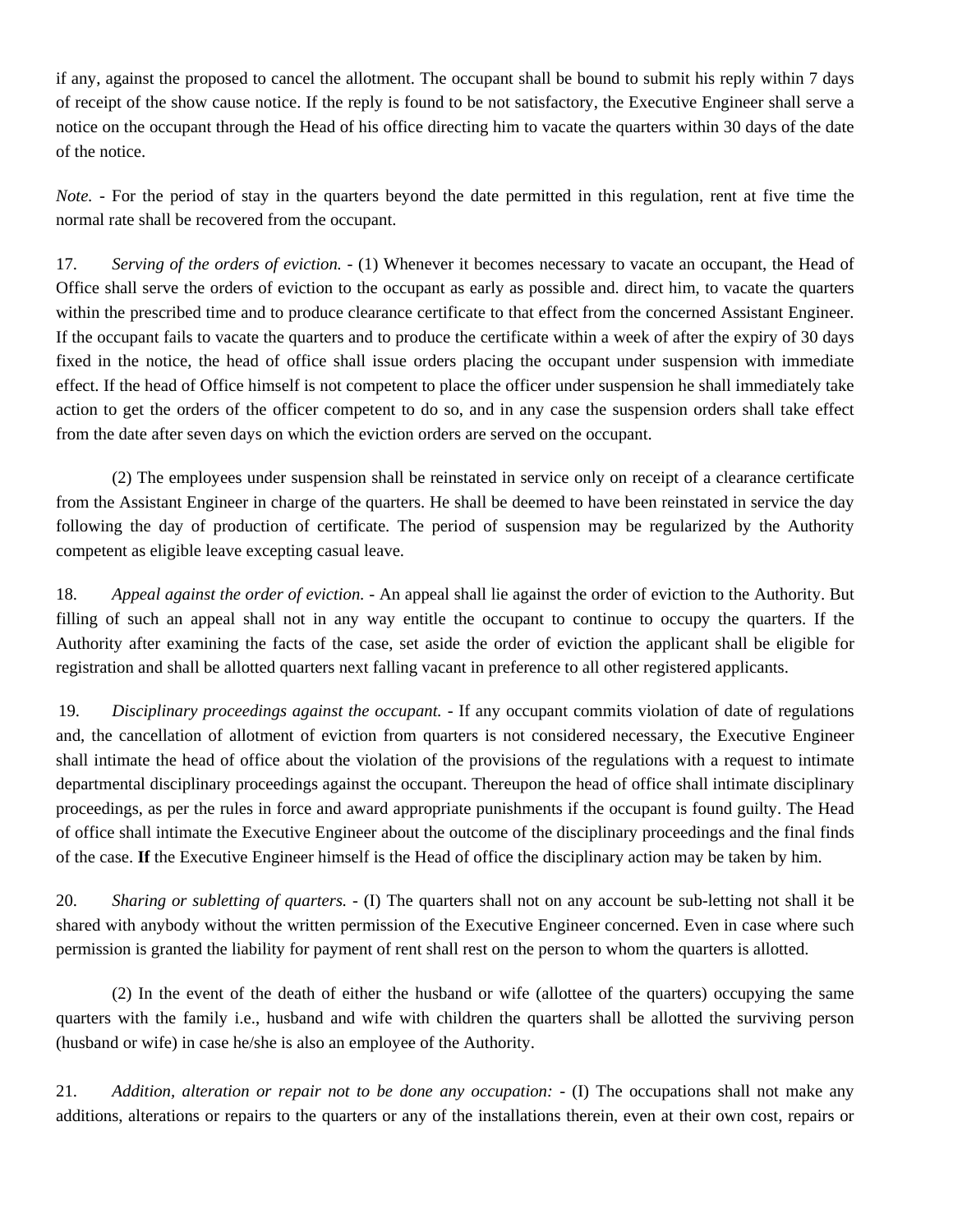if any, against the proposed to cancel the allotment. The occupant shall be bound to submit his reply within 7 days of receipt of the show cause notice. If the reply is found to be not satisfactory, the Executive Engineer shall serve a notice on the occupant through the Head of his office directing him to vacate the quarters within 30 days of the date of the notice.

*Note.* - For the period of stay in the quarters beyond the date permitted in this regulation, rent at five time the normal rate shall be recovered from the occupant.

17. *Serving of the orders of eviction.* - (1) Whenever it becomes necessary to vacate an occupant, the Head of Office shall serve the orders of eviction to the occupant as early as possible and. direct him, to vacate the quarters within the prescribed time and to produce clearance certificate to that effect from the concerned Assistant Engineer. If the occupant fails to vacate the quarters and to produce the certificate within a week of after the expiry of 30 days fixed in the notice, the head of office shall issue orders placing the occupant under suspension with immediate effect. If the head of Office himself is not competent to place the officer under suspension he shall immediately take action to get the orders of the officer competent to do so, and in any case the suspension orders shall take effect from the date after seven days on which the eviction orders are served on the occupant.

(2) The employees under suspension shall be reinstated in service only on receipt of a clearance certificate from the Assistant Engineer in charge of the quarters. He shall be deemed to have been reinstated in service the day following the day of production of certificate. The period of suspension may be regularized by the Authority competent as eligible leave excepting casual leave.

18. *Appeal against the order of eviction.* - An appeal shall lie against the order of eviction to the Authority. But filling of such an appeal shall not in any way entitle the occupant to continue to occupy the quarters. If the Authority after examining the facts of the case, set aside the order of eviction the applicant shall be eligible for registration and shall be allotted quarters next falling vacant in preference to all other registered applicants.

19. *Disciplinary proceedings against the occupant.* - If any occupant commits violation of date of regulations and, the cancellation of allotment of eviction from quarters is not considered necessary, the Executive Engineer shall intimate the head of office about the violation of the provisions of the regulations with a request to intimate departmental disciplinary proceedings against the occupant. Thereupon the head of office shall intimate disciplinary proceedings, as per the rules in force and award appropriate punishments if the occupant is found guilty. The Head of office shall intimate the Executive Engineer about the outcome of the disciplinary proceedings and the final finds of the case. **If** the Executive Engineer himself is the Head of office the disciplinary action may be taken by him.

20. *Sharing or subletting of quarters.* - (I) The quarters shall not on any account be sub-letting not shall it be shared with anybody without the written permission of the Executive Engineer concerned. Even in case where such permission is granted the liability for payment of rent shall rest on the person to whom the quarters is allotted.

(2) In the event of the death of either the husband or wife (allottee of the quarters) occupying the same quarters with the family i.e., husband and wife with children the quarters shall be allotted the surviving person (husband or wife) in case he/she is also an employee of the Authority.

21. *Addition, alteration or repair not to be done any occupation:* - (I) The occupations shall not make any additions, alterations or repairs to the quarters or any of the installations therein, even at their own cost, repairs or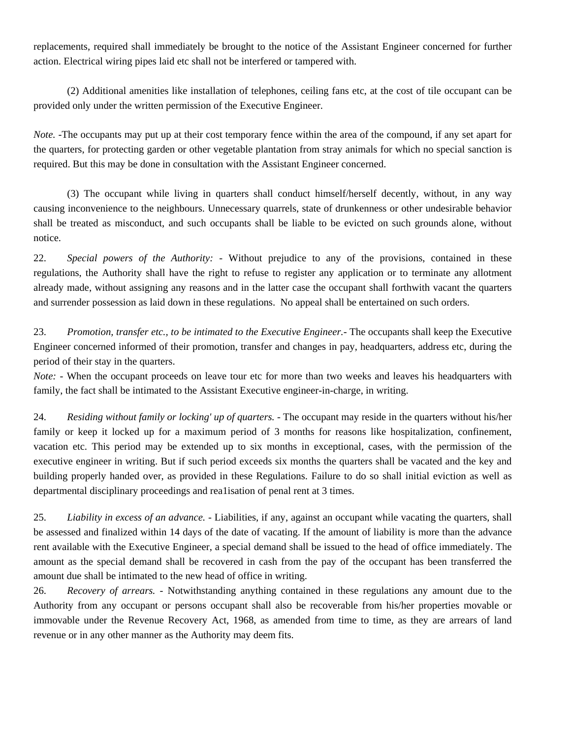replacements, required shall immediately be brought to the notice of the Assistant Engineer concerned for further action. Electrical wiring pipes laid etc shall not be interfered or tampered with.

(2) Additional amenities like installation of telephones, ceiling fans etc, at the cost of tile occupant can be provided only under the written permission of the Executive Engineer.

*Note.* -The occupants may put up at their cost temporary fence within the area of the compound, if any set apart for the quarters, for protecting garden or other vegetable plantation from stray animals for which no special sanction is required. But this may be done in consultation with the Assistant Engineer concerned.

(3) The occupant while living in quarters shall conduct himself/herself decently, without, in any way causing inconvenience to the neighbours. Unnecessary quarrels, state of drunkenness or other undesirable behavior shall be treated as misconduct, and such occupants shall be liable to be evicted on such grounds alone, without notice.

22. *Special powers of the Authority:* - Without prejudice to any of the provisions, contained in these regulations, the Authority shall have the right to refuse to register any application or to terminate any allotment already made, without assigning any reasons and in the latter case the occupant shall forthwith vacant the quarters and surrender possession as laid down in these regulations. No appeal shall be entertained on such orders.

23. *Promotion, transfer etc., to be intimated to the Executive Engineer.*- The occupants shall keep the Executive Engineer concerned informed of their promotion, transfer and changes in pay, headquarters, address etc, during the period of their stay in the quarters.

*Note:* - When the occupant proceeds on leave tour etc for more than two weeks and leaves his headquarters with family, the fact shall be intimated to the Assistant Executive engineer-in-charge, in writing.

24. *Residing without family or locking' up of quarters.* - The occupant may reside in the quarters without his/her family or keep it locked up for a maximum period of 3 months for reasons like hospitalization, confinement, vacation etc. This period may be extended up to six months in exceptional, cases, with the permission of the executive engineer in writing. But if such period exceeds six months the quarters shall be vacated and the key and building properly handed over, as provided in these Regulations. Failure to do so shall initial eviction as well as departmental disciplinary proceedings and rea1isation of penal rent at 3 times.

25. *Liability in excess of an advance.* - Liabilities, if any, against an occupant while vacating the quarters, shall be assessed and finalized within 14 days of the date of vacating. If the amount of liability is more than the advance rent available with the Executive Engineer, a special demand shall be issued to the head of office immediately. The amount as the special demand shall be recovered in cash from the pay of the occupant has been transferred the amount due shall be intimated to the new head of office in writing.

26. *Recovery of arrears.* - Notwithstanding anything contained in these regulations any amount due to the Authority from any occupant or persons occupant shall also be recoverable from his/her properties movable or immovable under the Revenue Recovery Act, 1968, as amended from time to time, as they are arrears of land revenue or in any other manner as the Authority may deem fits.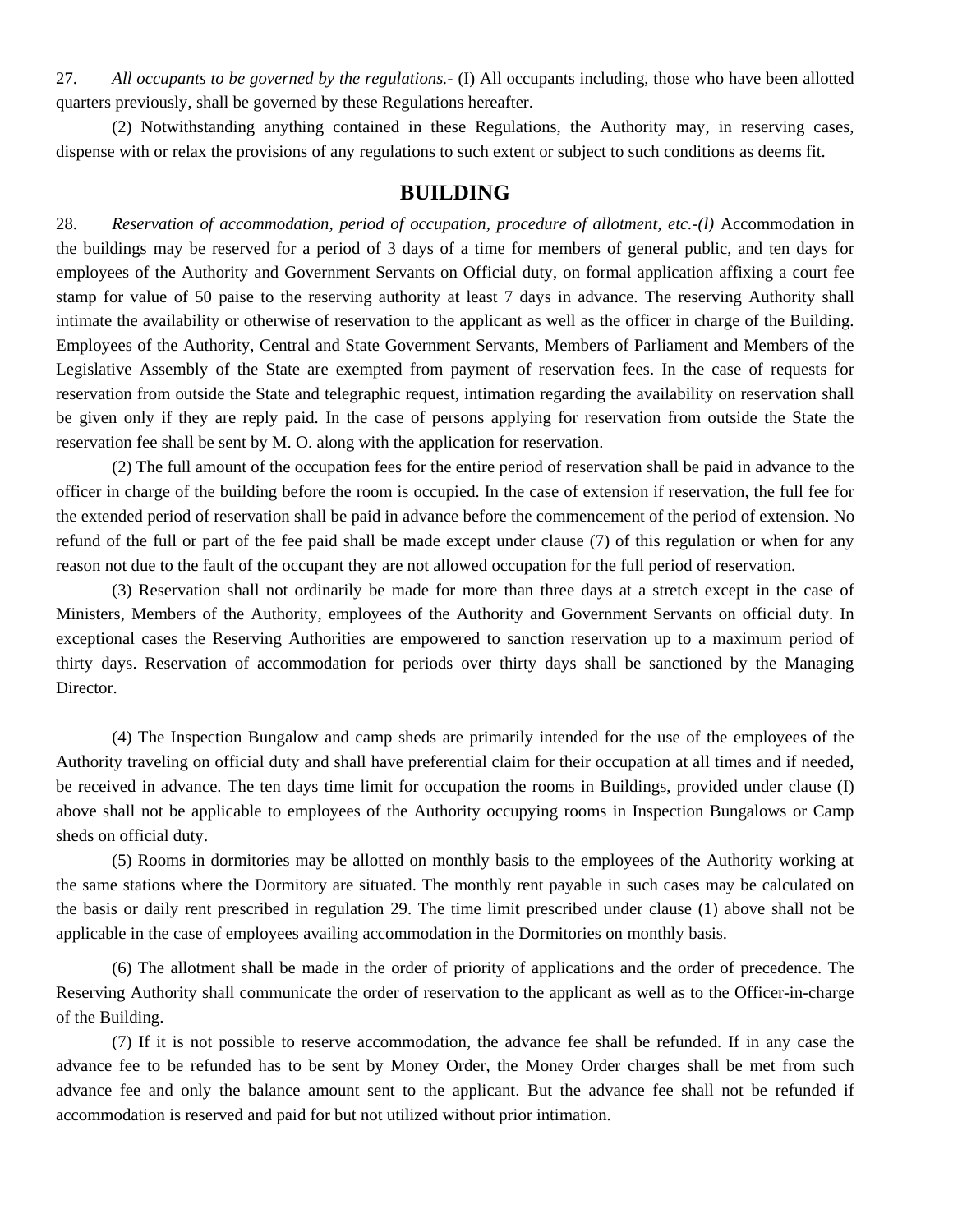27. *All occupants to be governed by the regulations.-* (I) All occupants including, those who have been allotted quarters previously, shall be governed by these Regulations hereafter.

(2) Notwithstanding anything contained in these Regulations, the Authority may, in reserving cases, dispense with or relax the provisions of any regulations to such extent or subject to such conditions as deems fit.

## BUILDING

28. *Reservation of accommodation, period of occupation, procedure of allotment, etc.-(l)* Accommodation in the buildings may be reserved for a period of 3 days of a time for members of general public, and ten days for employees of the Authority and Government Servants on Official duty, on formal application affixing a court fee stamp for value of 50 paise to the reserving authority at least 7 days in advance. The reserving Authority shall intimate the availability or otherwise of reservation to the applicant as well as the officer in charge of the Building. Employees of the Authority, Central and State Government Servants, Members of Parliament and Members of the Legislative Assembly of the State are exempted from payment of reservation fees. In the case of requests for reservation from outside the State and telegraphic request, intimation regarding the availability on reservation shall be given only if they are reply paid. In the case of persons applying for reservation from outside the State the reservation fee shall be sent by M. O. along with the application for reservation.

(2) The full amount of the occupation fees for the entire period of reservation shall be paid in advance to the officer in charge of the building before the room is occupied. In the case of extension if reservation, the full fee for the extended period of reservation shall be paid in advance before the commencement of the period of extension. No refund of the full or part of the fee paid shall be made except under clause (7) of this regulation or when for any reason not due to the fault of the occupant they are not allowed occupation for the full period of reservation.

(3) Reservation shall not ordinarily be made for more than three days at a stretch except in the case of Ministers, Members of the Authority, employees of the Authority and Government Servants on official duty. In exceptional cases the Reserving Authorities are empowered to sanction reservation up to a maximum period of thirty days. Reservation of accommodation for periods over thirty days shall be sanctioned by the Managing Director.

(4) The Inspection Bungalow and camp sheds are primarily intended for the use of the employees of the Authority traveling on official duty and shall have preferential claim for their occupation at all times and if needed, be received in advance. The ten days time limit for occupation the rooms in Buildings, provided under clause (I) above shall not be applicable to employees of the Authority occupying rooms in Inspection Bungalows or Camp sheds on official duty.

(5) Rooms in dormitories may be allotted on monthly basis to the employees of the Authority working at the same stations where the Dormitory are situated. The monthly rent payable in such cases may be calculated on the basis or daily rent prescribed in regulation 29. The time limit prescribed under clause (1) above shall not be applicable in the case of employees availing accommodation in the Dormitories on monthly basis.

(6) The allotment shall be made in the order of priority of applications and the order of precedence. The Reserving Authority shall communicate the order of reservation to the applicant as well as to the Officer-in-charge of the Building.

(7) If it is not possible to reserve accommodation, the advance fee shall be refunded. If in any case the advance fee to be refunded has to be sent by Money Order, the Money Order charges shall be met from such advance fee and only the balance amount sent to the applicant. But the advance fee shall not be refunded if accommodation is reserved and paid for but not utilized without prior intimation.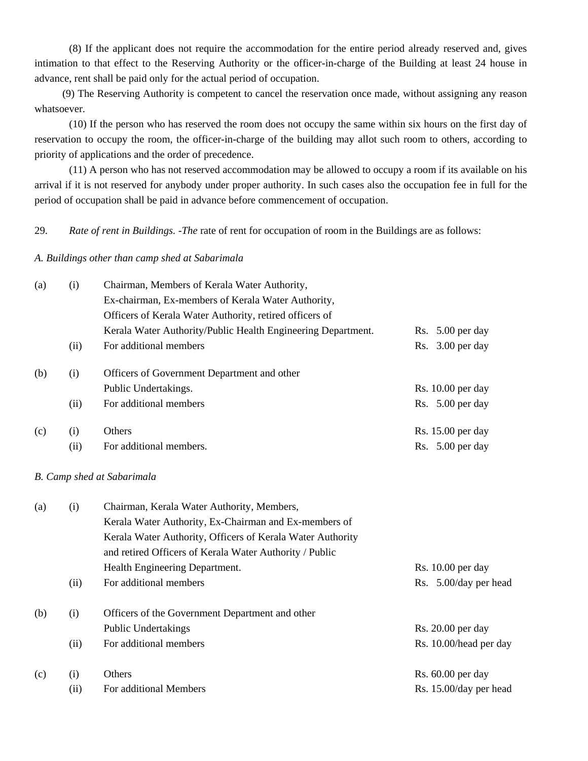(8) If the applicant does not require the accommodation for the entire period already reserved and, gives intimation to that effect to the Reserving Authority or the officer-in-charge of the Building at least 24 house in advance, rent shall be paid only for the actual period of occupation.

(9) The Reserving Authority is competent to cancel the reservation once made, without assigning any reason whatsoever.

(10) If the person who has reserved the room does not occupy the same within six hours on the first day of reservation to occupy the room, the officer-in-charge of the building may allot such room to others, according to priority of applications and the order of precedence.

(11) A person who has not reserved accommodation may be allowed to occupy a room if its available on his arrival if it is not reserved for anybody under proper authority. In such cases also the occupation fee in full for the period of occupation shall be paid in advance before commencement of occupation.

29. *Rate of rent in Buildings. -The* rate of rent for occupation of room in the Buildings are as follows:

*A. Buildings other than camp shed at Sabarimala*

| | | | |
|---|---|---|---|
| (a) | (i) | Chairman, Members of Kerala Water Authority, Ex-chairman, Ex-members of Kerala Water Authority, Officers of Kerala Water Authority, retired officers of Kerala Water Authority/Public Health Engineering Department. | Rs. 5.00 per day |
| | (ii) | For additional members | Rs. 3.00 per day |
| (b) | (i) | Officers of Government Department and other Public Undertakings. | Rs. 10.00 per day |
| | (ii) | For additional members | Rs. 5.00 per day |
| (c) | (i) | Others | Rs. 15.00 per day |
| | (ii) | For additional members. | Rs. 5.00 per day |

*B. Camp shed at Sabarimala*

| | | | |
|---|---|---|---|
| (a) | (i) | Chairman, Kerala Water Authority, Members, Kerala Water Authority, Ex-Chairman and Ex-members of Kerala Water Authority, Officers of Kerala Water Authority and retired Officers of Kerala Water Authority / Public Health Engineering Department. | Rs. 10.00 per day |
| | (ii) | For additional members | Rs. 5.00/day per head |
| (b) | (i) | Officers of the Government Department and other Public Undertakings | Rs. 20.00 per day |
| | (ii) | For additional members | Rs. 10.00/head per day |
| (c) | (i) | Others | Rs. 60.00 per day |
| | (ii) | For additional Members | Rs. 15.00/day per head |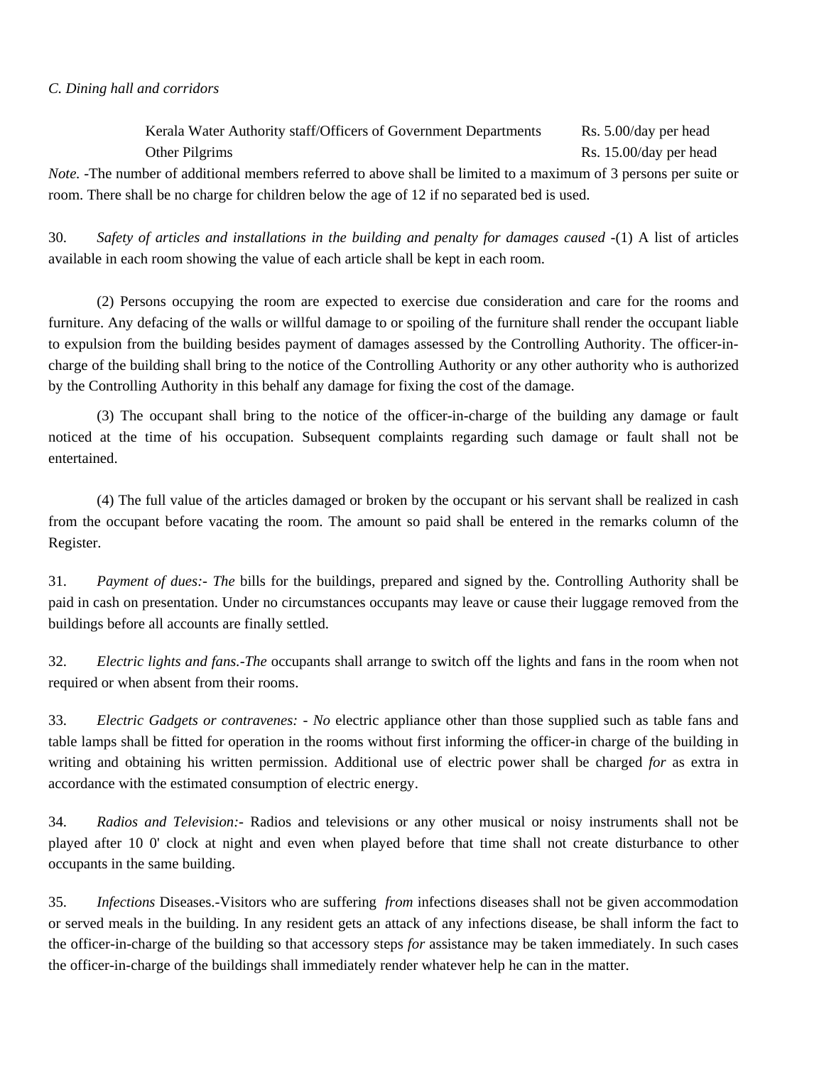*C. Dining hall and corridors*

| | |
|---|---|
| Kerala Water Authority staff/Officers of Government Departments | Rs. 5.00/day per head |
| Other Pilgrims | Rs. 15.00/day per head |

*Note.* -The number of additional members referred to above shall be limited to a maximum of 3 persons per suite or room. There shall be no charge for children below the age of 12 if no separated bed is used.

30. *Safety of articles and installations in the building and penalty for damages caused* -(1) A list of articles available in each room showing the value of each article shall be kept in each room.

(2) Persons occupying the room are expected to exercise due consideration and care for the rooms and furniture. Any defacing of the walls or willful damage to or spoiling of the furniture shall render the occupant liable to expulsion from the building besides payment of damages assessed by the Controlling Authority. The officer-in-charge of the building shall bring to the notice of the Controlling Authority or any other authority who is authorized by the Controlling Authority in this behalf any damage for fixing the cost of the damage.

(3) The occupant shall bring to the notice of the officer-in-charge of the building any damage or fault noticed at the time of his occupation. Subsequent complaints regarding such damage or fault shall not be entertained.

(4) The full value of the articles damaged or broken by the occupant or his servant shall be realized in cash from the occupant before vacating the room. The amount so paid shall be entered in the remarks column of the Register.

31. *Payment of dues:- The* bills for the buildings, prepared and signed by the. Controlling Authority shall be paid in cash on presentation. Under no circumstances occupants may leave or cause their luggage removed from the buildings before all accounts are finally settled.

32. *Electric lights and fans.-The* occupants shall arrange to switch off the lights and fans in the room when not required or when absent from their rooms.

33. *Electric Gadgets or contravenes: - No* electric appliance other than those supplied such as table fans and table lamps shall be fitted for operation in the rooms without first informing the officer-in charge of the building in writing and obtaining his written permission. Additional use of electric power shall be charged *for* as extra in accordance with the estimated consumption of electric energy.

34. *Radios and Television:-* Radios and televisions or any other musical or noisy instruments shall not be played after 10 0' clock at night and even when played before that time shall not create disturbance to other occupants in the same building.

35. *Infections* Diseases.-Visitors who are suffering *from* infections diseases shall not be given accommodation or served meals in the building. In any resident gets an attack of any infections disease, be shall inform the fact to the officer-in-charge of the building so that accessory steps *for* assistance may be taken immediately. In such cases the officer-in-charge of the buildings shall immediately render whatever help he can in the matter.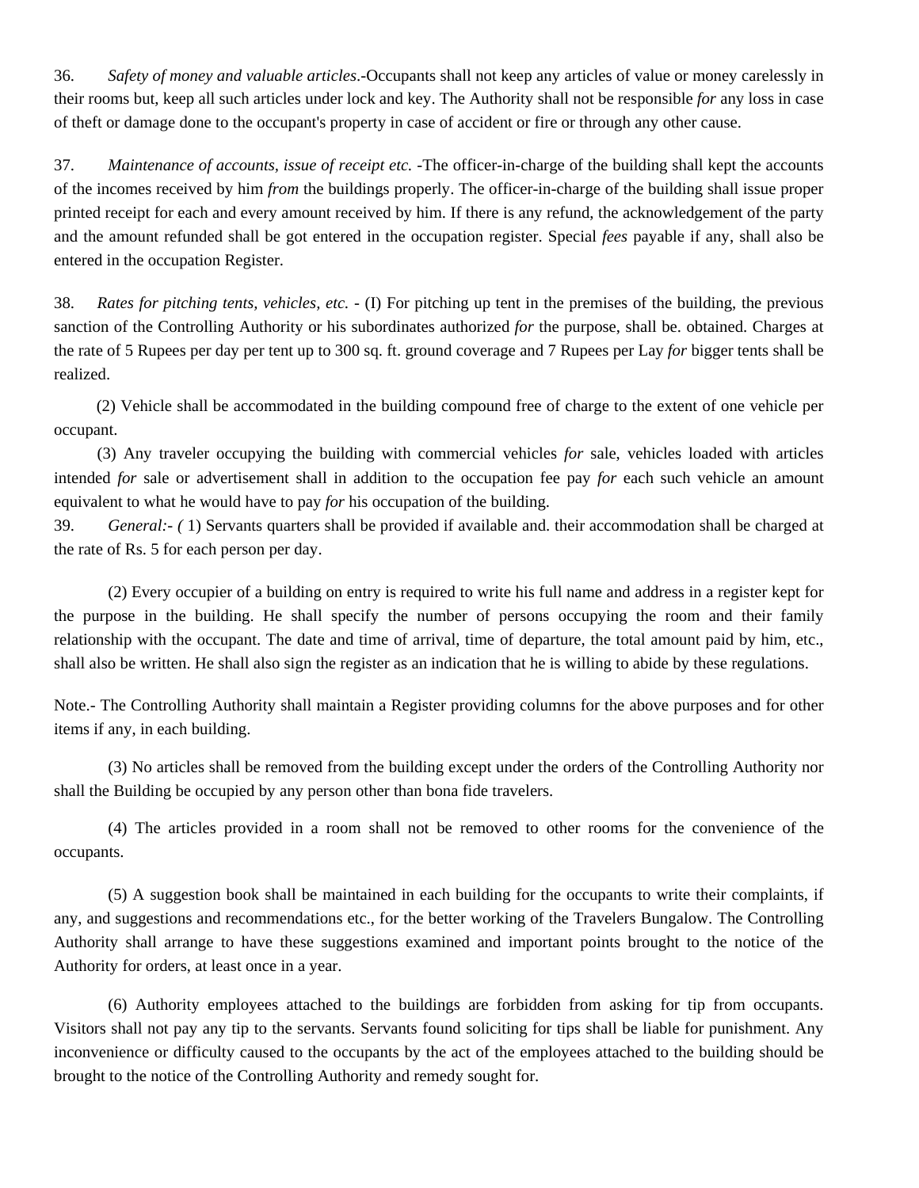36. *Safety of money and valuable articles*.-Occupants shall not keep any articles of value or money carelessly in their rooms but, keep all such articles under lock and key. The Authority shall not be responsible *for* any loss in case of theft or damage done to the occupant's property in case of accident or fire or through any other cause.

37. *Maintenance of accounts, issue of receipt etc.* -The officer-in-charge of the building shall kept the accounts of the incomes received by him *from* the buildings properly. The officer-in-charge of the building shall issue proper printed receipt for each and every amount received by him. If there is any refund, the acknowledgement of the party and the amount refunded shall be got entered in the occupation register. Special *fees* payable if any, shall also be entered in the occupation Register.

38. *Rates for pitching tents, vehicles, etc.* - (I) For pitching up tent in the premises of the building, the previous sanction of the Controlling Authority or his subordinates authorized *for* the purpose, shall be. obtained. Charges at the rate of 5 Rupees per day per tent up to 300 sq. ft. ground coverage and 7 Rupees per Lay *for* bigger tents shall be realized.

(2) Vehicle shall be accommodated in the building compound free of charge to the extent of one vehicle per occupant.

(3) Any traveler occupying the building with commercial vehicles *for* sale, vehicles loaded with articles intended *for* sale or advertisement shall in addition to the occupation fee pay *for* each such vehicle an amount equivalent to what he would have to pay *for* his occupation of the building.

39. *General:- (* 1) Servants quarters shall be provided if available and. their accommodation shall be charged at the rate of Rs. 5 for each person per day.

(2) Every occupier of a building on entry is required to write his full name and address in a register kept for the purpose in the building. He shall specify the number of persons occupying the room and their family relationship with the occupant. The date and time of arrival, time of departure, the total amount paid by him, etc., shall also be written. He shall also sign the register as an indication that he is willing to abide by these regulations.

Note.- The Controlling Authority shall maintain a Register providing columns for the above purposes and for other items if any, in each building.

(3) No articles shall be removed from the building except under the orders of the Controlling Authority nor shall the Building be occupied by any person other than bona fide travelers.

(4) The articles provided in a room shall not be removed to other rooms for the convenience of the occupants.

(5) A suggestion book shall be maintained in each building for the occupants to write their complaints, if any, and suggestions and recommendations etc., for the better working of the Travelers Bungalow. The Controlling Authority shall arrange to have these suggestions examined and important points brought to the notice of the Authority for orders, at least once in a year.

(6) Authority employees attached to the buildings are forbidden from asking for tip from occupants. Visitors shall not pay any tip to the servants. Servants found soliciting for tips shall be liable for punishment. Any inconvenience or difficulty caused to the occupants by the act of the employees attached to the building should be brought to the notice of the Controlling Authority and remedy sought for.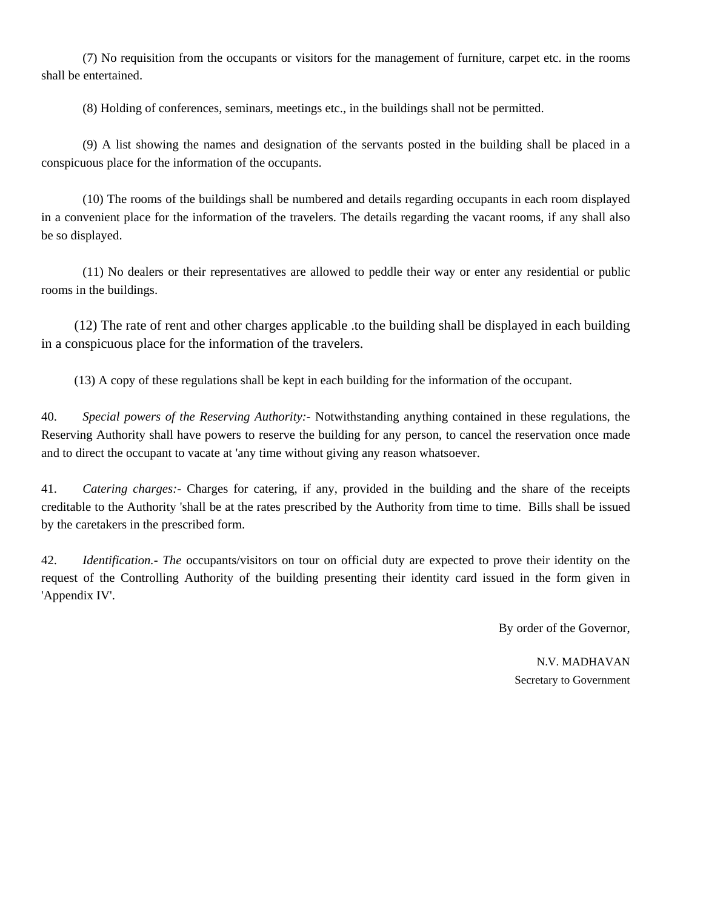(7) No requisition from the occupants or visitors for the management of furniture, carpet etc. in the rooms shall be entertained.

(8) Holding of conferences, seminars, meetings etc., in the buildings shall not be permitted.

(9) A list showing the names and designation of the servants posted in the building shall be placed in a conspicuous place for the information of the occupants.

(10) The rooms of the buildings shall be numbered and details regarding occupants in each room displayed in a convenient place for the information of the travelers. The details regarding the vacant rooms, if any shall also be so displayed.

(11) No dealers or their representatives are allowed to peddle their way or enter any residential or public rooms in the buildings.

(12) The rate of rent and other charges applicable .to the building shall be displayed in each building in a conspicuous place for the information of the travelers.

(13) A copy of these regulations shall be kept in each building for the information of the occupant.

40. *Special powers of the Reserving Authority:-* Notwithstanding anything contained in these regulations, the Reserving Authority shall have powers to reserve the building for any person, to cancel the reservation once made and to direct the occupant to vacate at 'any time without giving any reason whatsoever.

41. *Catering charges:-* Charges for catering, if any, provided in the building and the share of the receipts creditable to the Authority 'shall be at the rates prescribed by the Authority from time to time. Bills shall be issued by the caretakers in the prescribed form.

42. *Identification.- The* occupants/visitors on tour on official duty are expected to prove their identity on the request of the Controlling Authority of the building presenting their identity card issued in the form given in 'Appendix IV'.

By order of the Governor,

N.V. MADHAVAN
Secretary to Government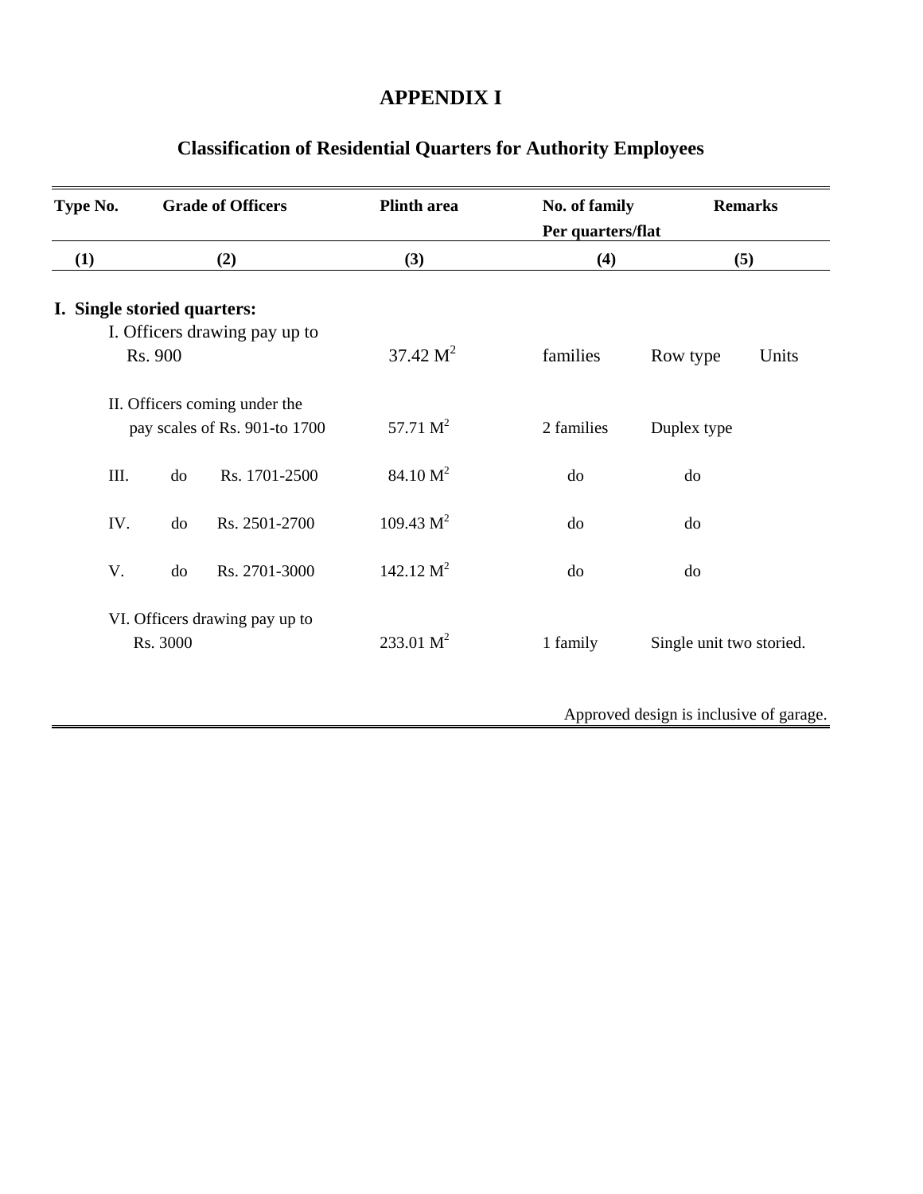# APPENDIX I

## Classification of Residential Quarters for Authority Employees

| Type No. | Grade of Officers | Plinth area | No. of family Per quarters/flat | Remarks |
|---|---|---|---|---|
| (1) | (2) | (3) | (4) | (5) |
| **I. Single storied quarters:** | | | | |
| | I. Officers drawing pay up to Rs. 900 | 37.42 $M^2$ | families | Row type Units |
| | II. Officers coming under the pay scales of Rs. 901-to 1700 | 57.71 $M^2$ | 2 families | Duplex type |
| | III. do Rs. 1701-2500 | 84.10 $M^2$ | do | do |
| | IV. do Rs. 2501-2700 | 109.43 $M^2$ | do | do |
| | V. do Rs. 2701-3000 | 142.12 $M^2$ | do | do |
| | VI. Officers drawing pay up to Rs. 3000 | 233.01 $M^2$ | 1 family | Single unit two storied. |

Approved design is inclusive of garage.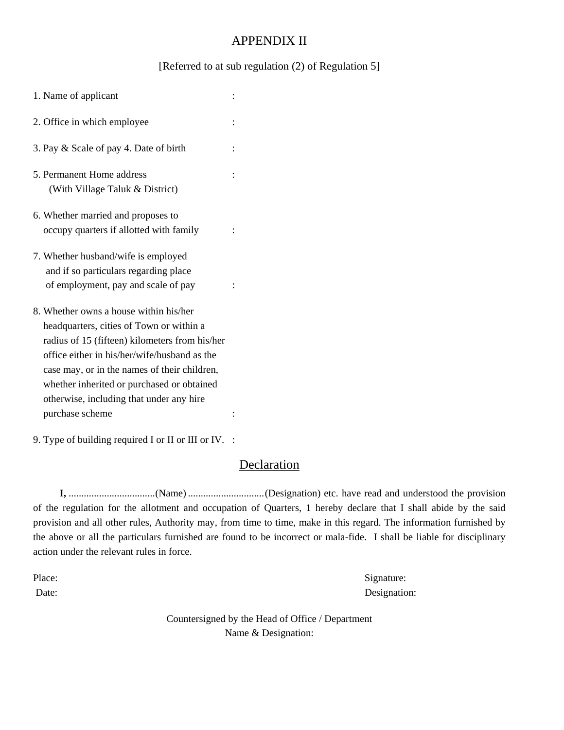# APPENDIX II

[Referred to at sub regulation (2) of Regulation 5]

1. Name of applicant :

2. Office in which employee :

3. Pay & Scale of pay 4. Date of birth :

5. Permanent Home address :
   (With Village Taluk & District)

6. Whether married and proposes to occupy quarters if allotted with family :

7. Whether husband/wife is employed and if so particulars regarding place of employment, pay and scale of pay :

8. Whether owns a house within his/her headquarters, cities of Town or within a radius of 15 (fifteen) kilometers from his/her office either in his/her/wife/husband as the case may, or in the names of their children, whether inherited or purchased or obtained otherwise, including that under any hire purchase scheme :

9. Type of building required I or II or III or IV. :

## Declaration

**I,** ..................................(Name) ..............................(Designation) etc. have read and understood the provision of the regulation for the allotment and occupation of Quarters, 1 hereby declare that I shall abide by the said provision and all other rules, Authority may, from time to time, make in this regard. The information furnished by the above or all the particulars furnished are found to be incorrect or mala-fide. I shall be liable for disciplinary action under the relevant rules in force.

Place: Signature:

Date: Designation:

Countersigned by the Head of Office / Department

Name & Designation: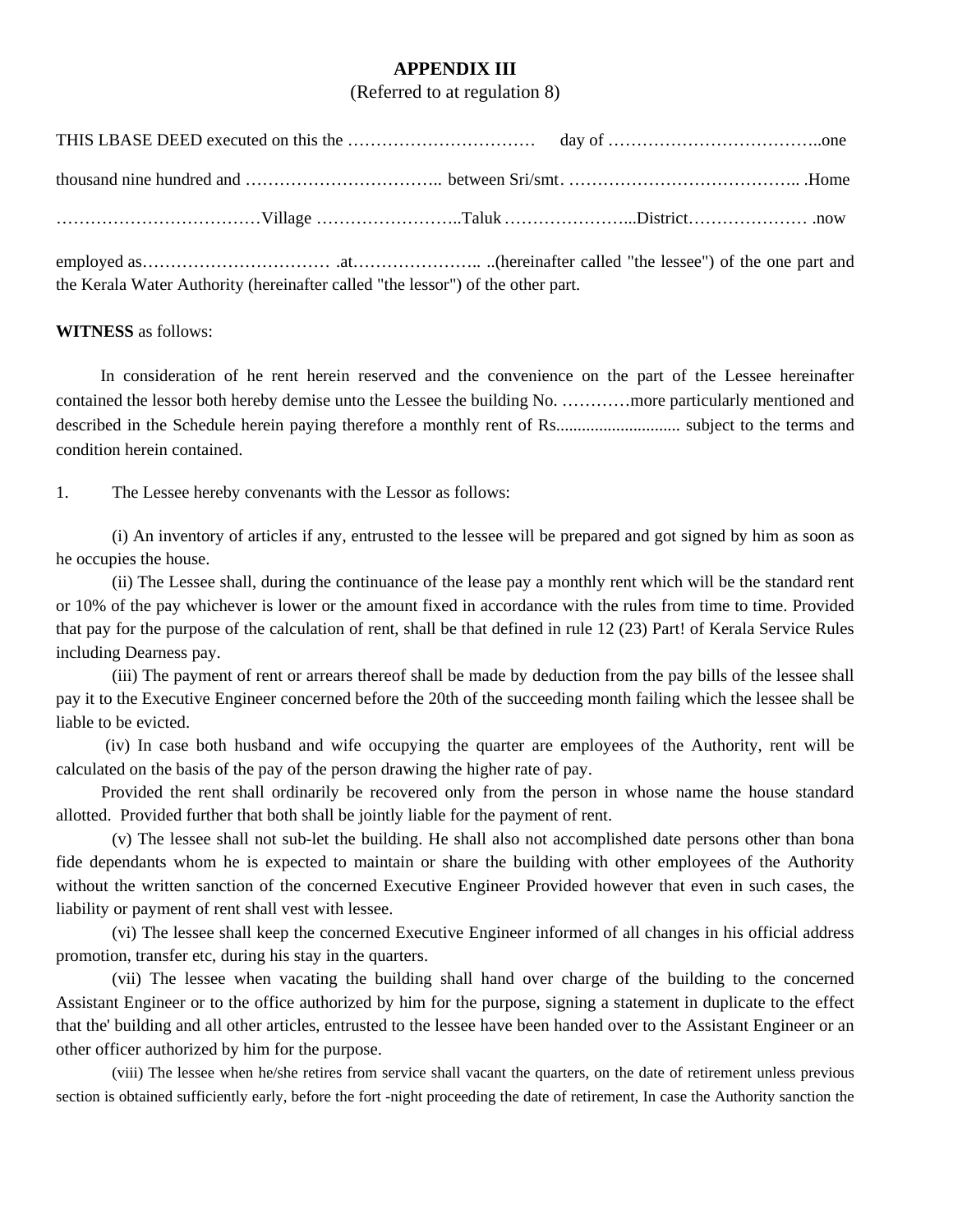**APPENDIX III**

(Referred to at regulation 8)

THIS LBASE DEED executed on this the …………………………… day of ………………………………..one thousand nine hundred and …………………………….. between Sri/smt. ………………………………….. .Home ………………………………Village ……………………..Taluk …………………...District………………… .now employed as…………………………… .at………………….. ..(hereinafter called "the lessee") of the one part and the Kerala Water Authority (hereinafter called "the lessor") of the other part.

**WITNESS** as follows:

In consideration of he rent herein reserved and the convenience on the part of the Lessee hereinafter contained the lessor both hereby demise unto the Lessee the building No. …………more particularly mentioned and described in the Schedule herein paying therefore a monthly rent of Rs............................ subject to the terms and condition herein contained.

1. The Lessee hereby convenants with the Lessor as follows:

(i) An inventory of articles if any, entrusted to the lessee will be prepared and got signed by him as soon as he occupies the house.

(ii) The Lessee shall, during the continuance of the lease pay a monthly rent which will be the standard rent or 10% of the pay whichever is lower or the amount fixed in accordance with the rules from time to time. Provided that pay for the purpose of the calculation of rent, shall be that defined in rule 12 (23) Part! of Kerala Service Rules including Dearness pay.

(iii) The payment of rent or arrears thereof shall be made by deduction from the pay bills of the lessee shall pay it to the Executive Engineer concerned before the 20th of the succeeding month failing which the lessee shall be liable to be evicted.

(iv) In case both husband and wife occupying the quarter are employees of the Authority, rent will be calculated on the basis of the pay of the person drawing the higher rate of pay.

Provided the rent shall ordinarily be recovered only from the person in whose name the house standard allotted. Provided further that both shall be jointly liable for the payment of rent.

(v) The lessee shall not sub-let the building. He shall also not accomplished date persons other than bona fide dependants whom he is expected to maintain or share the building with other employees of the Authority without the written sanction of the concerned Executive Engineer Provided however that even in such cases, the liability or payment of rent shall vest with lessee.

(vi) The lessee shall keep the concerned Executive Engineer informed of all changes in his official address promotion, transfer etc, during his stay in the quarters.

(vii) The lessee when vacating the building shall hand over charge of the building to the concerned Assistant Engineer or to the office authorized by him for the purpose, signing a statement in duplicate to the effect that the' building and all other articles, entrusted to the lessee have been handed over to the Assistant Engineer or an other officer authorized by him for the purpose.

(viii) The lessee when he/she retires from service shall vacant the quarters, on the date of retirement unless previous section is obtained sufficiently early, before the fort -night proceeding the date of retirement, In case the Authority sanction the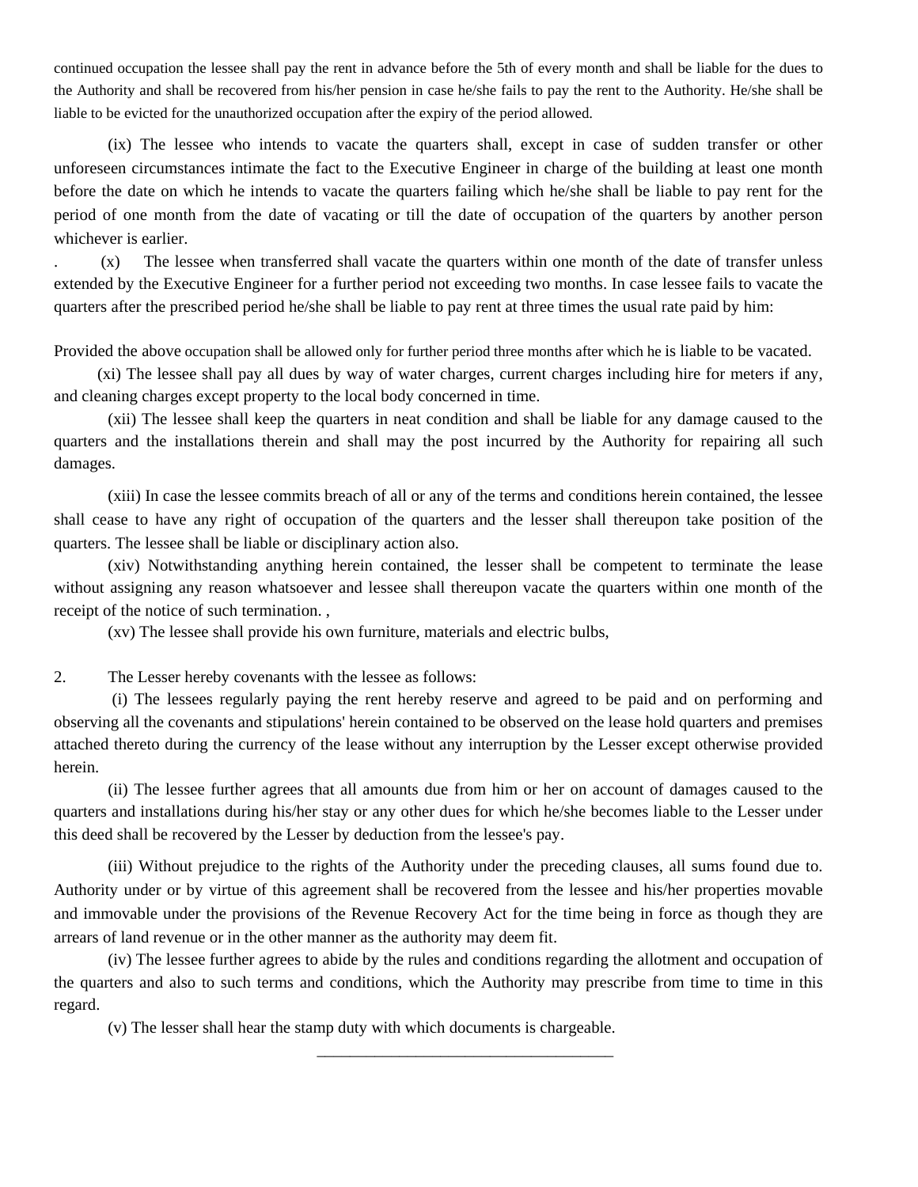continued occupation the lessee shall pay the rent in advance before the 5th of every month and shall be liable for the dues to the Authority and shall be recovered from his/her pension in case he/she fails to pay the rent to the Authority. He/she shall be liable to be evicted for the unauthorized occupation after the expiry of the period allowed.

(ix) The lessee who intends to vacate the quarters shall, except in case of sudden transfer or other unforeseen circumstances intimate the fact to the Executive Engineer in charge of the building at least one month before the date on which he intends to vacate the quarters failing which he/she shall be liable to pay rent for the period of one month from the date of vacating or till the date of occupation of the quarters by another person whichever is earlier.

. (x) The lessee when transferred shall vacate the quarters within one month of the date of transfer unless extended by the Executive Engineer for a further period not exceeding two months. In case lessee fails to vacate the quarters after the prescribed period he/she shall be liable to pay rent at three times the usual rate paid by him:

Provided the above occupation shall be allowed only for further period three months after which he is liable to be vacated.

(xi) The lessee shall pay all dues by way of water charges, current charges including hire for meters if any, and cleaning charges except property to the local body concerned in time.

(xii) The lessee shall keep the quarters in neat condition and shall be liable for any damage caused to the quarters and the installations therein and shall may the post incurred by the Authority for repairing all such damages.

(xiii) In case the lessee commits breach of all or any of the terms and conditions herein contained, the lessee shall cease to have any right of occupation of the quarters and the lesser shall thereupon take position of the quarters. The lessee shall be liable or disciplinary action also.

(xiv) Notwithstanding anything herein contained, the lesser shall be competent to terminate the lease without assigning any reason whatsoever and lessee shall thereupon vacate the quarters within one month of the receipt of the notice of such termination. ,

(xv) The lessee shall provide his own furniture, materials and electric bulbs,

2. The Lesser hereby covenants with the lessee as follows:

(i) The lessees regularly paying the rent hereby reserve and agreed to be paid and on performing and observing all the covenants and stipulations' herein contained to be observed on the lease hold quarters and premises attached thereto during the currency of the lease without any interruption by the Lesser except otherwise provided herein.

(ii) The lessee further agrees that all amounts due from him or her on account of damages caused to the quarters and installations during his/her stay or any other dues for which he/she becomes liable to the Lesser under this deed shall be recovered by the Lesser by deduction from the lessee's pay.

(iii) Without prejudice to the rights of the Authority under the preceding clauses, all sums found due to. Authority under or by virtue of this agreement shall be recovered from the lessee and his/her properties movable and immovable under the provisions of the Revenue Recovery Act for the time being in force as though they are arrears of land revenue or in the other manner as the authority may deem fit.

(iv) The lessee further agrees to abide by the rules and conditions regarding the allotment and occupation of the quarters and also to such terms and conditions, which the Authority may prescribe from time to time in this regard.

(v) The lesser shall hear the stamp duty with which documents is chargeable.

---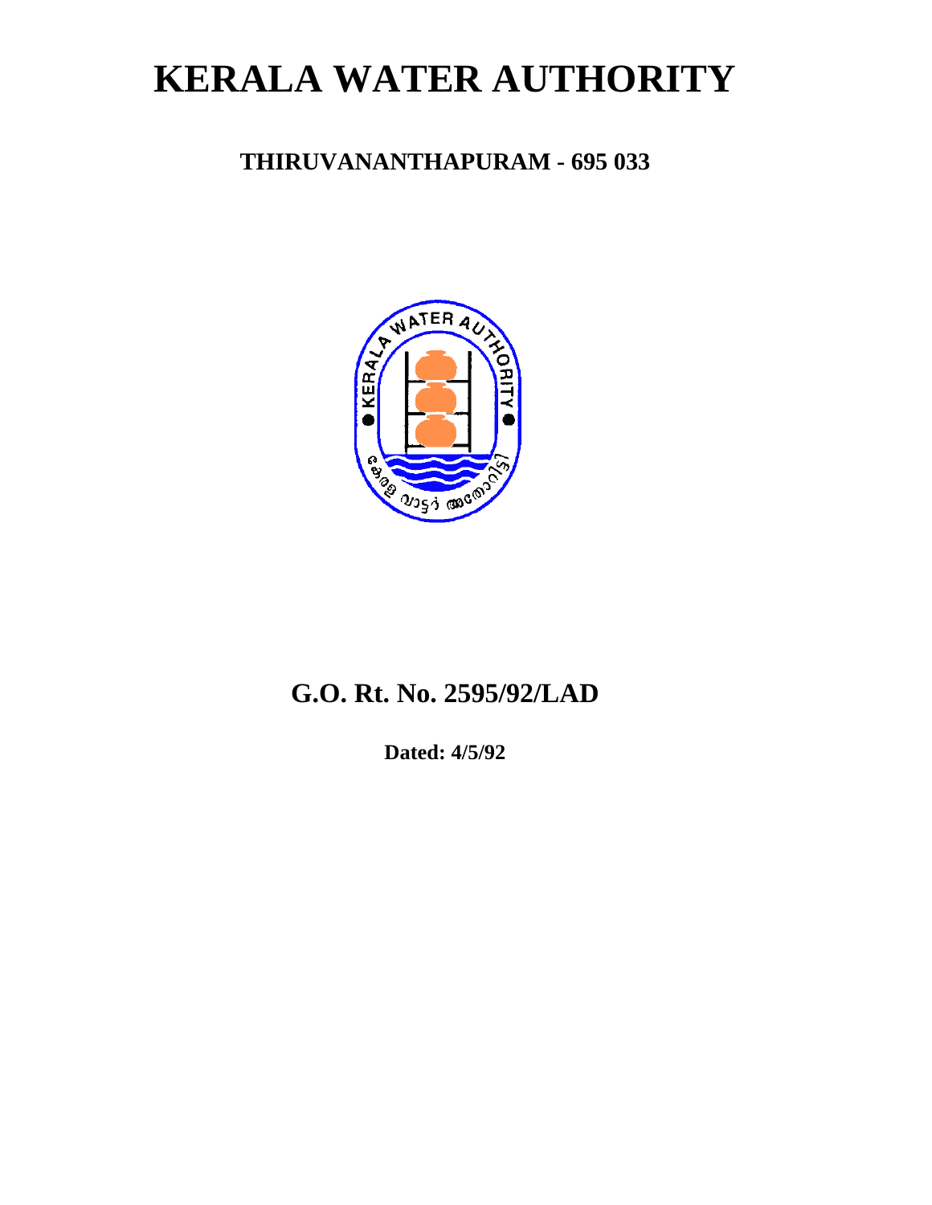# KERALA WATER AUTHORITY

## THIRUVANANTHAPURAM - 695 033

## G.O. Rt. No. 2595/92/LAD

**Dated: 4/5/92**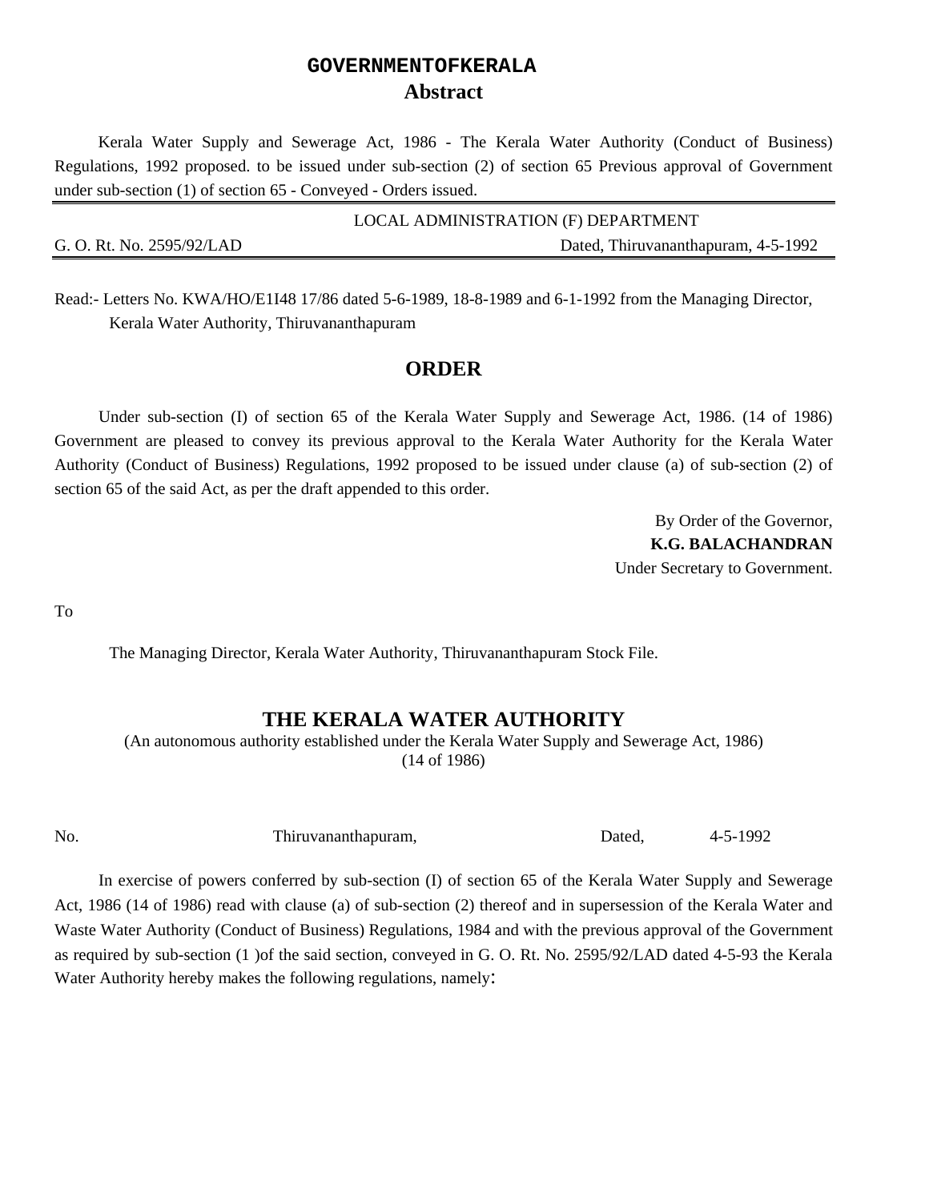# GOVERNMENTOFKERALA

## Abstract

Kerala Water Supply and Sewerage Act, 1986 - The Kerala Water Authority (Conduct of Business) Regulations, 1992 proposed. to be issued under sub-section (2) of section 65 Previous approval of Government under sub-section (1) of section 65 - Conveyed - Orders issued.

LOCAL ADMINISTRATION (F) DEPARTMENT

G. O. Rt. No. 2595/92/LAD Dated, Thiruvananthapuram, 4-5-1992

Read:- Letters No. KWA/HO/E1I48 17/86 dated 5-6-1989, 18-8-1989 and 6-1-1992 from the Managing Director, Kerala Water Authority, Thiruvananthapuram

## ORDER

Under sub-section (I) of section 65 of the Kerala Water Supply and Sewerage Act, 1986. (14 of 1986) Government are pleased to convey its previous approval to the Kerala Water Authority for the Kerala Water Authority (Conduct of Business) Regulations, 1992 proposed to be issued under clause (a) of sub-section (2) of section 65 of the said Act, as per the draft appended to this order.

By Order of the Governor,
**K.G. BALACHANDRAN**
Under Secretary to Government.

To

The Managing Director, Kerala Water Authority, Thiruvananthapuram Stock File.

## THE KERALA WATER AUTHORITY

(An autonomous authority established under the Kerala Water Supply and Sewerage Act, 1986)
(14 of 1986)

No. Thiruvananthapuram, Dated, 4-5-1992

In exercise of powers conferred by sub-section (I) of section 65 of the Kerala Water Supply and Sewerage Act, 1986 (14 of 1986) read with clause (a) of sub-section (2) thereof and in supersession of the Kerala Water and Waste Water Authority (Conduct of Business) Regulations, 1984 and with the previous approval of the Government as required by sub-section (1 )of the said section, conveyed in G. O. Rt. No. 2595/92/LAD dated 4-5-93 the Kerala Water Authority hereby makes the following regulations, namely: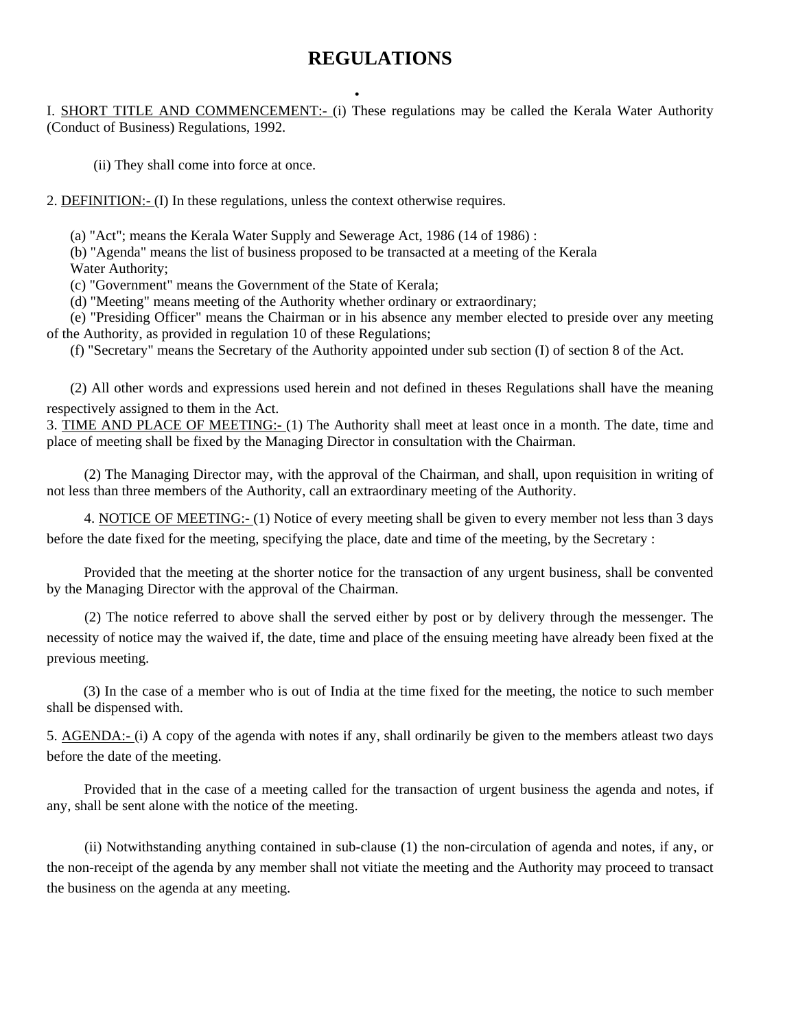# REGULATIONS

I. <u>SHORT TITLE AND COMMENCEMENT:-</u> (i) These regulations may be called the Kerala Water Authority (Conduct of Business) Regulations, 1992.

(ii) They shall come into force at once.

2. <u>DEFINITION:-</u> (I) In these regulations, unless the context otherwise requires.

(a) "Act"; means the Kerala Water Supply and Sewerage Act, 1986 (14 of 1986) :
(b) "Agenda" means the list of business proposed to be transacted at a meeting of the Kerala Water Authority;
(c) "Government" means the Government of the State of Kerala;
(d) "Meeting" means meeting of the Authority whether ordinary or extraordinary;
(e) "Presiding Officer" means the Chairman or in his absence any member elected to preside over any meeting of the Authority, as provided in regulation 10 of these Regulations;
(f) "Secretary" means the Secretary of the Authority appointed under sub section (I) of section 8 of the Act.

(2) All other words and expressions used herein and not defined in theses Regulations shall have the meaning respectively assigned to them in the Act.

3. <u>TIME AND PLACE OF MEETING:-</u> (1) The Authority shall meet at least once in a month. The date, time and place of meeting shall be fixed by the Managing Director in consultation with the Chairman.

(2) The Managing Director may, with the approval of the Chairman, and shall, upon requisition in writing of not less than three members of the Authority, call an extraordinary meeting of the Authority.

4. <u>NOTICE OF MEETING:-</u> (1) Notice of every meeting shall be given to every member not less than 3 days before the date fixed for the meeting, specifying the place, date and time of the meeting, by the Secretary :

Provided that the meeting at the shorter notice for the transaction of any urgent business, shall be convented by the Managing Director with the approval of the Chairman.

(2) The notice referred to above shall the served either by post or by delivery through the messenger. The necessity of notice may the waived if, the date, time and place of the ensuing meeting have already been fixed at the previous meeting.

(3) In the case of a member who is out of India at the time fixed for the meeting, the notice to such member shall be dispensed with.

5. <u>AGENDA:-</u> (i) A copy of the agenda with notes if any, shall ordinarily be given to the members atleast two days before the date of the meeting.

Provided that in the case of a meeting called for the transaction of urgent business the agenda and notes, if any, shall be sent alone with the notice of the meeting.

(ii) Notwithstanding anything contained in sub-clause (1) the non-circulation of agenda and notes, if any, or the non-receipt of the agenda by any member shall not vitiate the meeting and the Authority may proceed to transact the business on the agenda at any meeting.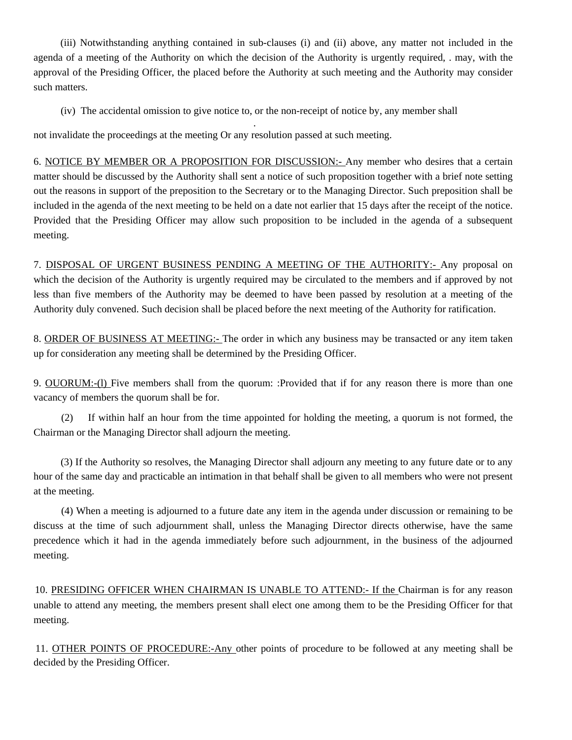(iii) Notwithstanding anything contained in sub-clauses (i) and (ii) above, any matter not included in the agenda of a meeting of the Authority on which the decision of the Authority is urgently required, . may, with the approval of the Presiding Officer, the placed before the Authority at such meeting and the Authority may consider such matters.

(iv) The accidental omission to give notice to, or the non-receipt of notice by, any member shall not invalidate the proceedings at the meeting Or any resolution passed at such meeting.

6. <u>NOTICE BY MEMBER OR A PROPOSITION FOR DISCUSSION:-</u> Any member who desires that a certain matter should be discussed by the Authority shall sent a notice of such proposition together with a brief note setting out the reasons in support of the preposition to the Secretary or to the Managing Director. Such preposition shall be included in the agenda of the next meeting to be held on a date not earlier that 15 days after the receipt of the notice. Provided that the Presiding Officer may allow such proposition to be included in the agenda of a subsequent meeting.

7. <u>DISPOSAL OF URGENT BUSINESS PENDING A MEETING OF THE AUTHORITY:-</u> Any proposal on which the decision of the Authority is urgently required may be circulated to the members and if approved by not less than five members of the Authority may be deemed to have been passed by resolution at a meeting of the Authority duly convened. Such decision shall be placed before the next meeting of the Authority for ratification.

8. <u>ORDER OF BUSINESS AT MEETING:-</u> The order in which any business may be transacted or any item taken up for consideration any meeting shall be determined by the Presiding Officer.

9. <u>OUORUM:-(l)</u> Five members shall from the quorum: :Provided that if for any reason there is more than one vacancy of members the quorum shall be for.

(2) If within half an hour from the time appointed for holding the meeting, a quorum is not formed, the Chairman or the Managing Director shall adjourn the meeting.

(3) If the Authority so resolves, the Managing Director shall adjourn any meeting to any future date or to any hour of the same day and practicable an intimation in that behalf shall be given to all members who were not present at the meeting.

(4) When a meeting is adjourned to a future date any item in the agenda under discussion or remaining to be discuss at the time of such adjournment shall, unless the Managing Director directs otherwise, have the same precedence which it had in the agenda immediately before such adjournment, in the business of the adjourned meeting.

10. <u>PRESIDING OFFICER WHEN CHAIRMAN IS UNABLE TO ATTEND:- If the</u> Chairman is for any reason unable to attend any meeting, the members present shall elect one among them to be the Presiding Officer for that meeting.

11. <u>OTHER POINTS OF PROCEDURE:-Any</u> other points of procedure to be followed at any meeting shall be decided by the Presiding Officer.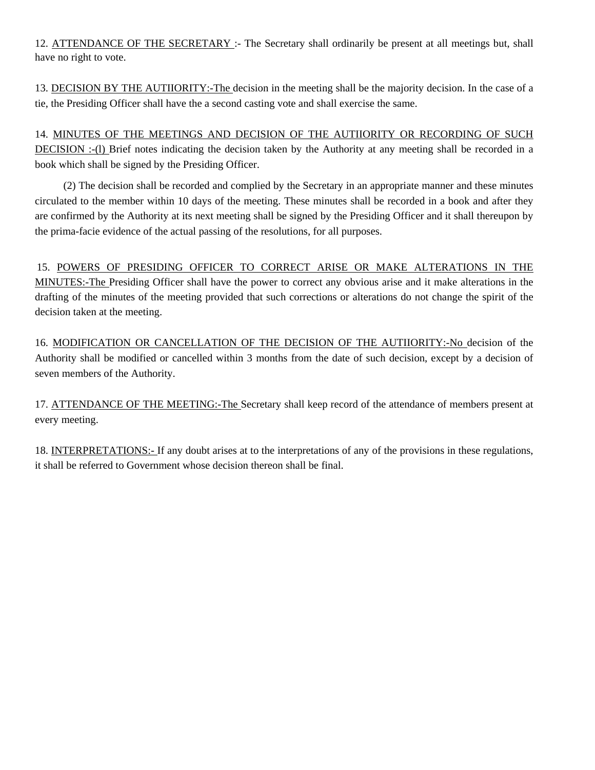12. <u>ATTENDANCE OF THE SECRETARY</u> :- The Secretary shall ordinarily be present at all meetings but, shall have no right to vote.

13. <u>DECISION BY THE AUTIIORITY:-The</u> decision in the meeting shall be the majority decision. In the case of a tie, the Presiding Officer shall have the a second casting vote and shall exercise the same.

14. <u>MINUTES OF THE MEETINGS AND DECISION OF THE AUTIIORITY OR RECORDING OF SUCH DECISION :-(l)</u> Brief notes indicating the decision taken by the Authority at any meeting shall be recorded in a book which shall be signed by the Presiding Officer.

(2) The decision shall be recorded and complied by the Secretary in an appropriate manner and these minutes circulated to the member within 10 days of the meeting. These minutes shall be recorded in a book and after they are confirmed by the Authority at its next meeting shall be signed by the Presiding Officer and it shall thereupon by the prima-facie evidence of the actual passing of the resolutions, for all purposes.

15. <u>POWERS OF PRESIDING OFFICER TO CORRECT ARISE OR MAKE ALTERATIONS IN THE MINUTES:-The</u> Presiding Officer shall have the power to correct any obvious arise and it make alterations in the drafting of the minutes of the meeting provided that such corrections or alterations do not change the spirit of the decision taken at the meeting.

16. <u>MODIFICATION OR CANCELLATION OF THE DECISION OF THE AUTIIORITY:-No</u> decision of the Authority shall be modified or cancelled within 3 months from the date of such decision, except by a decision of seven members of the Authority.

17. <u>ATTENDANCE OF THE MEETING:-The</u> Secretary shall keep record of the attendance of members present at every meeting.

18. <u>INTERPRETATIONS:-</u> If any doubt arises at to the interpretations of any of the provisions in these regulations, it shall be referred to Government whose decision thereon shall be final.